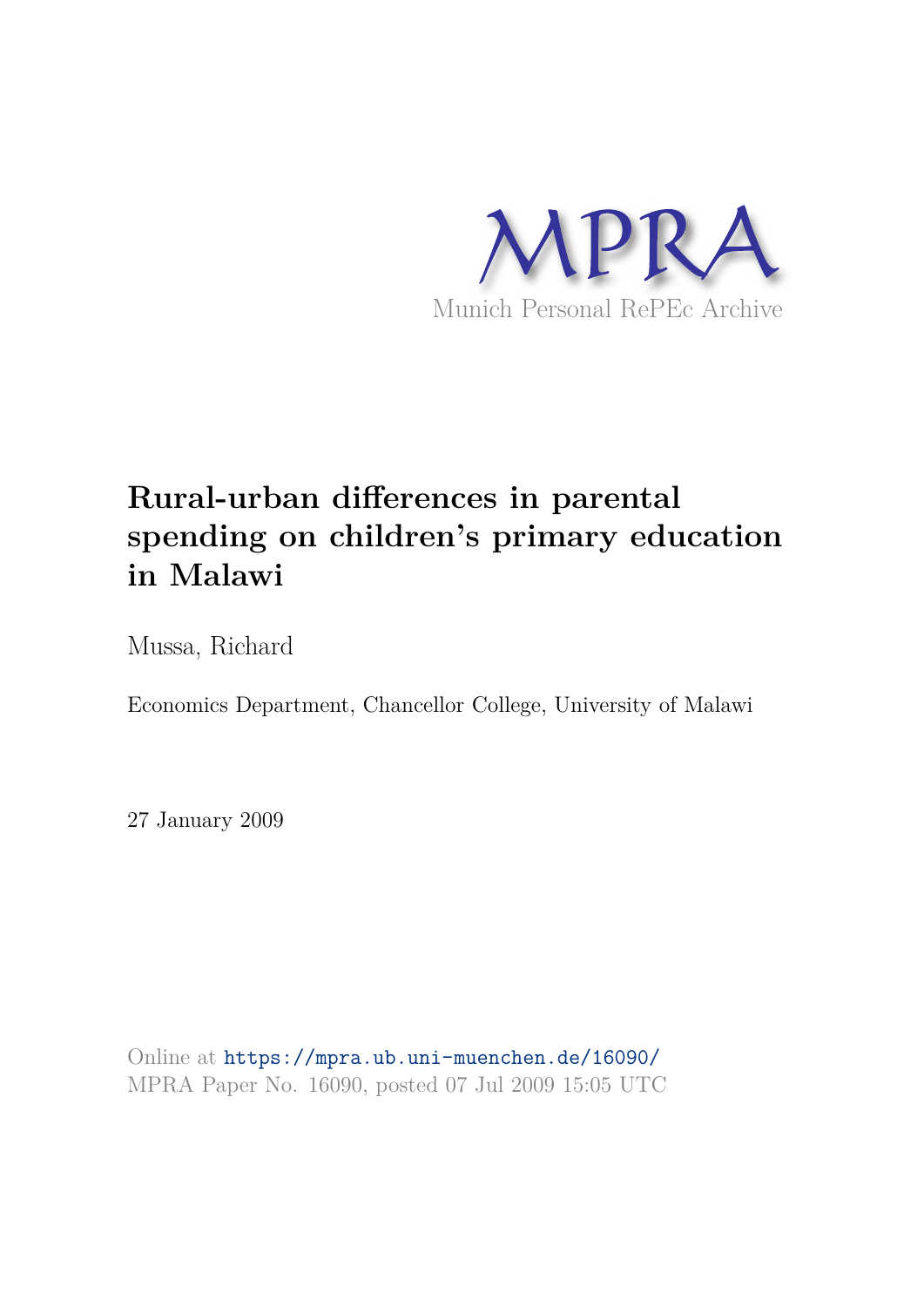MPRA

Munich Personal RePEc Archive

# Rural-urban differences in parental spending on children's primary education in Malawi

Mussa, Richard

Economics Department, Chancellor College, University of Malawi

27 January 2009

Online at https://mpra.ub.uni-muenchen.de/16090/
MPRA Paper No. 16090, posted 07 Jul 2009 15:05 UTC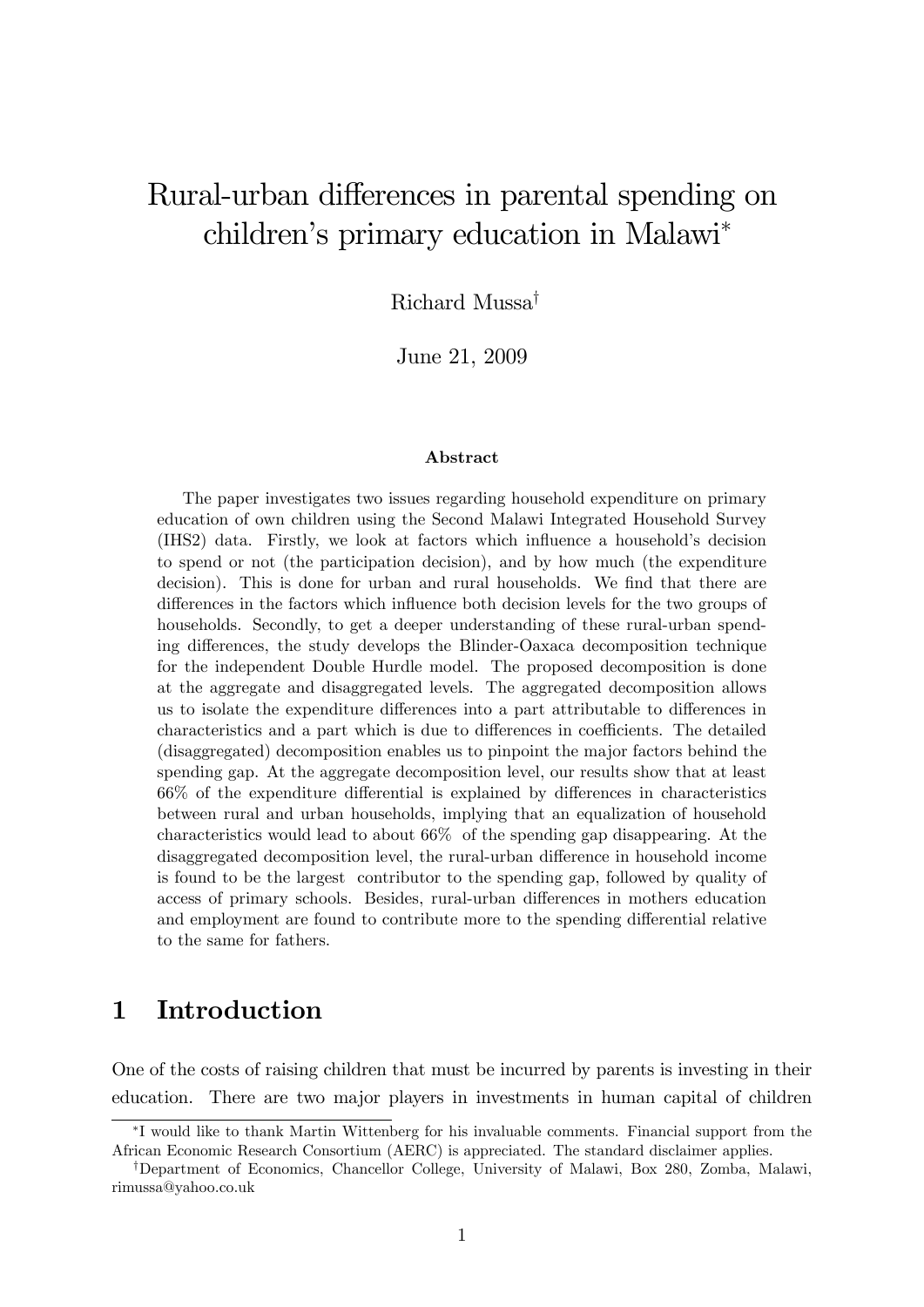# Rural-urban differences in parental spending on children's primary education in Malawi*

Richard Mussa†

June 21, 2009

**Abstract**

The paper investigates two issues regarding household expenditure on primary education of own children using the Second Malawi Integrated Household Survey (IHS2) data. Firstly, we look at factors which influence a household's decision to spend or not (the participation decision), and by how much (the expenditure decision). This is done for urban and rural households. We find that there are differences in the factors which influence both decision levels for the two groups of households. Secondly, to get a deeper understanding of these rural-urban spending differences, the study develops the Blinder-Oaxaca decomposition technique for the independent Double Hurdle model. The proposed decomposition is done at the aggregate and disaggregated levels. The aggregated decomposition allows us to isolate the expenditure differences into a part attributable to differences in characteristics and a part which is due to differences in coefficients. The detailed (disaggregated) decomposition enables us to pinpoint the major factors behind the spending gap. At the aggregate decomposition level, our results show that at least 66% of the expenditure differential is explained by differences in characteristics between rural and urban households, implying that an equalization of household characteristics would lead to about 66% of the spending gap disappearing. At the disaggregated decomposition level, the rural-urban difference in household income is found to be the largest contributor to the spending gap, followed by quality of access of primary schools. Besides, rural-urban differences in mothers education and employment are found to contribute more to the spending differential relative to the same for fathers.

## 1 Introduction

One of the costs of raising children that must be incurred by parents is investing in their education. There are two major players in investments in human capital of children

---

*I would like to thank Martin Wittenberg for his invaluable comments. Financial support from the African Economic Research Consortium (AERC) is appreciated. The standard disclaimer applies.

†Department of Economics, Chancellor College, University of Malawi, Box 280, Zomba, Malawi, rimussa@yahoo.co.uk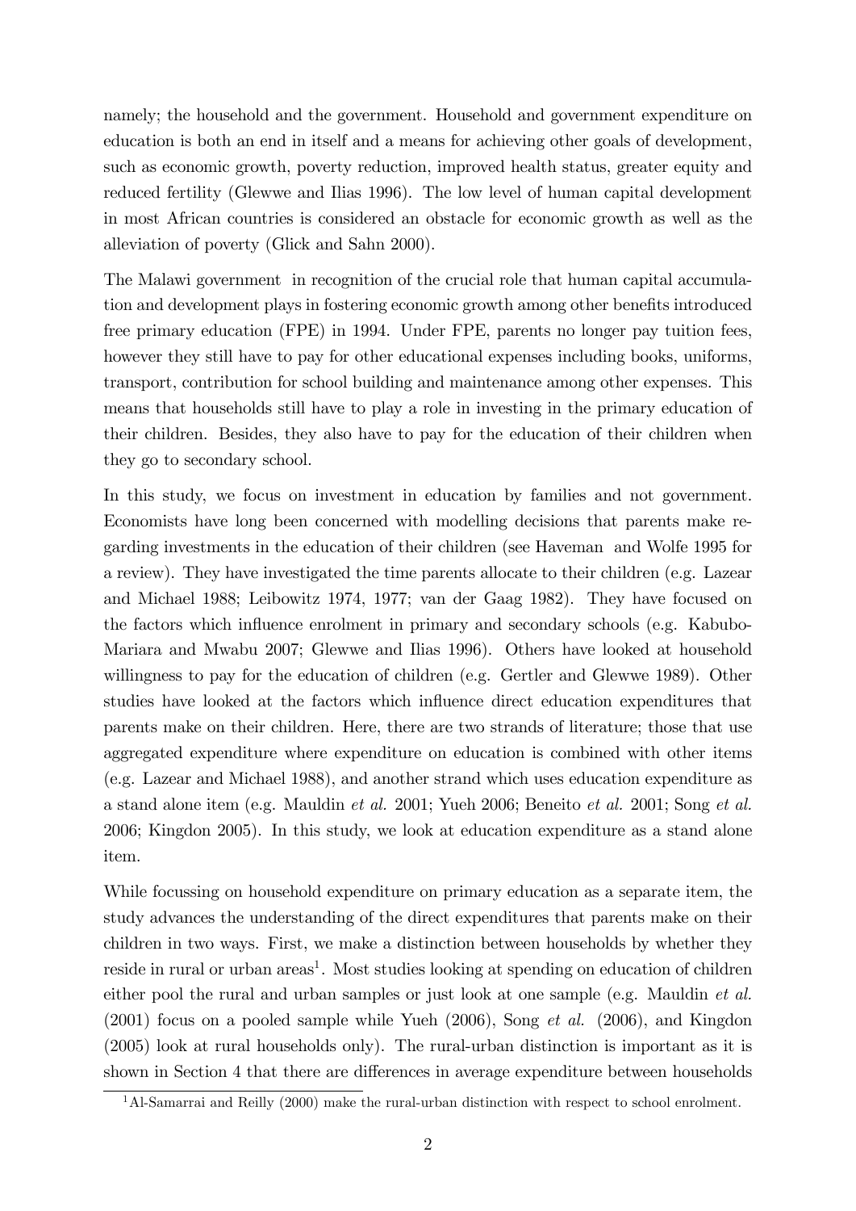namely; the household and the government. Household and government expenditure on education is both an end in itself and a means for achieving other goals of development, such as economic growth, poverty reduction, improved health status, greater equity and reduced fertility (Glewwe and Ilias 1996). The low level of human capital development in most African countries is considered an obstacle for economic growth as well as the alleviation of poverty (Glick and Sahn 2000).

The Malawi government in recognition of the crucial role that human capital accumulation and development plays in fostering economic growth among other benefits introduced free primary education (FPE) in 1994. Under FPE, parents no longer pay tuition fees, however they still have to pay for other educational expenses including books, uniforms, transport, contribution for school building and maintenance among other expenses. This means that households still have to play a role in investing in the primary education of their children. Besides, they also have to pay for the education of their children when they go to secondary school.

In this study, we focus on investment in education by families and not government. Economists have long been concerned with modelling decisions that parents make regarding investments in the education of their children (see Haveman and Wolfe 1995 for a review). They have investigated the time parents allocate to their children (e.g. Lazear and Michael 1988; Leibowitz 1974, 1977; van der Gaag 1982). They have focused on the factors which influence enrolment in primary and secondary schools (e.g. Kabubo-Mariara and Mwabu 2007; Glewwe and Ilias 1996). Others have looked at household willingness to pay for the education of children (e.g. Gertler and Glewwe 1989). Other studies have looked at the factors which influence direct education expenditures that parents make on their children. Here, there are two strands of literature; those that use aggregated expenditure where expenditure on education is combined with other items (e.g. Lazear and Michael 1988), and another strand which uses education expenditure as a stand alone item (e.g. Mauldin *et al.* 2001; Yueh 2006; Beneito *et al.* 2001; Song *et al.* 2006; Kingdon 2005). In this study, we look at education expenditure as a stand alone item.

While focussing on household expenditure on primary education as a separate item, the study advances the understanding of the direct expenditures that parents make on their children in two ways. First, we make a distinction between households by whether they reside in rural or urban areas[1]. Most studies looking at spending on education of children either pool the rural and urban samples or just look at one sample (e.g. Mauldin *et al.* (2001) focus on a pooled sample while Yueh (2006), Song *et al.* (2006), and Kingdon (2005) look at rural households only). The rural-urban distinction is important as it is shown in Section 4 that there are differences in average expenditure between households

[1] Al-Samarrai and Reilly (2000) make the rural-urban distinction with respect to school enrolment.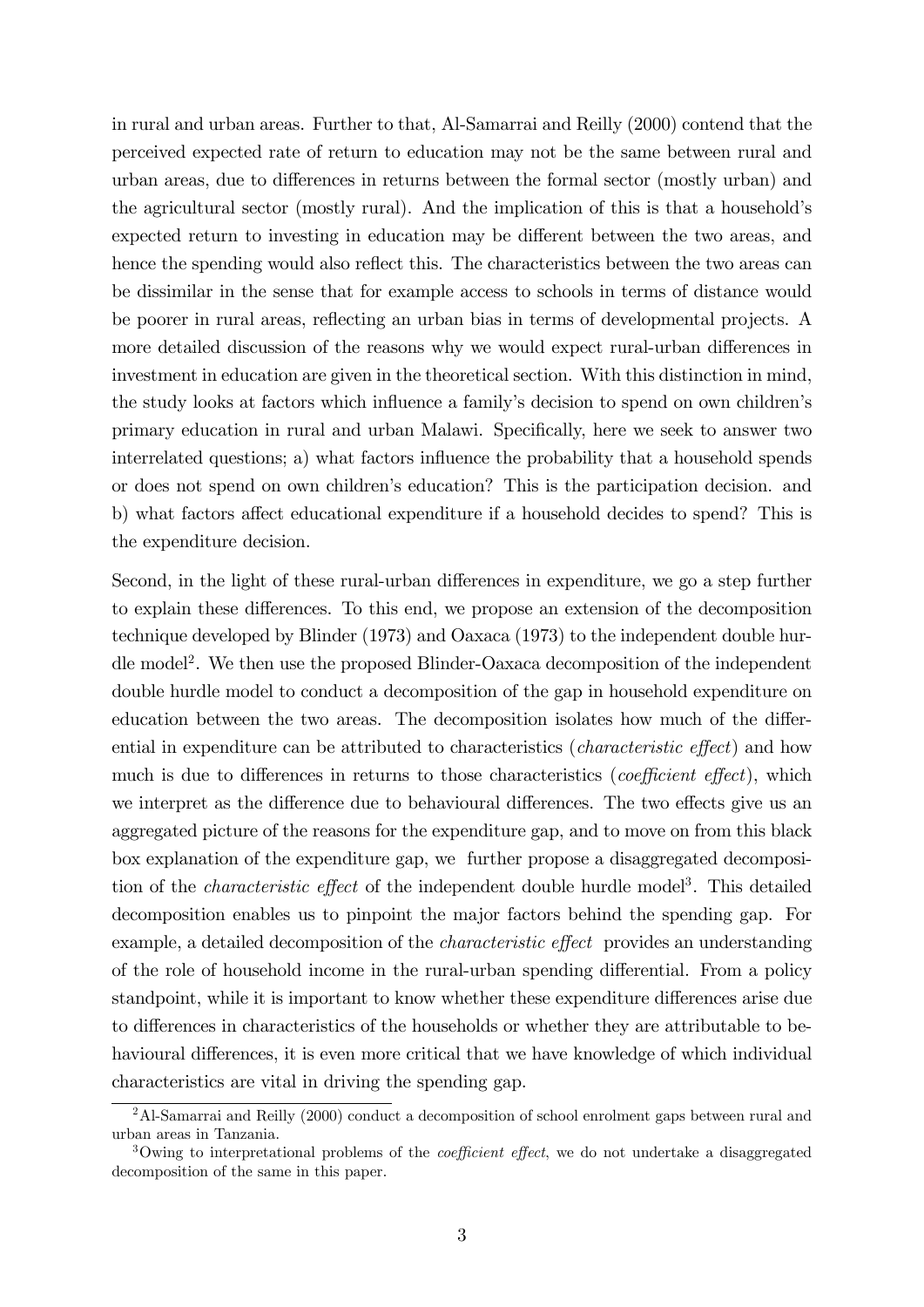in rural and urban areas. Further to that, Al-Samarrai and Reilly (2000) contend that the perceived expected rate of return to education may not be the same between rural and urban areas, due to differences in returns between the formal sector (mostly urban) and the agricultural sector (mostly rural). And the implication of this is that a household's expected return to investing in education may be different between the two areas, and hence the spending would also reflect this. The characteristics between the two areas can be dissimilar in the sense that for example access to schools in terms of distance would be poorer in rural areas, reflecting an urban bias in terms of developmental projects. A more detailed discussion of the reasons why we would expect rural-urban differences in investment in education are given in the theoretical section. With this distinction in mind, the study looks at factors which influence a family's decision to spend on own children's primary education in rural and urban Malawi. Specifically, here we seek to answer two interrelated questions; a) what factors influence the probability that a household spends or does not spend on own children's education? This is the participation decision. and b) what factors affect educational expenditure if a household decides to spend? This is the expenditure decision.

Second, in the light of these rural-urban differences in expenditure, we go a step further to explain these differences. To this end, we propose an extension of the decomposition technique developed by Blinder (1973) and Oaxaca (1973) to the independent double hurdle model[2]. We then use the proposed Blinder-Oaxaca decomposition of the independent double hurdle model to conduct a decomposition of the gap in household expenditure on education between the two areas. The decomposition isolates how much of the differential in expenditure can be attributed to characteristics (*characteristic effect*) and how much is due to differences in returns to those characteristics (*coefficient effect*), which we interpret as the difference due to behavioural differences. The two effects give us an aggregated picture of the reasons for the expenditure gap, and to move on from this black box explanation of the expenditure gap, we further propose a disaggregated decomposition of the *characteristic effect* of the independent double hurdle model[3]. This detailed decomposition enables us to pinpoint the major factors behind the spending gap. For example, a detailed decomposition of the *characteristic effect* provides an understanding of the role of household income in the rural-urban spending differential. From a policy standpoint, while it is important to know whether these expenditure differences arise due to differences in characteristics of the households or whether they are attributable to behavioural differences, it is even more critical that we have knowledge of which individual characteristics are vital in driving the spending gap.

[2] Al-Samarrai and Reilly (2000) conduct a decomposition of school enrolment gaps between rural and urban areas in Tanzania.

[3] Owing to interpretational problems of the *coefficient effect*, we do not undertake a disaggregated decomposition of the same in this paper.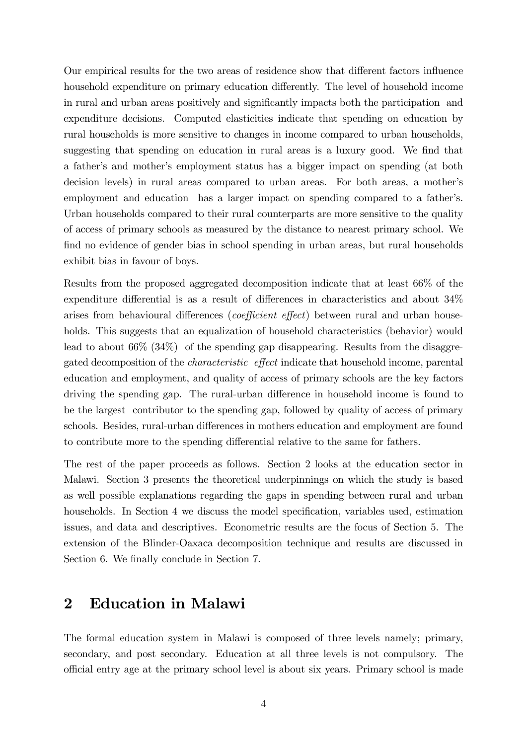Our empirical results for the two areas of residence show that different factors influence household expenditure on primary education differently. The level of household income in rural and urban areas positively and significantly impacts both the participation and expenditure decisions. Computed elasticities indicate that spending on education by rural households is more sensitive to changes in income compared to urban households, suggesting that spending on education in rural areas is a luxury good. We find that a father's and mother's employment status has a bigger impact on spending (at both decision levels) in rural areas compared to urban areas. For both areas, a mother's employment and education has a larger impact on spending compared to a father's. Urban households compared to their rural counterparts are more sensitive to the quality of access of primary schools as measured by the distance to nearest primary school. We find no evidence of gender bias in school spending in urban areas, but rural households exhibit bias in favour of boys.

Results from the proposed aggregated decomposition indicate that at least 66% of the expenditure differential is as a result of differences in characteristics and about 34% arises from behavioural differences (*coefficient effect*) between rural and urban households. This suggests that an equalization of household characteristics (behavior) would lead to about 66% (34%) of the spending gap disappearing. Results from the disaggregated decomposition of the *characteristic effect* indicate that household income, parental education and employment, and quality of access of primary schools are the key factors driving the spending gap. The rural-urban difference in household income is found to be the largest contributor to the spending gap, followed by quality of access of primary schools. Besides, rural-urban differences in mothers education and employment are found to contribute more to the spending differential relative to the same for fathers.

The rest of the paper proceeds as follows. Section 2 looks at the education sector in Malawi. Section 3 presents the theoretical underpinnings on which the study is based as well possible explanations regarding the gaps in spending between rural and urban households. In Section 4 we discuss the model specification, variables used, estimation issues, and data and descriptives. Econometric results are the focus of Section 5. The extension of the Blinder-Oaxaca decomposition technique and results are discussed in Section 6. We finally conclude in Section 7.

## 2 Education in Malawi

The formal education system in Malawi is composed of three levels namely; primary, secondary, and post secondary. Education at all three levels is not compulsory. The official entry age at the primary school level is about six years. Primary school is made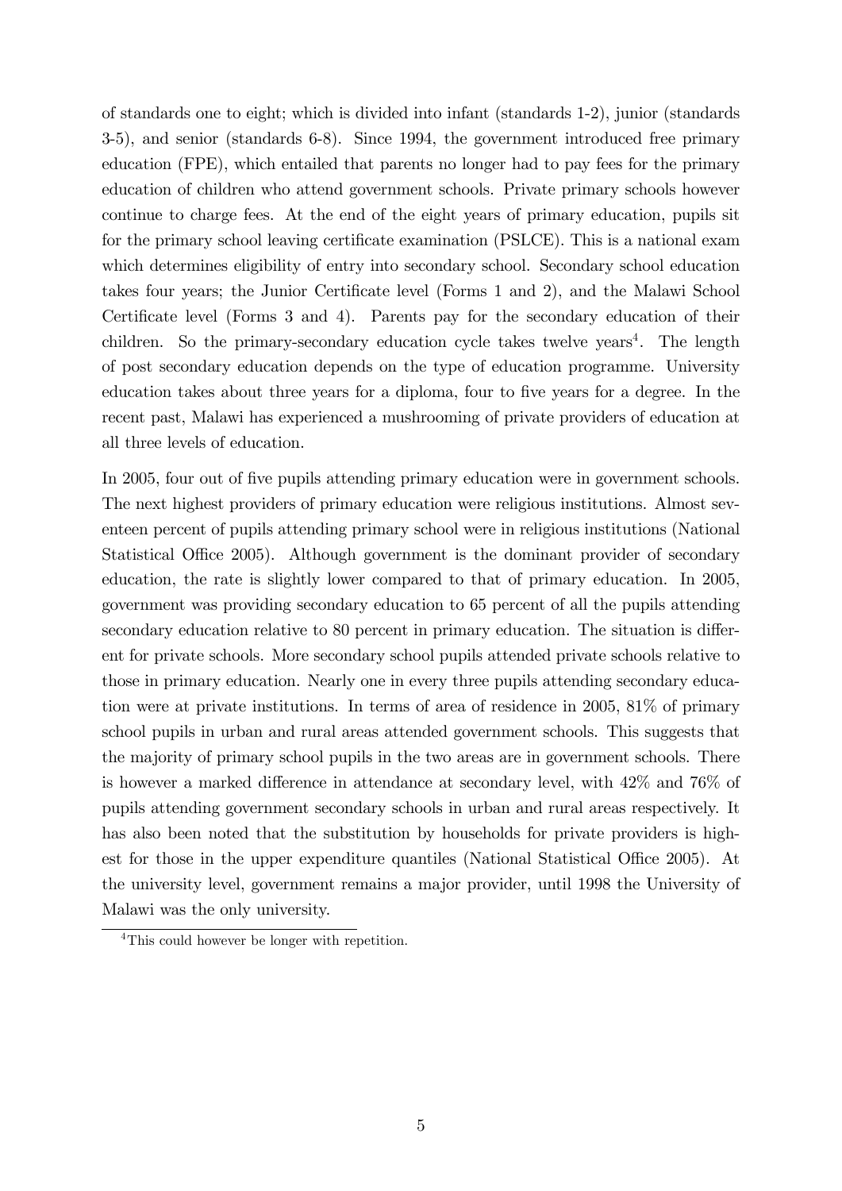of standards one to eight; which is divided into infant (standards 1-2), junior (standards 3-5), and senior (standards 6-8). Since 1994, the government introduced free primary education (FPE), which entailed that parents no longer had to pay fees for the primary education of children who attend government schools. Private primary schools however continue to charge fees. At the end of the eight years of primary education, pupils sit for the primary school leaving certificate examination (PSLCE). This is a national exam which determines eligibility of entry into secondary school. Secondary school education takes four years; the Junior Certificate level (Forms 1 and 2), and the Malawi School Certificate level (Forms 3 and 4). Parents pay for the secondary education of their children. So the primary-secondary education cycle takes twelve years[4]. The length of post secondary education depends on the type of education programme. University education takes about three years for a diploma, four to five years for a degree. In the recent past, Malawi has experienced a mushrooming of private providers of education at all three levels of education.

In 2005, four out of five pupils attending primary education were in government schools. The next highest providers of primary education were religious institutions. Almost seventeen percent of pupils attending primary school were in religious institutions (National Statistical Office 2005). Although government is the dominant provider of secondary education, the rate is slightly lower compared to that of primary education. In 2005, government was providing secondary education to 65 percent of all the pupils attending secondary education relative to 80 percent in primary education. The situation is different for private schools. More secondary school pupils attended private schools relative to those in primary education. Nearly one in every three pupils attending secondary education were at private institutions. In terms of area of residence in 2005, 81% of primary school pupils in urban and rural areas attended government schools. This suggests that the majority of primary school pupils in the two areas are in government schools. There is however a marked difference in attendance at secondary level, with 42% and 76% of pupils attending government secondary schools in urban and rural areas respectively. It has also been noted that the substitution by households for private providers is highest for those in the upper expenditure quantiles (National Statistical Office 2005). At the university level, government remains a major provider, until 1998 the University of Malawi was the only university.

[4]This could however be longer with repetition.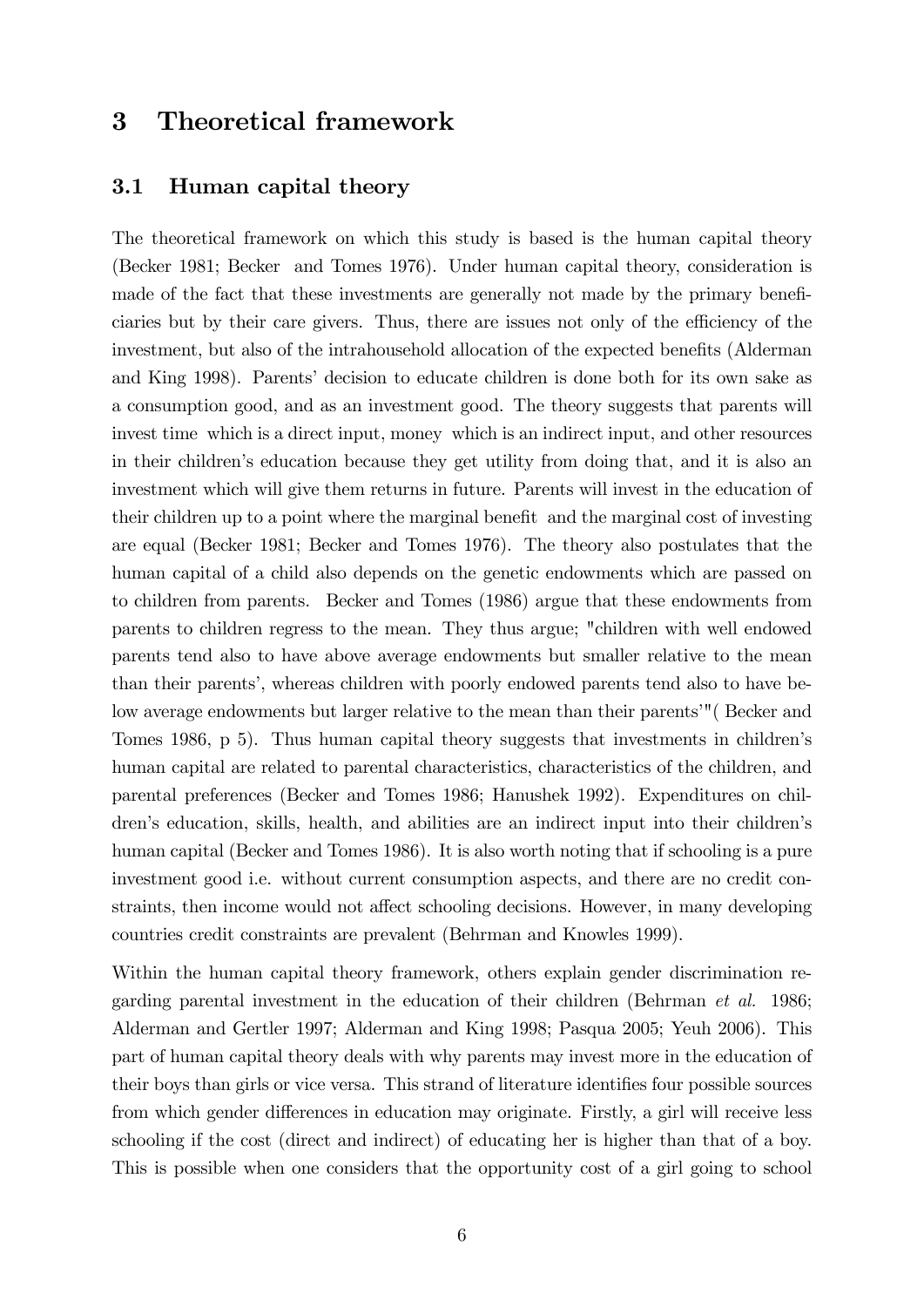# 3 Theoretical framework

## 3.1 Human capital theory

The theoretical framework on which this study is based is the human capital theory (Becker 1981; Becker and Tomes 1976). Under human capital theory, consideration is made of the fact that these investments are generally not made by the primary beneficiaries but by their care givers. Thus, there are issues not only of the efficiency of the investment, but also of the intrahousehold allocation of the expected benefits (Alderman and King 1998). Parents' decision to educate children is done both for its own sake as a consumption good, and as an investment good. The theory suggests that parents will invest time which is a direct input, money which is an indirect input, and other resources in their children's education because they get utility from doing that, and it is also an investment which will give them returns in future. Parents will invest in the education of their children up to a point where the marginal benefit and the marginal cost of investing are equal (Becker 1981; Becker and Tomes 1976). The theory also postulates that the human capital of a child also depends on the genetic endowments which are passed on to children from parents. Becker and Tomes (1986) argue that these endowments from parents to children regress to the mean. They thus argue; "children with well endowed parents tend also to have above average endowments but smaller relative to the mean than their parents', whereas children with poorly endowed parents tend also to have below average endowments but larger relative to the mean than their parents'"( Becker and Tomes 1986, p 5). Thus human capital theory suggests that investments in children's human capital are related to parental characteristics, characteristics of the children, and parental preferences (Becker and Tomes 1986; Hanushek 1992). Expenditures on children's education, skills, health, and abilities are an indirect input into their children's human capital (Becker and Tomes 1986). It is also worth noting that if schooling is a pure investment good i.e. without current consumption aspects, and there are no credit constraints, then income would not affect schooling decisions. However, in many developing countries credit constraints are prevalent (Behrman and Knowles 1999).

Within the human capital theory framework, others explain gender discrimination regarding parental investment in the education of their children (Behrman *et al.* 1986; Alderman and Gertler 1997; Alderman and King 1998; Pasqua 2005; Yeuh 2006). This part of human capital theory deals with why parents may invest more in the education of their boys than girls or vice versa. This strand of literature identifies four possible sources from which gender differences in education may originate. Firstly, a girl will receive less schooling if the cost (direct and indirect) of educating her is higher than that of a boy. This is possible when one considers that the opportunity cost of a girl going to school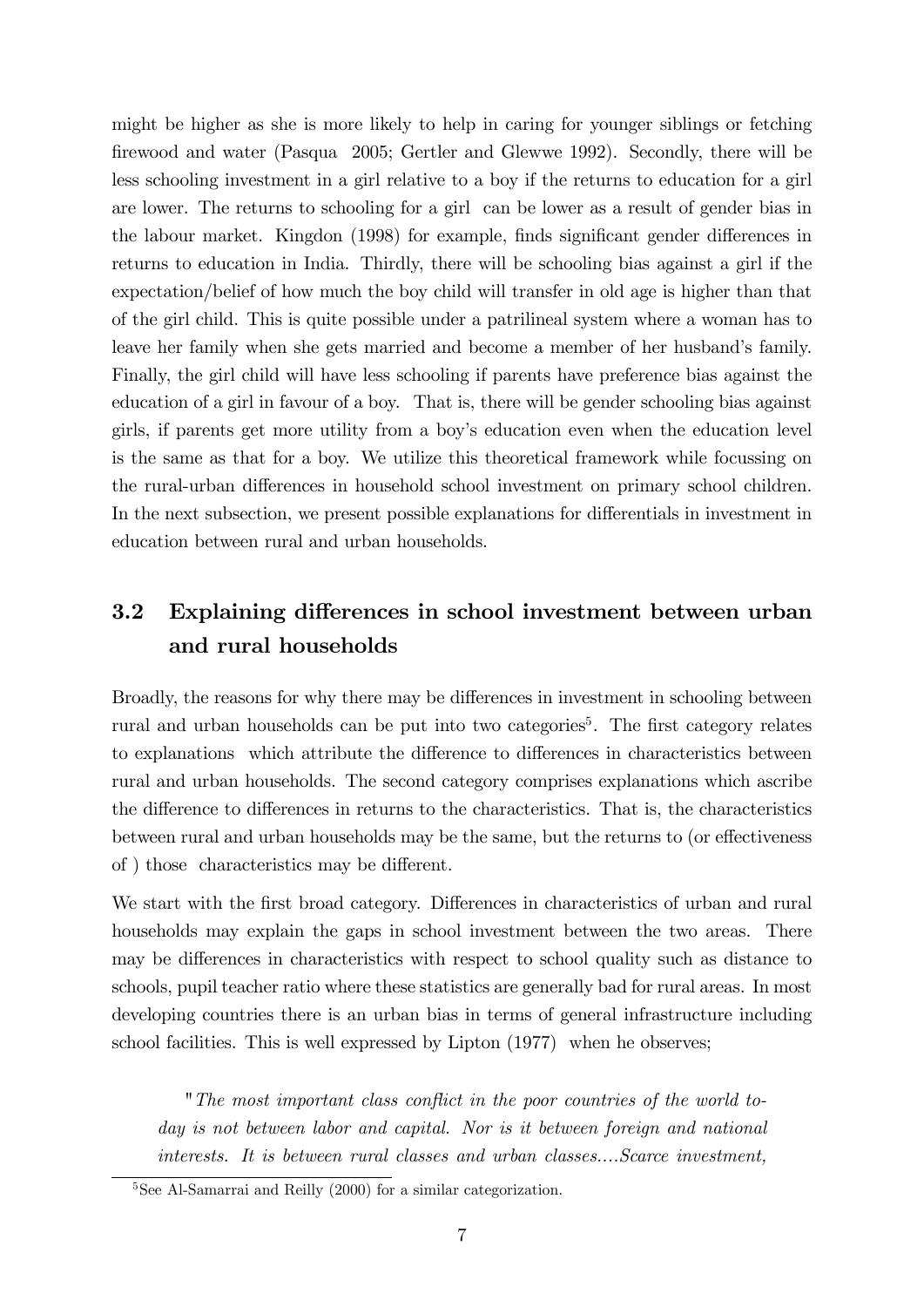might be higher as she is more likely to help in caring for younger siblings or fetching firewood and water (Pasqua 2005; Gertler and Glewwe 1992). Secondly, there will be less schooling investment in a girl relative to a boy if the returns to education for a girl are lower. The returns to schooling for a girl can be lower as a result of gender bias in the labour market. Kingdon (1998) for example, finds significant gender differences in returns to education in India. Thirdly, there will be schooling bias against a girl if the expectation/belief of how much the boy child will transfer in old age is higher than that of the girl child. This is quite possible under a patrilineal system where a woman has to leave her family when she gets married and become a member of her husband's family. Finally, the girl child will have less schooling if parents have preference bias against the education of a girl in favour of a boy. That is, there will be gender schooling bias against girls, if parents get more utility from a boy's education even when the education level is the same as that for a boy. We utilize this theoretical framework while focussing on the rural-urban differences in household school investment on primary school children. In the next subsection, we present possible explanations for differentials in investment in education between rural and urban households.

## 3.2 Explaining differences in school investment between urban and rural households

Broadly, the reasons for why there may be differences in investment in schooling between rural and urban households can be put into two categories[5]. The first category relates to explanations which attribute the difference to differences in characteristics between rural and urban households. The second category comprises explanations which ascribe the difference to differences in returns to the characteristics. That is, the characteristics between rural and urban households may be the same, but the returns to (or effectiveness of ) those characteristics may be different.

We start with the first broad category. Differences in characteristics of urban and rural households may explain the gaps in school investment between the two areas. There may be differences in characteristics with respect to school quality such as distance to schools, pupil teacher ratio where these statistics are generally bad for rural areas. In most developing countries there is an urban bias in terms of general infrastructure including school facilities. This is well expressed by Lipton (1977) when he observes;

> "*The most important class conflict in the poor countries of the world today is not between labor and capital. Nor is it between foreign and national interests. It is between rural classes and urban classes....Scarce investment,*

[5] See Al-Samarrai and Reilly (2000) for a similar categorization.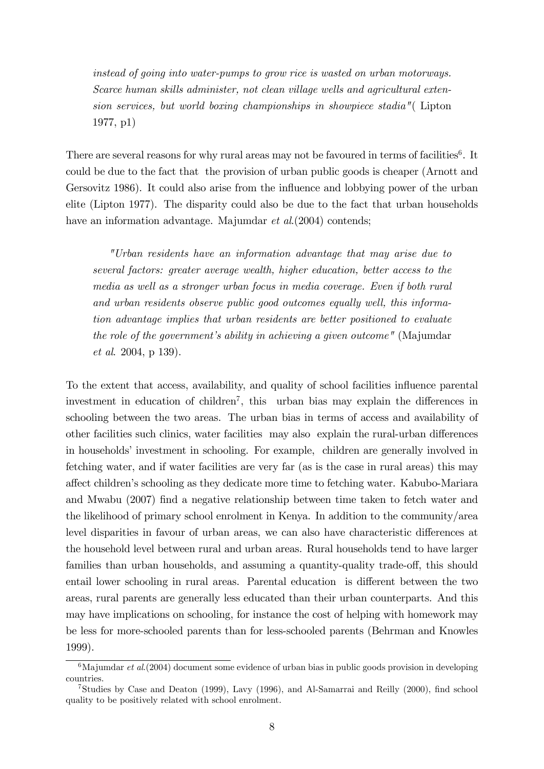*instead of going into water-pumps to grow rice is wasted on urban motorways. Scarce human skills administer, not clean village wells and agricultural extension services, but world boxing championships in showpiece stadia"*( Lipton 1977, p1)

There are several reasons for why rural areas may not be favoured in terms of facilities[6]. It could be due to the fact that the provision of urban public goods is cheaper (Arnott and Gersovitz 1986). It could also arise from the influence and lobbying power of the urban elite (Lipton 1977). The disparity could also be due to the fact that urban households have an information advantage. Majumdar *et al.*(2004) contends;

> *"Urban residents have an information advantage that may arise due to several factors: greater average wealth, higher education, better access to the media as well as a stronger urban focus in media coverage. Even if both rural and urban residents observe public good outcomes equally well, this information advantage implies that urban residents are better positioned to evaluate the role of the government's ability in achieving a given outcome"* (Majumdar *et al*. 2004, p 139).

To the extent that access, availability, and quality of school facilities influence parental investment in education of children[7], this urban bias may explain the differences in schooling between the two areas. The urban bias in terms of access and availability of other facilities such clinics, water facilities may also explain the rural-urban differences in households' investment in schooling. For example, children are generally involved in fetching water, and if water facilities are very far (as is the case in rural areas) this may affect children's schooling as they dedicate more time to fetching water. Kabubo-Mariara and Mwabu (2007) find a negative relationship between time taken to fetch water and the likelihood of primary school enrolment in Kenya. In addition to the community/area level disparities in favour of urban areas, we can also have characteristic differences at the household level between rural and urban areas. Rural households tend to have larger families than urban households, and assuming a quantity-quality trade-off, this should entail lower schooling in rural areas. Parental education is different between the two areas, rural parents are generally less educated than their urban counterparts. And this may have implications on schooling, for instance the cost of helping with homework may be less for more-schooled parents than for less-schooled parents (Behrman and Knowles 1999).

---

[6] Majumdar *et al.*(2004) document some evidence of urban bias in public goods provision in developing countries.

[7] Studies by Case and Deaton (1999), Lavy (1996), and Al-Samarrai and Reilly (2000), find school quality to be positively related with school enrolment.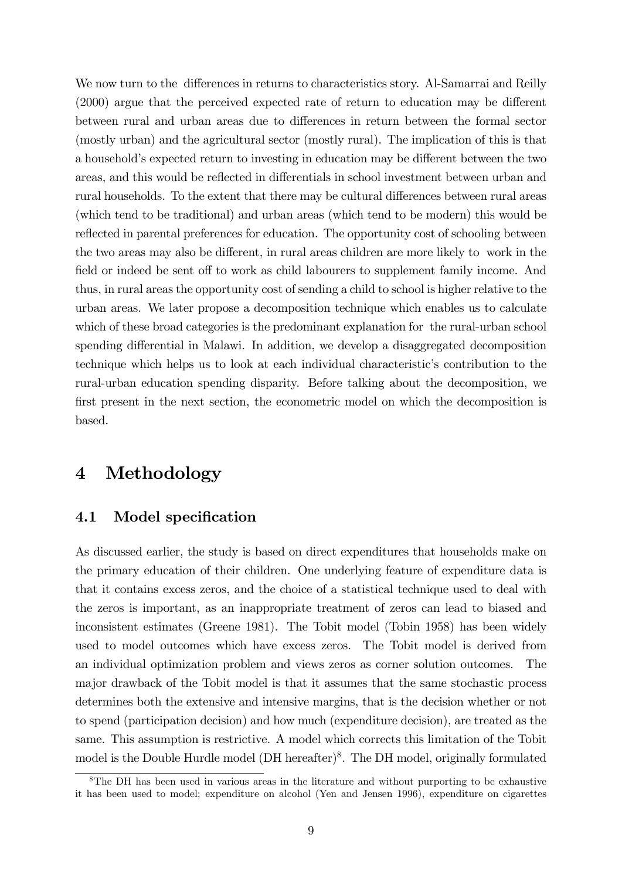We now turn to the differences in returns to characteristics story. Al-Samarrai and Reilly (2000) argue that the perceived expected rate of return to education may be different between rural and urban areas due to differences in return between the formal sector (mostly urban) and the agricultural sector (mostly rural). The implication of this is that a household's expected return to investing in education may be different between the two areas, and this would be reflected in differentials in school investment between urban and rural households. To the extent that there may be cultural differences between rural areas (which tend to be traditional) and urban areas (which tend to be modern) this would be reflected in parental preferences for education. The opportunity cost of schooling between the two areas may also be different, in rural areas children are more likely to work in the field or indeed be sent off to work as child labourers to supplement family income. And thus, in rural areas the opportunity cost of sending a child to school is higher relative to the urban areas. We later propose a decomposition technique which enables us to calculate which of these broad categories is the predominant explanation for the rural-urban school spending differential in Malawi. In addition, we develop a disaggregated decomposition technique which helps us to look at each individual characteristic's contribution to the rural-urban education spending disparity. Before talking about the decomposition, we first present in the next section, the econometric model on which the decomposition is based.

# 4 Methodology

## 4.1 Model specification

As discussed earlier, the study is based on direct expenditures that households make on the primary education of their children. One underlying feature of expenditure data is that it contains excess zeros, and the choice of a statistical technique used to deal with the zeros is important, as an inappropriate treatment of zeros can lead to biased and inconsistent estimates (Greene 1981). The Tobit model (Tobin 1958) has been widely used to model outcomes which have excess zeros. The Tobit model is derived from an individual optimization problem and views zeros as corner solution outcomes. The major drawback of the Tobit model is that it assumes that the same stochastic process determines both the extensive and intensive margins, that is the decision whether or not to spend (participation decision) and how much (expenditure decision), are treated as the same. This assumption is restrictive. A model which corrects this limitation of the Tobit model is the Double Hurdle model (DH hereafter)[8]. The DH model, originally formulated

[8] The DH has been used in various areas in the literature and without purporting to be exhaustive it has been used to model; expenditure on alcohol (Yen and Jensen 1996), expenditure on cigarettes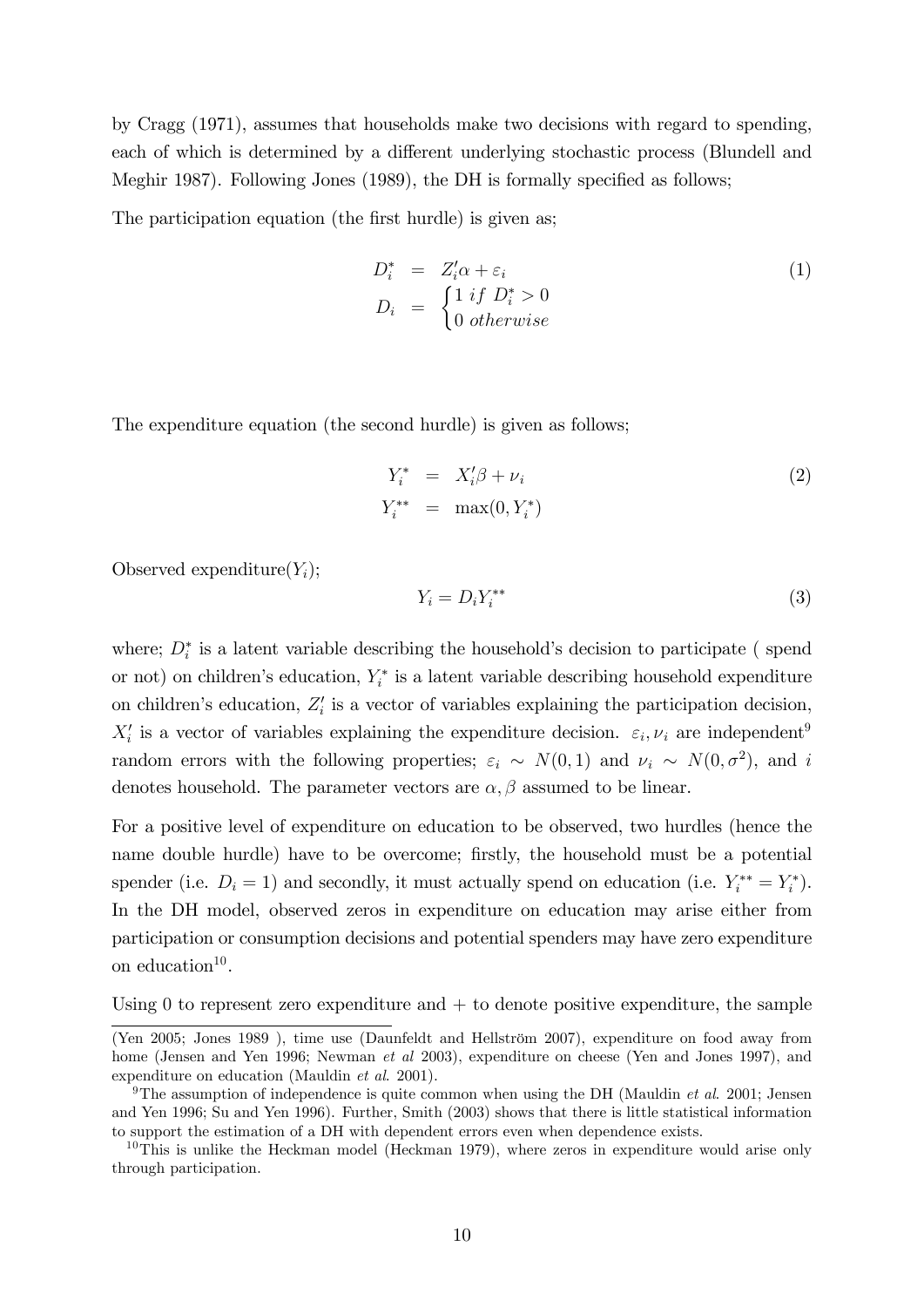by Cragg (1971), assumes that households make two decisions with regard to spending, each of which is determined by a different underlying stochastic process (Blundell and Meghir 1987). Following Jones (1989), the DH is formally specified as follows;

The participation equation (the first hurdle) is given as;

$$\begin{aligned} D_i^* &= Z_i'\alpha + \varepsilon_i \\ D_i &= \begin{cases} 1 \; if \; D_i^* > 0 \\ 0 \; otherwise \end{cases} \end{aligned} \tag{1}$$

The expenditure equation (the second hurdle) is given as follows;

$$\begin{aligned} Y_i^* &= X_i'\beta + \nu_i \\ Y_i^{**} &= \max(0, Y_i^*) \end{aligned} \tag{2}$$

Observed expenditure($Y_i$);

$$Y_i = D_i Y_i^{**} \tag{3}$$

where; $D_i^*$ is a latent variable describing the household's decision to participate ( spend or not) on children's education, $Y_i^*$ is a latent variable describing household expenditure on children's education, $Z_i'$ is a vector of variables explaining the participation decision, $X_i'$ is a vector of variables explaining the expenditure decision. $\varepsilon_i, \nu_i$ are independent[9] random errors with the following properties; $\varepsilon_i \sim N(0,1)$ and $\nu_i \sim N(0, \sigma^2)$, and $i$ denotes household. The parameter vectors are $\alpha, \beta$ assumed to be linear.

For a positive level of expenditure on education to be observed, two hurdles (hence the name double hurdle) have to be overcome; firstly, the household must be a potential spender (i.e. $D_i = 1$) and secondly, it must actually spend on education (i.e. $Y_i^{**} = Y_i^*$). In the DH model, observed zeros in expenditure on education may arise either from participation or consumption decisions and potential spenders may have zero expenditure on education[10].

Using 0 to represent zero expenditure and + to denote positive expenditure, the sample

---

(Yen 2005; Jones 1989 ), time use (Daunfeldt and Hellström 2007), expenditure on food away from home (Jensen and Yen 1996; Newman *et al* 2003), expenditure on cheese (Yen and Jones 1997), and expenditure on education (Mauldin *et al.* 2001).

[9] The assumption of independence is quite common when using the DH (Mauldin *et al.* 2001; Jensen and Yen 1996; Su and Yen 1996). Further, Smith (2003) shows that there is little statistical information to support the estimation of a DH with dependent errors even when dependence exists.

[10] This is unlike the Heckman model (Heckman 1979), where zeros in expenditure would arise only through participation.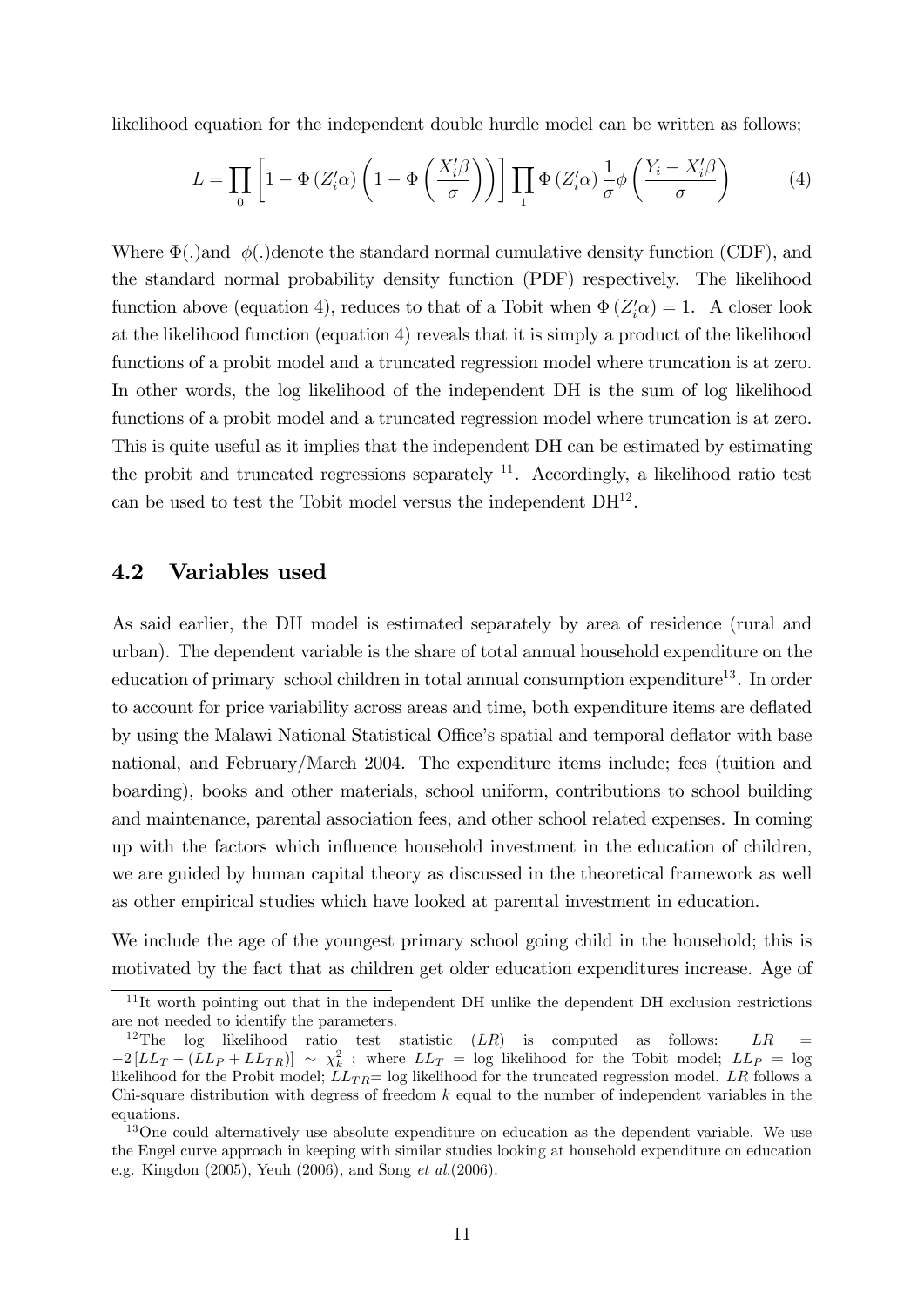likelihood equation for the independent double hurdle model can be written as follows;

$$L = \prod_{0} \left[1 - \Phi\left(Z_i'\alpha\right)\left(1 - \Phi\left(\frac{X_i'\beta}{\sigma}\right)\right)\right] \prod_{1} \Phi\left(Z_i'\alpha\right) \frac{1}{\sigma} \phi\left(\frac{Y_i - X_i'\beta}{\sigma}\right) \tag{4}$$

Where $\Phi(.)$and $\phi(.)$denote the standard normal cumulative density function (CDF), and the standard normal probability density function (PDF) respectively. The likelihood function above (equation 4), reduces to that of a Tobit when $\Phi\left(Z_i'\alpha\right) = 1$. A closer look at the likelihood function (equation 4) reveals that it is simply a product of the likelihood functions of a probit model and a truncated regression model where truncation is at zero. In other words, the log likelihood of the independent DH is the sum of log likelihood functions of a probit model and a truncated regression model where truncation is at zero. This is quite useful as it implies that the independent DH can be estimated by estimating the probit and truncated regressions separately [11]. Accordingly, a likelihood ratio test can be used to test the Tobit model versus the independent DH[12].

## 4.2 Variables used

As said earlier, the DH model is estimated separately by area of residence (rural and urban). The dependent variable is the share of total annual household expenditure on the education of primary school children in total annual consumption expenditure[13]. In order to account for price variability across areas and time, both expenditure items are deflated by using the Malawi National Statistical Office's spatial and temporal deflator with base national, and February/March 2004. The expenditure items include; fees (tuition and boarding), books and other materials, school uniform, contributions to school building and maintenance, parental association fees, and other school related expenses. In coming up with the factors which influence household investment in the education of children, we are guided by human capital theory as discussed in the theoretical framework as well as other empirical studies which have looked at parental investment in education.

We include the age of the youngest primary school going child in the household; this is motivated by the fact that as children get older education expenditures increase. Age of

---

[11] It worth pointing out that in the independent DH unlike the dependent DH exclusion restrictions are not needed to identify the parameters.

[12] The log likelihood ratio test statistic ($LR$) is computed as follows: $LR = -2\left[LL_T - (LL_P + LL_{TR})\right] \sim \chi_k^2$ ; where $LL_T$ = log likelihood for the Tobit model; $LL_P$ = log likelihood for the Probit model; $LL_{TR}$= log likelihood for the truncated regression model. $LR$ follows a Chi-square distribution with degress of freedom $k$ equal to the number of independent variables in the equations.

[13] One could alternatively use absolute expenditure on education as the dependent variable. We use the Engel curve approach in keeping with similar studies looking at household expenditure on education e.g. Kingdon (2005), Yeuh (2006), and Song *et al.*(2006).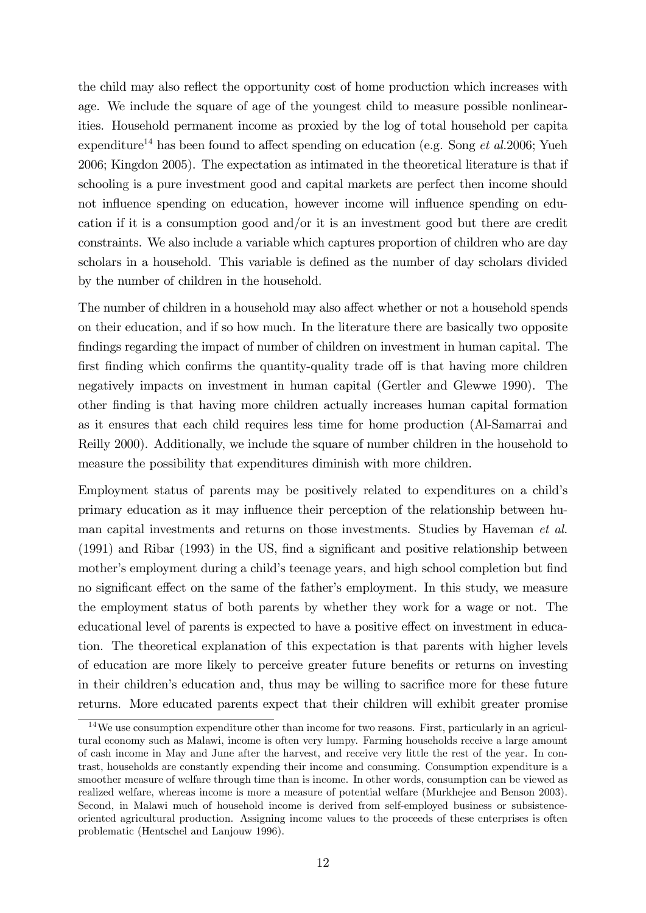the child may also reflect the opportunity cost of home production which increases with age. We include the square of age of the youngest child to measure possible nonlinearities. Household permanent income as proxied by the log of total household per capita expenditure[14] has been found to affect spending on education (e.g. Song *et al.*2006; Yueh 2006; Kingdon 2005). The expectation as intimated in the theoretical literature is that if schooling is a pure investment good and capital markets are perfect then income should not influence spending on education, however income will influence spending on education if it is a consumption good and/or it is an investment good but there are credit constraints. We also include a variable which captures proportion of children who are day scholars in a household. This variable is defined as the number of day scholars divided by the number of children in the household.

The number of children in a household may also affect whether or not a household spends on their education, and if so how much. In the literature there are basically two opposite findings regarding the impact of number of children on investment in human capital. The first finding which confirms the quantity-quality trade off is that having more children negatively impacts on investment in human capital (Gertler and Glewwe 1990). The other finding is that having more children actually increases human capital formation as it ensures that each child requires less time for home production (Al-Samarrai and Reilly 2000). Additionally, we include the square of number children in the household to measure the possibility that expenditures diminish with more children.

Employment status of parents may be positively related to expenditures on a child's primary education as it may influence their perception of the relationship between human capital investments and returns on those investments. Studies by Haveman *et al.* (1991) and Ribar (1993) in the US, find a significant and positive relationship between mother's employment during a child's teenage years, and high school completion but find no significant effect on the same of the father's employment. In this study, we measure the employment status of both parents by whether they work for a wage or not. The educational level of parents is expected to have a positive effect on investment in education. The theoretical explanation of this expectation is that parents with higher levels of education are more likely to perceive greater future benefits or returns on investing in their children's education and, thus may be willing to sacrifice more for these future returns. More educated parents expect that their children will exhibit greater promise

[14] We use consumption expenditure other than income for two reasons. First, particularly in an agricultural economy such as Malawi, income is often very lumpy. Farming households receive a large amount of cash income in May and June after the harvest, and receive very little the rest of the year. In contrast, households are constantly expending their income and consuming. Consumption expenditure is a smoother measure of welfare through time than is income. In other words, consumption can be viewed as realized welfare, whereas income is more a measure of potential welfare (Murkhejee and Benson 2003). Second, in Malawi much of household income is derived from self-employed business or subsistence-oriented agricultural production. Assigning income values to the proceeds of these enterprises is often problematic (Hentschel and Lanjouw 1996).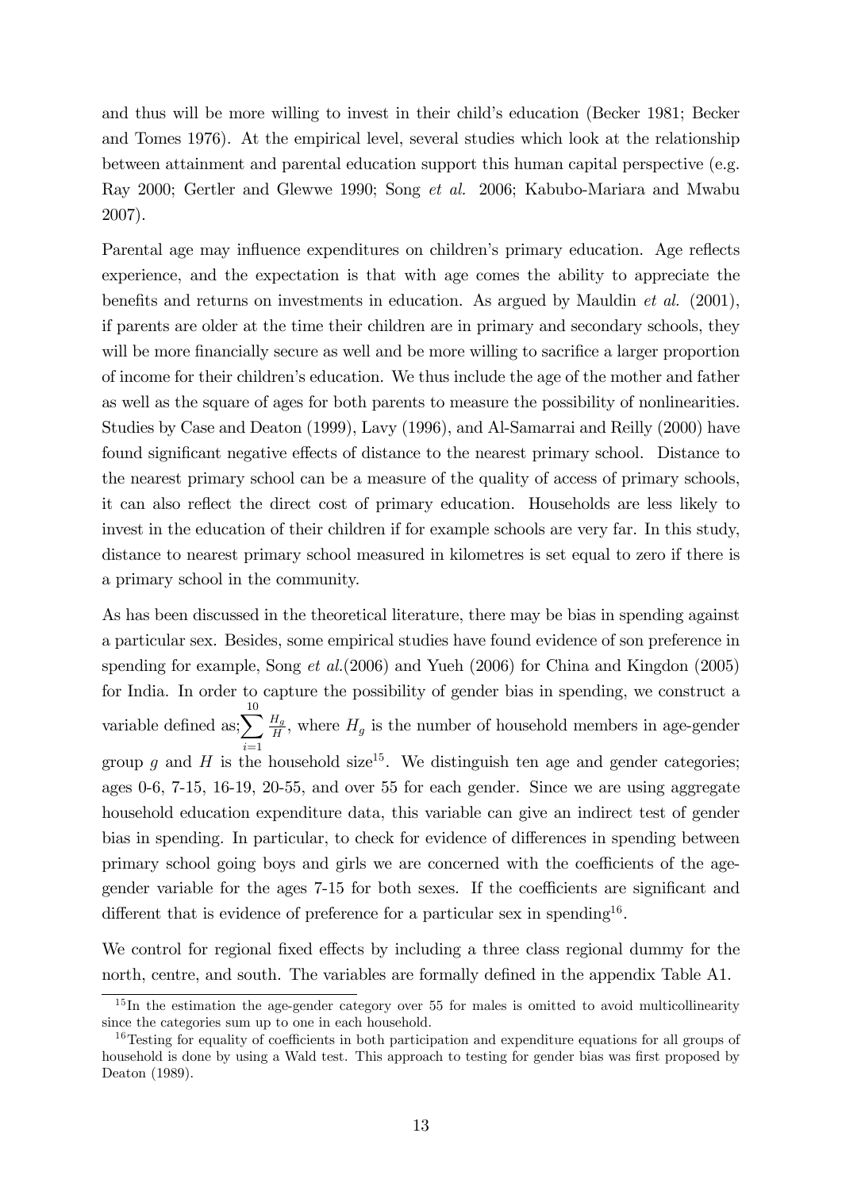and thus will be more willing to invest in their child's education (Becker 1981; Becker and Tomes 1976). At the empirical level, several studies which look at the relationship between attainment and parental education support this human capital perspective (e.g. Ray 2000; Gertler and Glewwe 1990; Song *et al.* 2006; Kabubo-Mariara and Mwabu 2007).

Parental age may influence expenditures on children's primary education. Age reflects experience, and the expectation is that with age comes the ability to appreciate the benefits and returns on investments in education. As argued by Mauldin *et al.* (2001), if parents are older at the time their children are in primary and secondary schools, they will be more financially secure as well and be more willing to sacrifice a larger proportion of income for their children's education. We thus include the age of the mother and father as well as the square of ages for both parents to measure the possibility of nonlinearities. Studies by Case and Deaton (1999), Lavy (1996), and Al-Samarrai and Reilly (2000) have found significant negative effects of distance to the nearest primary school. Distance to the nearest primary school can be a measure of the quality of access of primary schools, it can also reflect the direct cost of primary education. Households are less likely to invest in the education of their children if for example schools are very far. In this study, distance to nearest primary school measured in kilometres is set equal to zero if there is a primary school in the community.

As has been discussed in the theoretical literature, there may be bias in spending against a particular sex. Besides, some empirical studies have found evidence of son preference in spending for example, Song *et al.*(2006) and Yueh (2006) for China and Kingdon (2005) for India. In order to capture the possibility of gender bias in spending, we construct a variable defined as; $\sum_{i=1}^{10} \frac{H_g}{H}$, where $H_g$ is the number of household members in age-gender group $g$ and $H$ is the household size[15]. We distinguish ten age and gender categories; ages 0-6, 7-15, 16-19, 20-55, and over 55 for each gender. Since we are using aggregate household education expenditure data, this variable can give an indirect test of gender bias in spending. In particular, to check for evidence of differences in spending between primary school going boys and girls we are concerned with the coefficients of the age-gender variable for the ages 7-15 for both sexes. If the coefficients are significant and different that is evidence of preference for a particular sex in spending[16].

We control for regional fixed effects by including a three class regional dummy for the north, centre, and south. The variables are formally defined in the appendix Table A1.

[15] In the estimation the age-gender category over 55 for males is omitted to avoid multicollinearity since the categories sum up to one in each household.

[16] Testing for equality of coefficients in both participation and expenditure equations for all groups of household is done by using a Wald test. This approach to testing for gender bias was first proposed by Deaton (1989).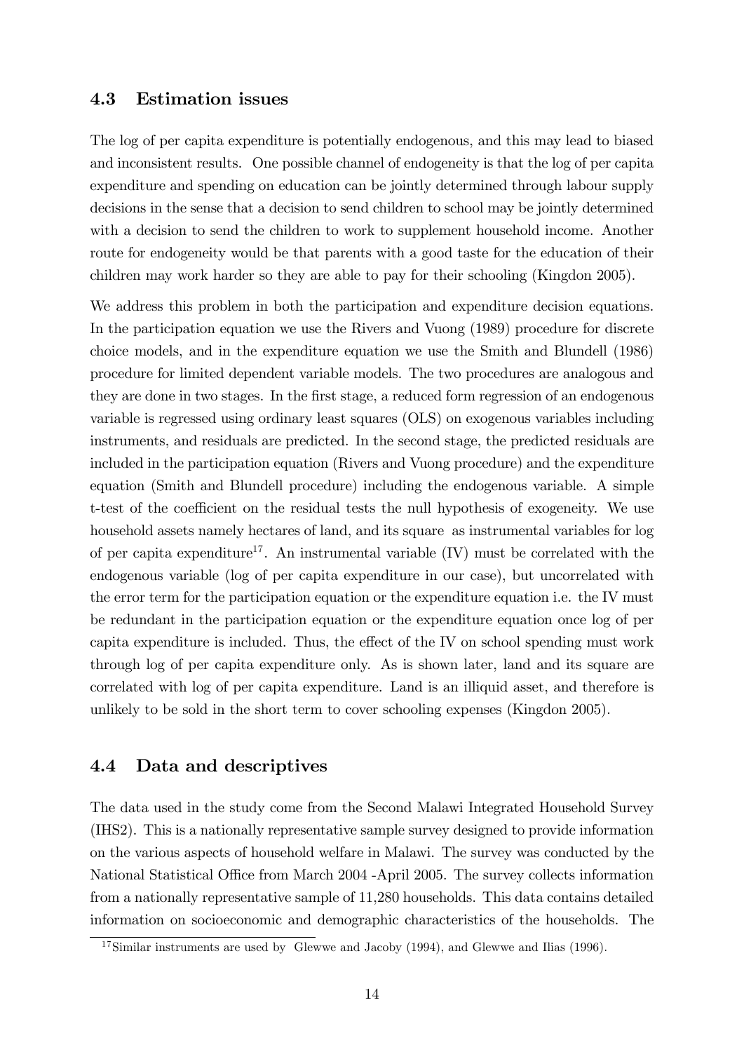### 4.3 Estimation issues

The log of per capita expenditure is potentially endogenous, and this may lead to biased and inconsistent results. One possible channel of endogeneity is that the log of per capita expenditure and spending on education can be jointly determined through labour supply decisions in the sense that a decision to send children to school may be jointly determined with a decision to send the children to work to supplement household income. Another route for endogeneity would be that parents with a good taste for the education of their children may work harder so they are able to pay for their schooling (Kingdon 2005).

We address this problem in both the participation and expenditure decision equations. In the participation equation we use the Rivers and Vuong (1989) procedure for discrete choice models, and in the expenditure equation we use the Smith and Blundell (1986) procedure for limited dependent variable models. The two procedures are analogous and they are done in two stages. In the first stage, a reduced form regression of an endogenous variable is regressed using ordinary least squares (OLS) on exogenous variables including instruments, and residuals are predicted. In the second stage, the predicted residuals are included in the participation equation (Rivers and Vuong procedure) and the expenditure equation (Smith and Blundell procedure) including the endogenous variable. A simple t-test of the coefficient on the residual tests the null hypothesis of exogeneity. We use household assets namely hectares of land, and its square as instrumental variables for log of per capita expenditure[17]. An instrumental variable (IV) must be correlated with the endogenous variable (log of per capita expenditure in our case), but uncorrelated with the error term for the participation equation or the expenditure equation i.e. the IV must be redundant in the participation equation or the expenditure equation once log of per capita expenditure is included. Thus, the effect of the IV on school spending must work through log of per capita expenditure only. As is shown later, land and its square are correlated with log of per capita expenditure. Land is an illiquid asset, and therefore is unlikely to be sold in the short term to cover schooling expenses (Kingdon 2005).

### 4.4 Data and descriptives

The data used in the study come from the Second Malawi Integrated Household Survey (IHS2). This is a nationally representative sample survey designed to provide information on the various aspects of household welfare in Malawi. The survey was conducted by the National Statistical Office from March 2004 -April 2005. The survey collects information from a nationally representative sample of 11,280 households. This data contains detailed information on socioeconomic and demographic characteristics of the households. The

[17] Similar instruments are used by Glewwe and Jacoby (1994), and Glewwe and Ilias (1996).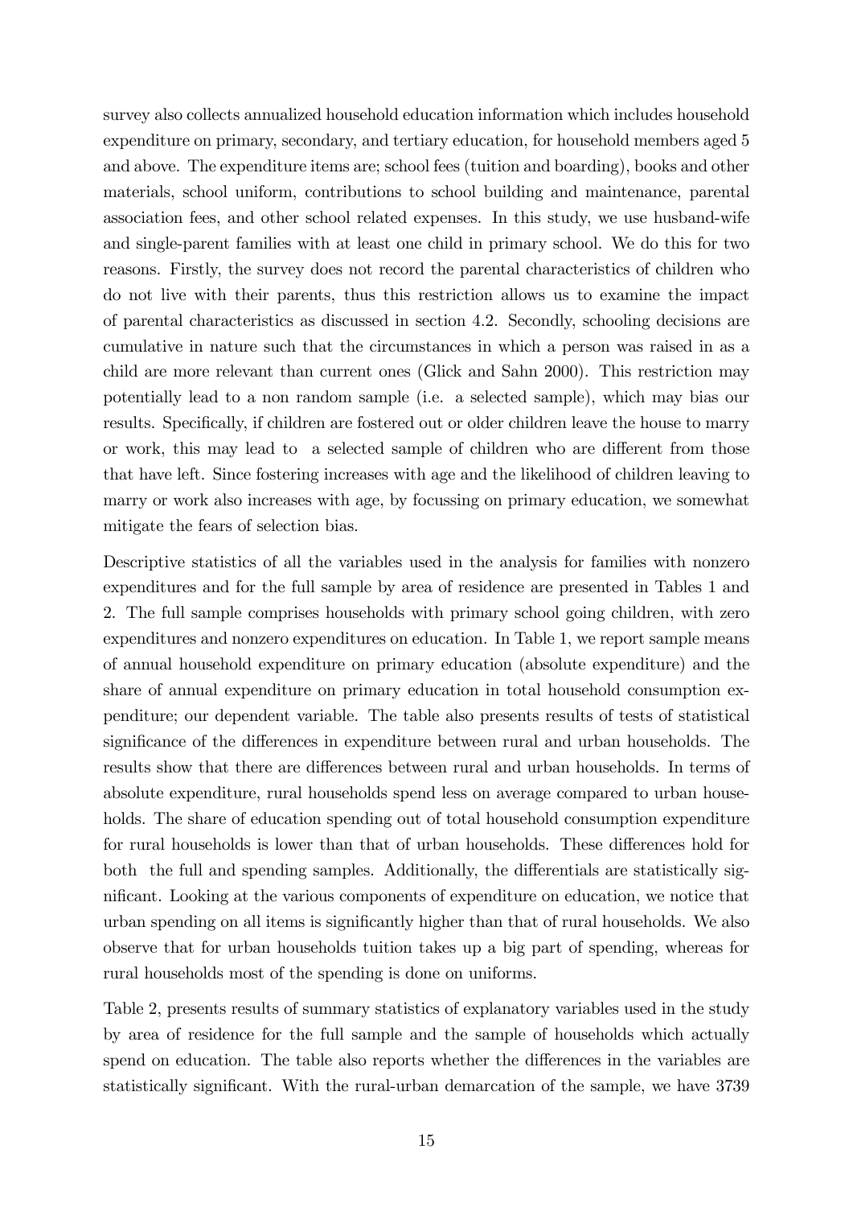survey also collects annualized household education information which includes household expenditure on primary, secondary, and tertiary education, for household members aged 5 and above. The expenditure items are; school fees (tuition and boarding), books and other materials, school uniform, contributions to school building and maintenance, parental association fees, and other school related expenses. In this study, we use husband-wife and single-parent families with at least one child in primary school. We do this for two reasons. Firstly, the survey does not record the parental characteristics of children who do not live with their parents, thus this restriction allows us to examine the impact of parental characteristics as discussed in section 4.2. Secondly, schooling decisions are cumulative in nature such that the circumstances in which a person was raised in as a child are more relevant than current ones (Glick and Sahn 2000). This restriction may potentially lead to a non random sample (i.e. a selected sample), which may bias our results. Specifically, if children are fostered out or older children leave the house to marry or work, this may lead to a selected sample of children who are different from those that have left. Since fostering increases with age and the likelihood of children leaving to marry or work also increases with age, by focussing on primary education, we somewhat mitigate the fears of selection bias.

Descriptive statistics of all the variables used in the analysis for families with nonzero expenditures and for the full sample by area of residence are presented in Tables 1 and 2. The full sample comprises households with primary school going children, with zero expenditures and nonzero expenditures on education. In Table 1, we report sample means of annual household expenditure on primary education (absolute expenditure) and the share of annual expenditure on primary education in total household consumption expenditure; our dependent variable. The table also presents results of tests of statistical significance of the differences in expenditure between rural and urban households. The results show that there are differences between rural and urban households. In terms of absolute expenditure, rural households spend less on average compared to urban households. The share of education spending out of total household consumption expenditure for rural households is lower than that of urban households. These differences hold for both the full and spending samples. Additionally, the differentials are statistically significant. Looking at the various components of expenditure on education, we notice that urban spending on all items is significantly higher than that of rural households. We also observe that for urban households tuition takes up a big part of spending, whereas for rural households most of the spending is done on uniforms.

Table 2, presents results of summary statistics of explanatory variables used in the study by area of residence for the full sample and the sample of households which actually spend on education. The table also reports whether the differences in the variables are statistically significant. With the rural-urban demarcation of the sample, we have 3739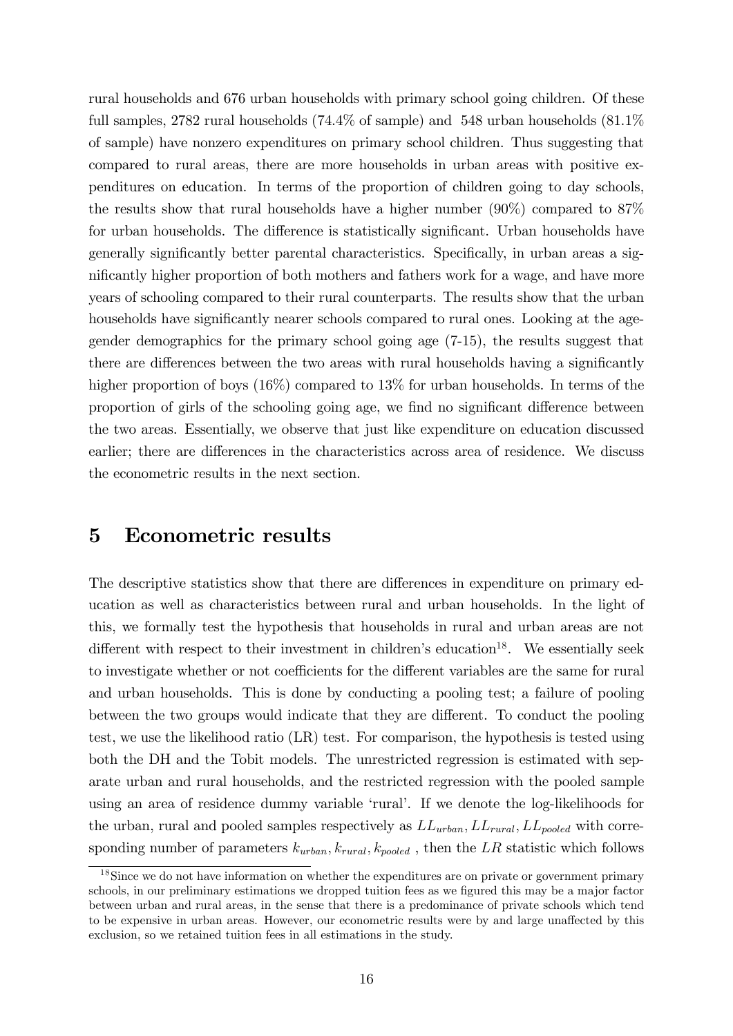rural households and 676 urban households with primary school going children. Of these full samples, 2782 rural households (74.4% of sample) and 548 urban households (81.1% of sample) have nonzero expenditures on primary school children. Thus suggesting that compared to rural areas, there are more households in urban areas with positive expenditures on education. In terms of the proportion of children going to day schools, the results show that rural households have a higher number (90%) compared to 87% for urban households. The difference is statistically significant. Urban households have generally significantly better parental characteristics. Specifically, in urban areas a significantly higher proportion of both mothers and fathers work for a wage, and have more years of schooling compared to their rural counterparts. The results show that the urban households have significantly nearer schools compared to rural ones. Looking at the age-gender demographics for the primary school going age (7-15), the results suggest that there are differences between the two areas with rural households having a significantly higher proportion of boys (16%) compared to 13% for urban households. In terms of the proportion of girls of the schooling going age, we find no significant difference between the two areas. Essentially, we observe that just like expenditure on education discussed earlier; there are differences in the characteristics across area of residence. We discuss the econometric results in the next section.

## 5 Econometric results

The descriptive statistics show that there are differences in expenditure on primary education as well as characteristics between rural and urban households. In the light of this, we formally test the hypothesis that households in rural and urban areas are not different with respect to their investment in children's education[18]. We essentially seek to investigate whether or not coefficients for the different variables are the same for rural and urban households. This is done by conducting a pooling test; a failure of pooling between the two groups would indicate that they are different. To conduct the pooling test, we use the likelihood ratio (LR) test. For comparison, the hypothesis is tested using both the DH and the Tobit models. The unrestricted regression is estimated with separate urban and rural households, and the restricted regression with the pooled sample using an area of residence dummy variable 'rural'. If we denote the log-likelihoods for the urban, rural and pooled samples respectively as $LL_{urban}, LL_{rural}, LL_{pooled}$ with corresponding number of parameters $k_{urban}, k_{rural}, k_{pooled}$ , then the $LR$ statistic which follows

[18] Since we do not have information on whether the expenditures are on private or government primary schools, in our preliminary estimations we dropped tuition fees as we figured this may be a major factor between urban and rural areas, in the sense that there is a predominance of private schools which tend to be expensive in urban areas. However, our econometric results were by and large unaffected by this exclusion, so we retained tuition fees in all estimations in the study.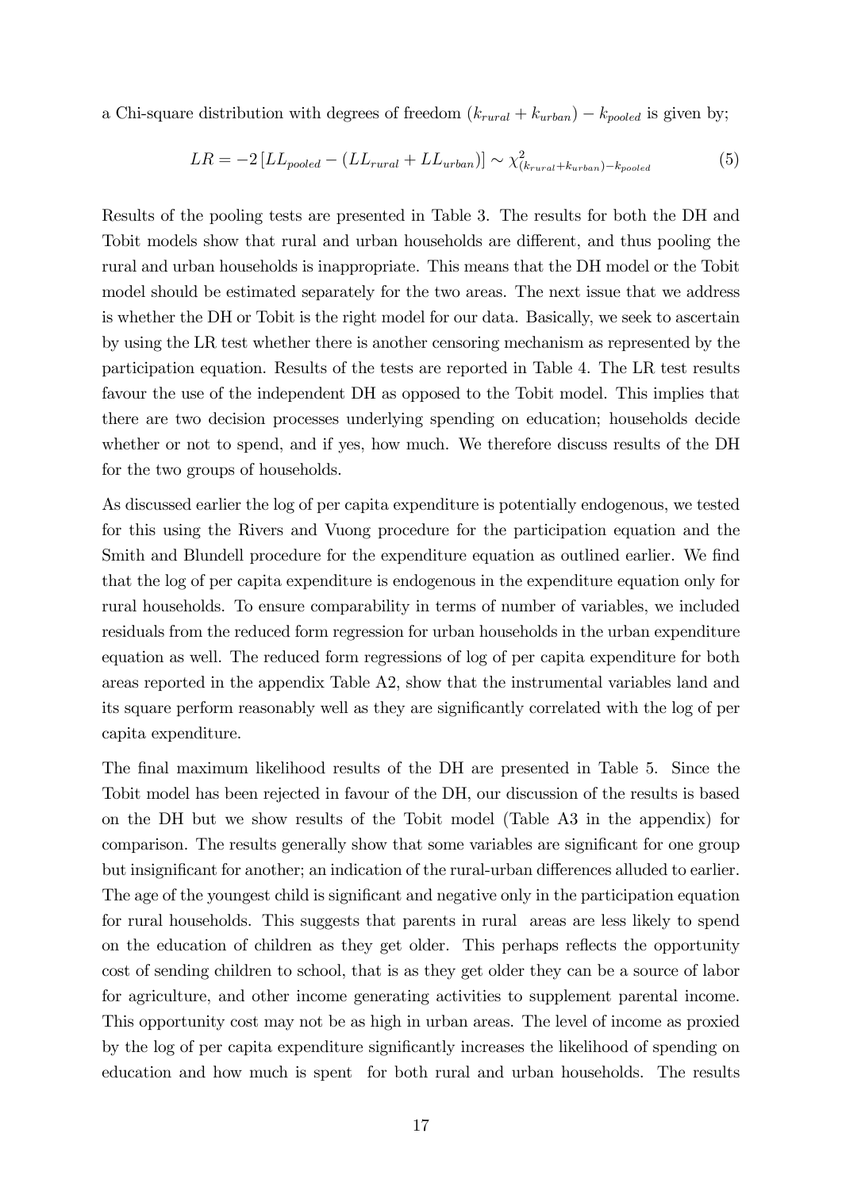a Chi-square distribution with degrees of freedom $(k_{rural} + k_{urban}) - k_{pooled}$ is given by;

$$LR = -2 \left[ LL_{pooled} - (LL_{rural} + LL_{urban}) \right] \sim \chi^2_{(k_{rural}+k_{urban})-k_{pooled}} \tag{5}$$

Results of the pooling tests are presented in Table 3. The results for both the DH and Tobit models show that rural and urban households are different, and thus pooling the rural and urban households is inappropriate. This means that the DH model or the Tobit model should be estimated separately for the two areas. The next issue that we address is whether the DH or Tobit is the right model for our data. Basically, we seek to ascertain by using the LR test whether there is another censoring mechanism as represented by the participation equation. Results of the tests are reported in Table 4. The LR test results favour the use of the independent DH as opposed to the Tobit model. This implies that there are two decision processes underlying spending on education; households decide whether or not to spend, and if yes, how much. We therefore discuss results of the DH for the two groups of households.

As discussed earlier the log of per capita expenditure is potentially endogenous, we tested for this using the Rivers and Vuong procedure for the participation equation and the Smith and Blundell procedure for the expenditure equation as outlined earlier. We find that the log of per capita expenditure is endogenous in the expenditure equation only for rural households. To ensure comparability in terms of number of variables, we included residuals from the reduced form regression for urban households in the urban expenditure equation as well. The reduced form regressions of log of per capita expenditure for both areas reported in the appendix Table A2, show that the instrumental variables land and its square perform reasonably well as they are significantly correlated with the log of per capita expenditure.

The final maximum likelihood results of the DH are presented in Table 5. Since the Tobit model has been rejected in favour of the DH, our discussion of the results is based on the DH but we show results of the Tobit model (Table A3 in the appendix) for comparison. The results generally show that some variables are significant for one group but insignificant for another; an indication of the rural-urban differences alluded to earlier. The age of the youngest child is significant and negative only in the participation equation for rural households. This suggests that parents in rural areas are less likely to spend on the education of children as they get older. This perhaps reflects the opportunity cost of sending children to school, that is as they get older they can be a source of labor for agriculture, and other income generating activities to supplement parental income. This opportunity cost may not be as high in urban areas. The level of income as proxied by the log of per capita expenditure significantly increases the likelihood of spending on education and how much is spent for both rural and urban households. The results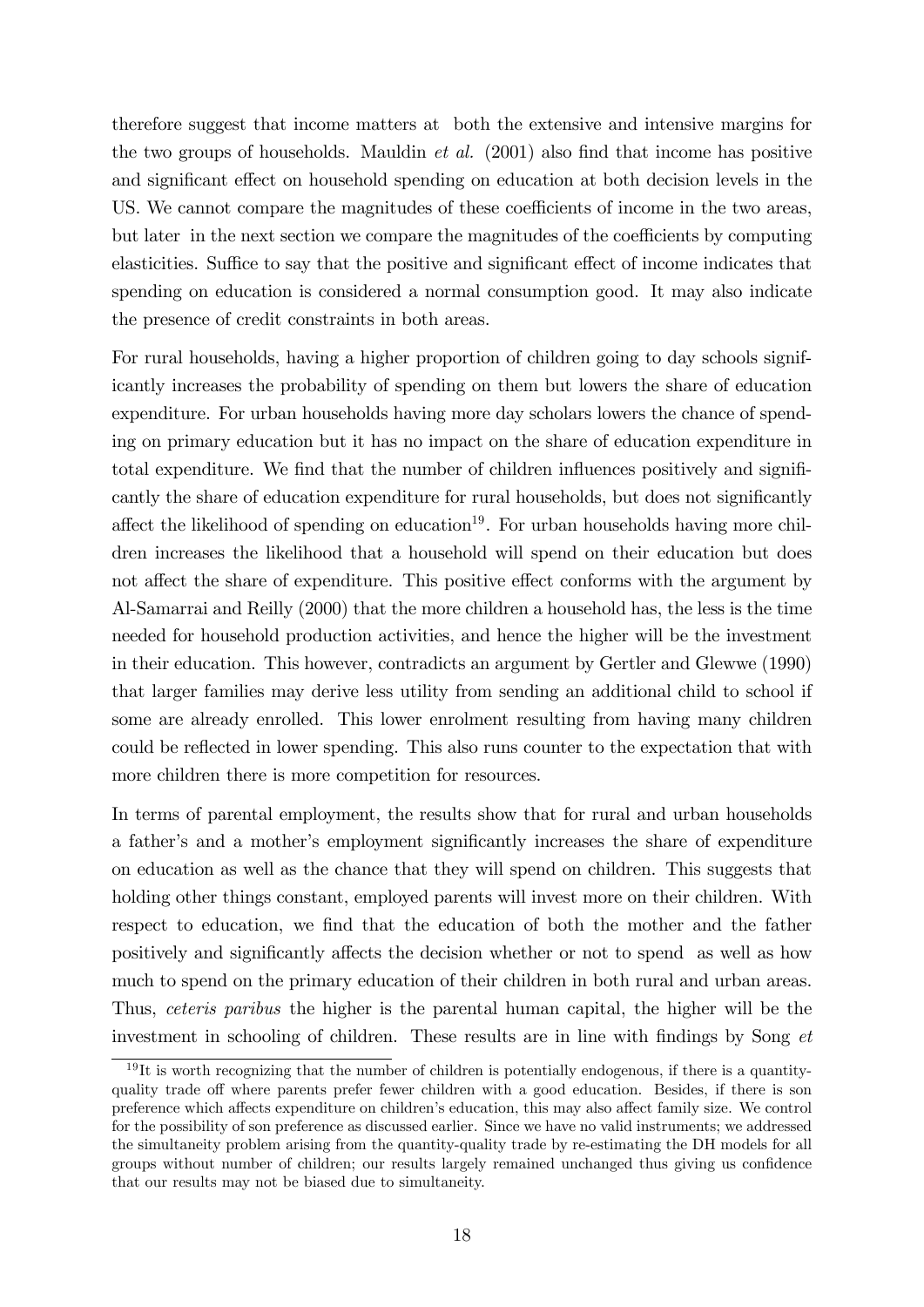therefore suggest that income matters at both the extensive and intensive margins for the two groups of households. Mauldin *et al.* (2001) also find that income has positive and significant effect on household spending on education at both decision levels in the US. We cannot compare the magnitudes of these coefficients of income in the two areas, but later in the next section we compare the magnitudes of the coefficients by computing elasticities. Suffice to say that the positive and significant effect of income indicates that spending on education is considered a normal consumption good. It may also indicate the presence of credit constraints in both areas.

For rural households, having a higher proportion of children going to day schools significantly increases the probability of spending on them but lowers the share of education expenditure. For urban households having more day scholars lowers the chance of spending on primary education but it has no impact on the share of education expenditure in total expenditure. We find that the number of children influences positively and significantly the share of education expenditure for rural households, but does not significantly affect the likelihood of spending on education[19]. For urban households having more children increases the likelihood that a household will spend on their education but does not affect the share of expenditure. This positive effect conforms with the argument by Al-Samarrai and Reilly (2000) that the more children a household has, the less is the time needed for household production activities, and hence the higher will be the investment in their education. This however, contradicts an argument by Gertler and Glewwe (1990) that larger families may derive less utility from sending an additional child to school if some are already enrolled. This lower enrolment resulting from having many children could be reflected in lower spending. This also runs counter to the expectation that with more children there is more competition for resources.

In terms of parental employment, the results show that for rural and urban households a father's and a mother's employment significantly increases the share of expenditure on education as well as the chance that they will spend on children. This suggests that holding other things constant, employed parents will invest more on their children. With respect to education, we find that the education of both the mother and the father positively and significantly affects the decision whether or not to spend as well as how much to spend on the primary education of their children in both rural and urban areas. Thus, *ceteris paribus* the higher is the parental human capital, the higher will be the investment in schooling of children. These results are in line with findings by Song *et*

[19] It is worth recognizing that the number of children is potentially endogenous, if there is a quantity-quality trade off where parents prefer fewer children with a good education. Besides, if there is son preference which affects expenditure on children's education, this may also affect family size. We control for the possibility of son preference as discussed earlier. Since we have no valid instruments; we addressed the simultaneity problem arising from the quantity-quality trade by re-estimating the DH models for all groups without number of children; our results largely remained unchanged thus giving us confidence that our results may not be biased due to simultaneity.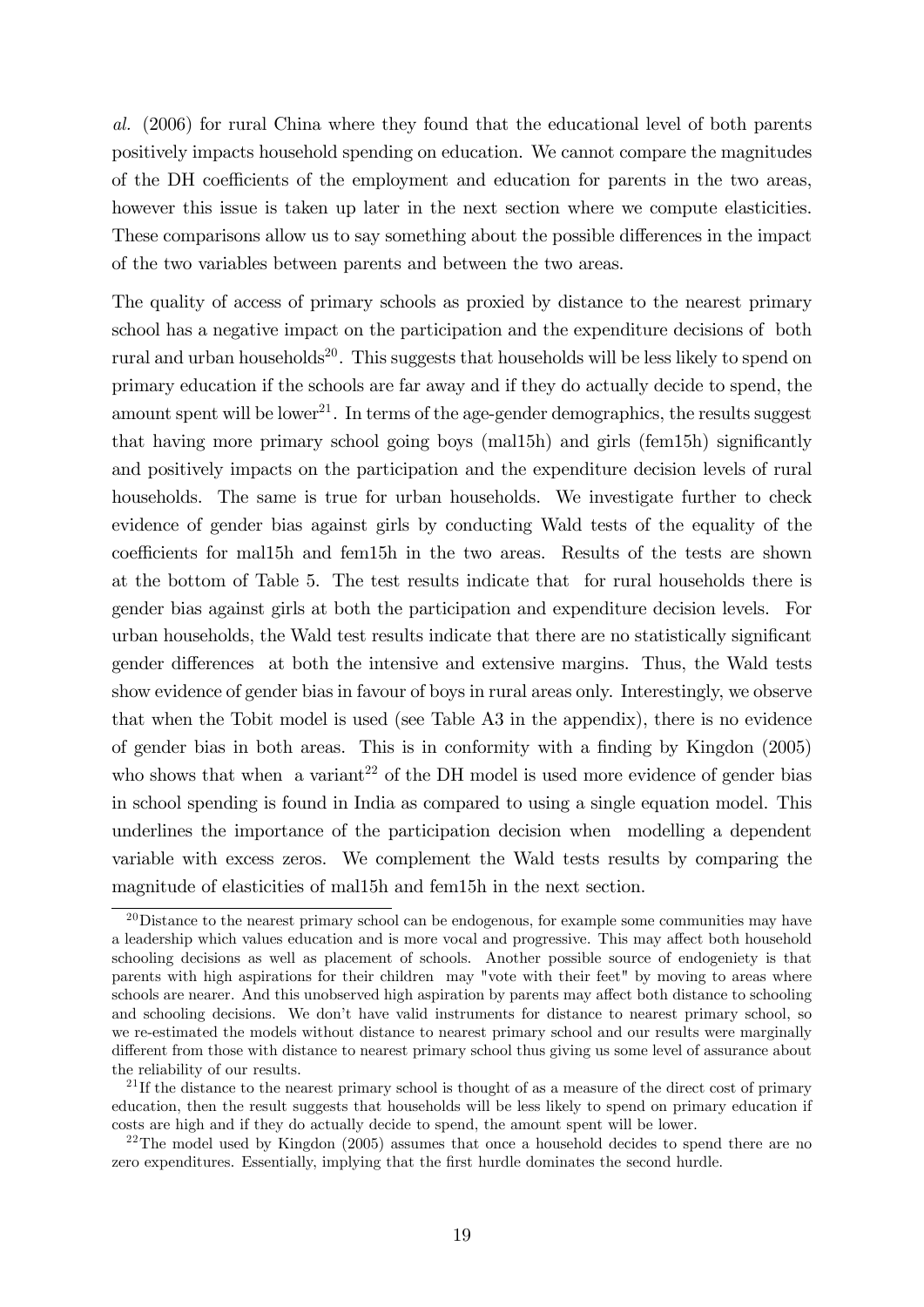*al.* (2006) for rural China where they found that the educational level of both parents positively impacts household spending on education. We cannot compare the magnitudes of the DH coefficients of the employment and education for parents in the two areas, however this issue is taken up later in the next section where we compute elasticities. These comparisons allow us to say something about the possible differences in the impact of the two variables between parents and between the two areas.

The quality of access of primary schools as proxied by distance to the nearest primary school has a negative impact on the participation and the expenditure decisions of both rural and urban households[20]. This suggests that households will be less likely to spend on primary education if the schools are far away and if they do actually decide to spend, the amount spent will be lower[21]. In terms of the age-gender demographics, the results suggest that having more primary school going boys (mal15h) and girls (fem15h) significantly and positively impacts on the participation and the expenditure decision levels of rural households. The same is true for urban households. We investigate further to check evidence of gender bias against girls by conducting Wald tests of the equality of the coefficients for mal15h and fem15h in the two areas. Results of the tests are shown at the bottom of Table 5. The test results indicate that for rural households there is gender bias against girls at both the participation and expenditure decision levels. For urban households, the Wald test results indicate that there are no statistically significant gender differences at both the intensive and extensive margins. Thus, the Wald tests show evidence of gender bias in favour of boys in rural areas only. Interestingly, we observe that when the Tobit model is used (see Table A3 in the appendix), there is no evidence of gender bias in both areas. This is in conformity with a finding by Kingdon (2005) who shows that when a variant[22] of the DH model is used more evidence of gender bias in school spending is found in India as compared to using a single equation model. This underlines the importance of the participation decision when modelling a dependent variable with excess zeros. We complement the Wald tests results by comparing the magnitude of elasticities of mal15h and fem15h in the next section.

[20] Distance to the nearest primary school can be endogenous, for example some communities may have a leadership which values education and is more vocal and progressive. This may affect both household schooling decisions as well as placement of schools. Another possible source of endogeniety is that parents with high aspirations for their children may "vote with their feet" by moving to areas where schools are nearer. And this unobserved high aspiration by parents may affect both distance to schooling and schooling decisions. We don't have valid instruments for distance to nearest primary school, so we re-estimated the models without distance to nearest primary school and our results were marginally different from those with distance to nearest primary school thus giving us some level of assurance about the reliability of our results.

[21] If the distance to the nearest primary school is thought of as a measure of the direct cost of primary education, then the result suggests that households will be less likely to spend on primary education if costs are high and if they do actually decide to spend, the amount spent will be lower.

[22] The model used by Kingdon (2005) assumes that once a household decides to spend there are no zero expenditures. Essentially, implying that the first hurdle dominates the second hurdle.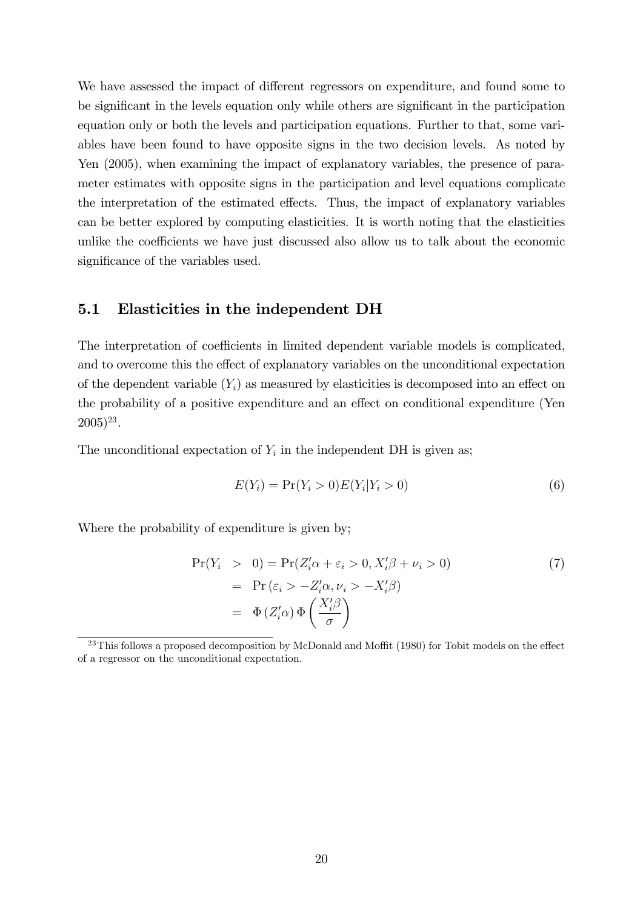We have assessed the impact of different regressors on expenditure, and found some to be significant in the levels equation only while others are significant in the participation equation only or both the levels and participation equations. Further to that, some variables have been found to have opposite signs in the two decision levels. As noted by Yen (2005), when examining the impact of explanatory variables, the presence of parameter estimates with opposite signs in the participation and level equations complicate the interpretation of the estimated effects. Thus, the impact of explanatory variables can be better explored by computing elasticities. It is worth noting that the elasticities unlike the coefficients we have just discussed also allow us to talk about the economic significance of the variables used.

## 5.1 Elasticities in the independent DH

The interpretation of coefficients in limited dependent variable models is complicated, and to overcome this the effect of explanatory variables on the unconditional expectation of the dependent variable ($Y_i$) as measured by elasticities is decomposed into an effect on the probability of a positive expenditure and an effect on conditional expenditure (Yen 2005)[23].

The unconditional expectation of $Y_i$ in the independent DH is given as;

$$E(Y_i) = \Pr(Y_i > 0)E(Y_i|Y_i > 0) \tag{6}$$

Where the probability of expenditure is given by;

$$\begin{aligned}
\Pr(Y_i > 0) &= \Pr(Z_i'\alpha + \varepsilon_i > 0, X_i'\beta + \nu_i > 0) \\
&= \Pr\left(\varepsilon_i > -Z_i'\alpha, \nu_i > -X_i'\beta\right) \\
&= \Phi\left(Z_i'\alpha\right)\Phi\left(\frac{X_i'\beta}{\sigma}\right)
\end{aligned} \tag{7}$$

[23] This follows a proposed decomposition by McDonald and Moffit (1980) for Tobit models on the effect of a regressor on the unconditional expectation.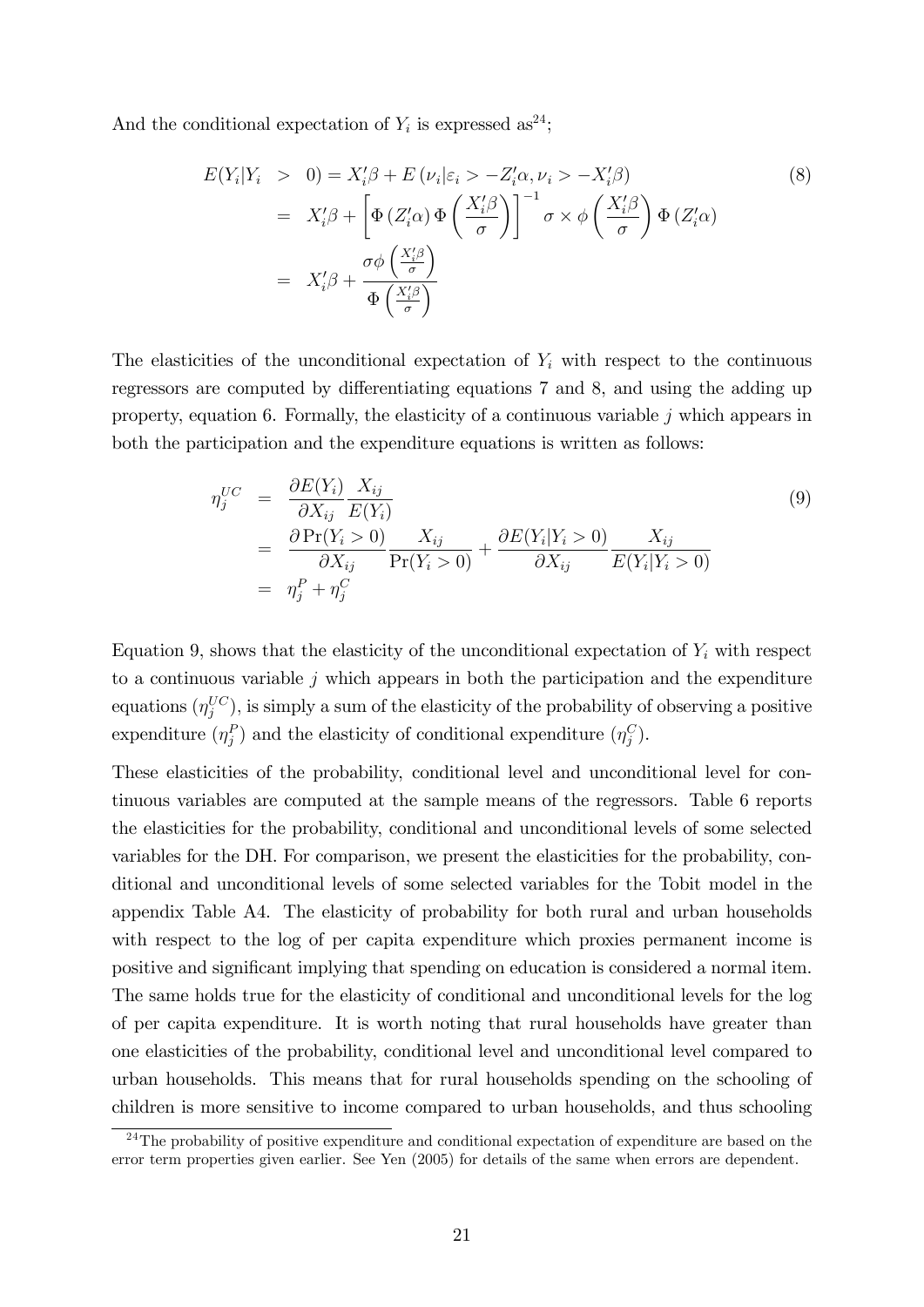And the conditional expectation of $Y_i$ is expressed as[24];

$$
\begin{aligned}
E(Y_i|Y_i &> 0) = X_i'\beta + E\left(\nu_i|\varepsilon_i > -Z_i'\alpha, \nu_i > -X_i'\beta\right) \\
&= X_i'\beta + \left[\Phi\left(Z_i'\alpha\right)\Phi\left(\frac{X_i'\beta}{\sigma}\right)\right]^{-1}\sigma \times \phi\left(\frac{X_i'\beta}{\sigma}\right)\Phi\left(Z_i'\alpha\right) \\
&= X_i'\beta + \frac{\sigma\phi\left(\frac{X_i'\beta}{\sigma}\right)}{\Phi\left(\frac{X_i'\beta}{\sigma}\right)}
\end{aligned} \tag{8}
$$

The elasticities of the unconditional expectation of $Y_i$ with respect to the continuous regressors are computed by differentiating equations 7 and 8, and using the adding up property, equation 6. Formally, the elasticity of a continuous variable $j$ which appears in both the participation and the expenditure equations is written as follows:

$$
\begin{aligned}
\eta_j^{UC} &= \frac{\partial E(Y_i)}{\partial X_{ij}}\frac{X_{ij}}{E(Y_i)} \\
&= \frac{\partial \Pr(Y_i > 0)}{\partial X_{ij}}\frac{X_{ij}}{\Pr(Y_i > 0)} + \frac{\partial E(Y_i|Y_i > 0)}{\partial X_{ij}}\frac{X_{ij}}{E(Y_i|Y_i > 0)} \\
&= \eta_j^P + \eta_j^C
\end{aligned} \tag{9}
$$

Equation 9, shows that the elasticity of the unconditional expectation of $Y_i$ with respect to a continuous variable $j$ which appears in both the participation and the expenditure equations ($\eta_j^{UC}$), is simply a sum of the elasticity of the probability of observing a positive expenditure ($\eta_j^P$) and the elasticity of conditional expenditure ($\eta_j^C$).

These elasticities of the probability, conditional level and unconditional level for continuous variables are computed at the sample means of the regressors. Table 6 reports the elasticities for the probability, conditional and unconditional levels of some selected variables for the DH. For comparison, we present the elasticities for the probability, conditional and unconditional levels of some selected variables for the Tobit model in the appendix Table A4. The elasticity of probability for both rural and urban households with respect to the log of per capita expenditure which proxies permanent income is positive and significant implying that spending on education is considered a normal item. The same holds true for the elasticity of conditional and unconditional levels for the log of per capita expenditure. It is worth noting that rural households have greater than one elasticities of the probability, conditional level and unconditional level compared to urban households. This means that for rural households spending on the schooling of children is more sensitive to income compared to urban households, and thus schooling

[24] The probability of positive expenditure and conditional expectation of expenditure are based on the error term properties given earlier. See Yen (2005) for details of the same when errors are dependent.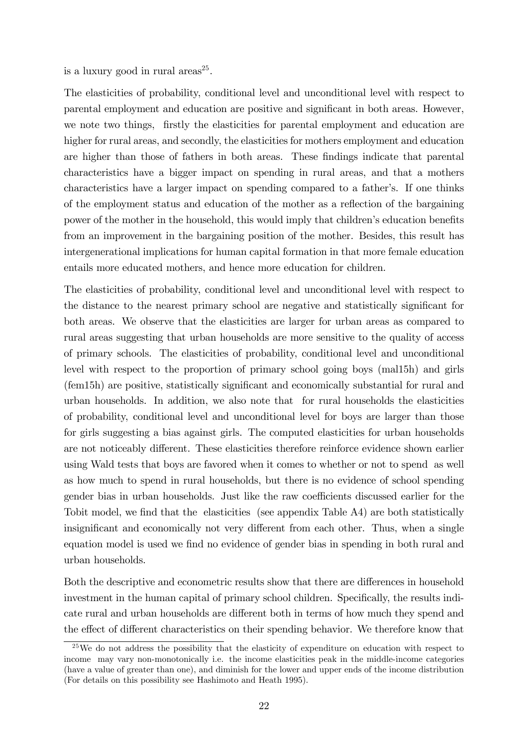is a luxury good in rural areas[25].

The elasticities of probability, conditional level and unconditional level with respect to parental employment and education are positive and significant in both areas. However, we note two things, firstly the elasticities for parental employment and education are higher for rural areas, and secondly, the elasticities for mothers employment and education are higher than those of fathers in both areas. These findings indicate that parental characteristics have a bigger impact on spending in rural areas, and that a mothers characteristics have a larger impact on spending compared to a father's. If one thinks of the employment status and education of the mother as a reflection of the bargaining power of the mother in the household, this would imply that children's education benefits from an improvement in the bargaining position of the mother. Besides, this result has intergenerational implications for human capital formation in that more female education entails more educated mothers, and hence more education for children.

The elasticities of probability, conditional level and unconditional level with respect to the distance to the nearest primary school are negative and statistically significant for both areas. We observe that the elasticities are larger for urban areas as compared to rural areas suggesting that urban households are more sensitive to the quality of access of primary schools. The elasticities of probability, conditional level and unconditional level with respect to the proportion of primary school going boys (mal15h) and girls (fem15h) are positive, statistically significant and economically substantial for rural and urban households. In addition, we also note that for rural households the elasticities of probability, conditional level and unconditional level for boys are larger than those for girls suggesting a bias against girls. The computed elasticities for urban households are not noticeably different. These elasticities therefore reinforce evidence shown earlier using Wald tests that boys are favored when it comes to whether or not to spend as well as how much to spend in rural households, but there is no evidence of school spending gender bias in urban households. Just like the raw coefficients discussed earlier for the Tobit model, we find that the elasticities (see appendix Table A4) are both statistically insignificant and economically not very different from each other. Thus, when a single equation model is used we find no evidence of gender bias in spending in both rural and urban households.

Both the descriptive and econometric results show that there are differences in household investment in the human capital of primary school children. Specifically, the results indicate rural and urban households are different both in terms of how much they spend and the effect of different characteristics on their spending behavior. We therefore know that

[25] We do not address the possibility that the elasticity of expenditure on education with respect to income may vary non-monotonically i.e. the income elasticities peak in the middle-income categories (have a value of greater than one), and diminish for the lower and upper ends of the income distribution (For details on this possibility see Hashimoto and Heath 1995).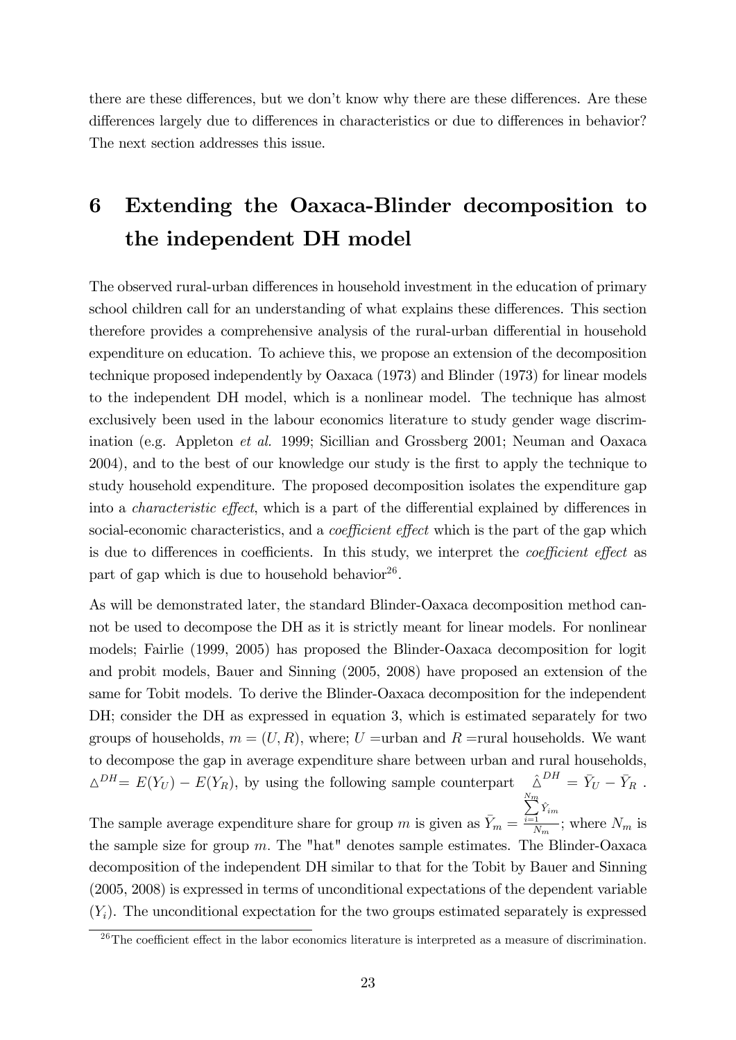there are these differences, but we don't know why there are these differences. Are these differences largely due to differences in characteristics or due to differences in behavior? The next section addresses this issue.

# 6 Extending the Oaxaca-Blinder decomposition to the independent DH model

The observed rural-urban differences in household investment in the education of primary school children call for an understanding of what explains these differences. This section therefore provides a comprehensive analysis of the rural-urban differential in household expenditure on education. To achieve this, we propose an extension of the decomposition technique proposed independently by Oaxaca (1973) and Blinder (1973) for linear models to the independent DH model, which is a nonlinear model. The technique has almost exclusively been used in the labour economics literature to study gender wage discrimination (e.g. Appleton *et al.* 1999; Sicillian and Grossberg 2001; Neuman and Oaxaca 2004), and to the best of our knowledge our study is the first to apply the technique to study household expenditure. The proposed decomposition isolates the expenditure gap into a *characteristic effect*, which is a part of the differential explained by differences in social-economic characteristics, and a *coefficient effect* which is the part of the gap which is due to differences in coefficients. In this study, we interpret the *coefficient effect* as part of gap which is due to household behavior[26].

As will be demonstrated later, the standard Blinder-Oaxaca decomposition method cannot be used to decompose the DH as it is strictly meant for linear models. For nonlinear models; Fairlie (1999, 2005) has proposed the Blinder-Oaxaca decomposition for logit and probit models, Bauer and Sinning (2005, 2008) have proposed an extension of the same for Tobit models. To derive the Blinder-Oaxaca decomposition for the independent DH; consider the DH as expressed in equation 3, which is estimated separately for two groups of households, $m = (U, R)$, where; $U$ =urban and $R$ =rural households. We want to decompose the gap in average expenditure share between urban and rural households, $\triangle^{DH} = E(Y_U) - E(Y_R)$, by using the following sample counterpart $\hat{\triangle}^{DH} = \bar{Y}_U - \bar{Y}_R$.

The sample average expenditure share for group $m$ is given as $\bar{Y}_m = \frac{\sum_{i=1}^{N_m} \hat{Y}_{im}}{N_m}$; where $N_m$ is the sample size for group $m$. The "hat" denotes sample estimates. The Blinder-Oaxaca decomposition of the independent DH similar to that for the Tobit by Bauer and Sinning (2005, 2008) is expressed in terms of unconditional expectations of the dependent variable $(Y_i)$. The unconditional expectation for the two groups estimated separately is expressed

[26] The coefficient effect in the labor economics literature is interpreted as a measure of discrimination.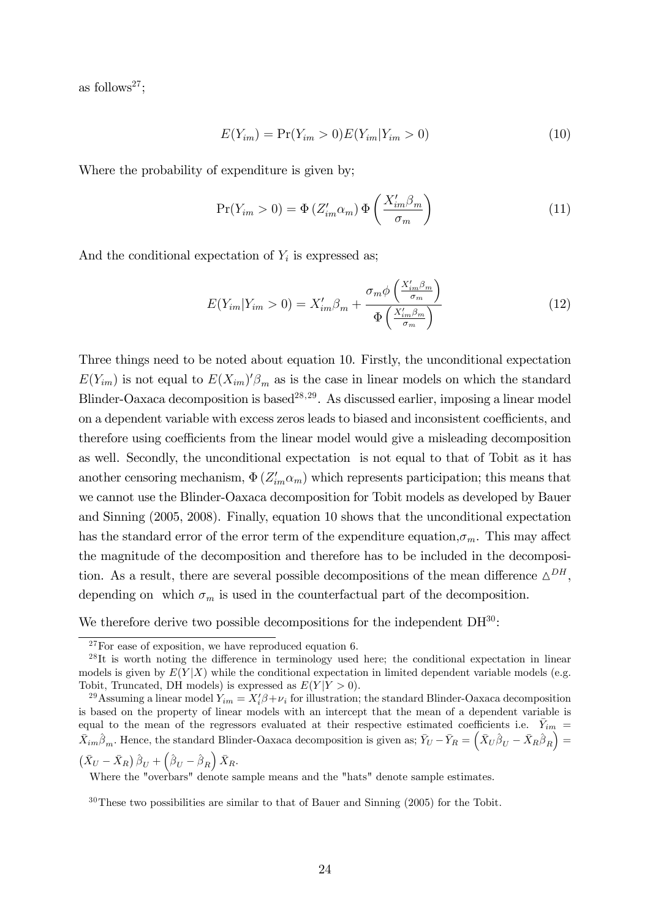as follows[27];

$$E(Y_{im}) = \Pr(Y_{im} > 0) E(Y_{im}|Y_{im} > 0) \tag{10}$$

Where the probability of expenditure is given by;

$$\Pr(Y_{im} > 0) = \Phi\left(Z'_{im}\alpha_m\right) \Phi\left(\frac{X'_{im}\beta_m}{\sigma_m}\right) \tag{11}$$

And the conditional expectation of $Y_i$ is expressed as;

$$E(Y_{im}|Y_{im} > 0) = X'_{im}\beta_m + \frac{\sigma_m \phi\left(\frac{X'_{im}\beta_m}{\sigma_m}\right)}{\Phi\left(\frac{X'_{im}\beta_m}{\sigma_m}\right)} \tag{12}$$

Three things need to be noted about equation 10. Firstly, the unconditional expectation $E(Y_{im})$ is not equal to $E(X_{im})'\beta_m$ as is the case in linear models on which the standard Blinder-Oaxaca decomposition is based[28,29]. As discussed earlier, imposing a linear model on a dependent variable with excess zeros leads to biased and inconsistent coefficients, and therefore using coefficients from the linear model would give a misleading decomposition as well. Secondly, the unconditional expectation is not equal to that of Tobit as it has another censoring mechanism, $\Phi\left(Z'_{im}\alpha_m\right)$ which represents participation; this means that we cannot use the Blinder-Oaxaca decomposition for Tobit models as developed by Bauer and Sinning (2005, 2008). Finally, equation 10 shows that the unconditional expectation has the standard error of the error term of the expenditure equation, $\sigma_m$. This may affect the magnitude of the decomposition and therefore has to be included in the decomposition. As a result, there are several possible decompositions of the mean difference $\triangle^{DH}$, depending on which $\sigma_m$ is used in the counterfactual part of the decomposition.

We therefore derive two possible decompositions for the independent DH[30]:

---

[27] For ease of exposition, we have reproduced equation 6.

[28] It is worth noting the difference in terminology used here; the conditional expectation in linear models is given by $E(Y|X)$ while the conditional expectation in limited dependent variable models (e.g. Tobit, Truncated, DH models) is expressed as $E(Y|Y > 0)$.

[29] Assuming a linear model $Y_{im} = X'_i\beta + \nu_i$ for illustration; the standard Blinder-Oaxaca decomposition is based on the property of linear models with an intercept that the mean of a dependent variable is equal to the mean of the regressors evaluated at their respective estimated coefficients i.e. $\bar{Y}_{im} = \bar{X}_{im}\hat{\beta}_m$. Hence, the standard Blinder-Oaxaca decomposition is given as; $\bar{Y}_U - \bar{Y}_R = \left(\bar{X}_U\hat{\beta}_U - \bar{X}_R\hat{\beta}_R\right) = \left(\bar{X}_U - \bar{X}_R\right)\hat{\beta}_U + \left(\hat{\beta}_U - \hat{\beta}_R\right)\bar{X}_R$.

Where the "overbars" denote sample means and the "hats" denote sample estimates.

[30] These two possibilities are similar to that of Bauer and Sinning (2005) for the Tobit.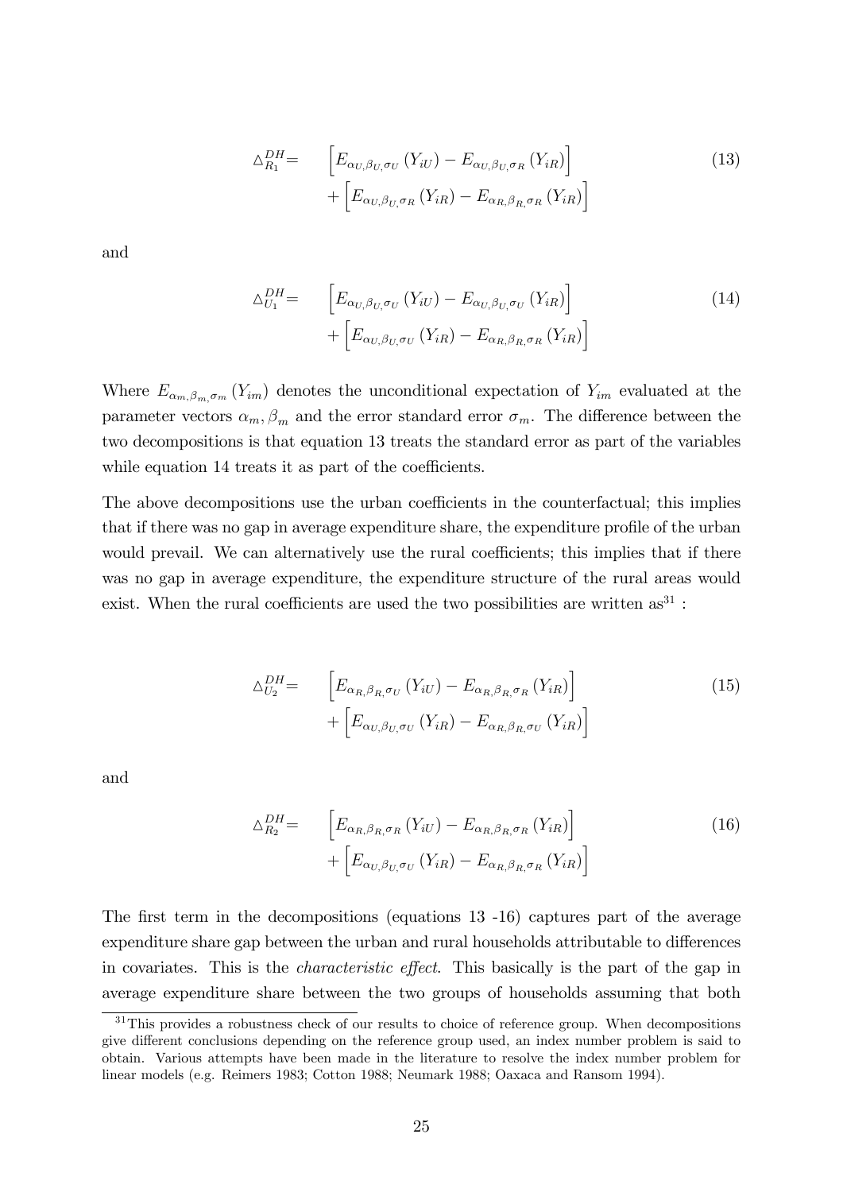$$
\begin{aligned}
\triangle_{R_1}^{DH} = \quad & \left[E_{\alpha_U,\beta_U,\sigma_U}\left(Y_{iU}\right) - E_{\alpha_U,\beta_U,\sigma_R}\left(Y_{iR}\right)\right] \\
& + \left[E_{\alpha_U,\beta_U,\sigma_R}\left(Y_{iR}\right) - E_{\alpha_R,\beta_R,\sigma_R}\left(Y_{iR}\right)\right]
\end{aligned} \tag{13}
$$

and

$$
\begin{aligned}
\triangle_{U_1}^{DH} = \quad & \left[E_{\alpha_U,\beta_U,\sigma_U}\left(Y_{iU}\right) - E_{\alpha_U,\beta_U,\sigma_U}\left(Y_{iR}\right)\right] \\
& + \left[E_{\alpha_U,\beta_U,\sigma_U}\left(Y_{iR}\right) - E_{\alpha_R,\beta_R,\sigma_R}\left(Y_{iR}\right)\right]
\end{aligned} \tag{14}
$$

Where $E_{\alpha_m,\beta_m,\sigma_m}\left(Y_{im}\right)$ denotes the unconditional expectation of $Y_{im}$ evaluated at the parameter vectors $\alpha_m, \beta_m$ and the error standard error $\sigma_m$. The difference between the two decompositions is that equation 13 treats the standard error as part of the variables while equation 14 treats it as part of the coefficients.

The above decompositions use the urban coefficients in the counterfactual; this implies that if there was no gap in average expenditure share, the expenditure profile of the urban would prevail. We can alternatively use the rural coefficients; this implies that if there was no gap in average expenditure, the expenditure structure of the rural areas would exist. When the rural coefficients are used the two possibilities are written as[31] :

$$
\begin{aligned}
\triangle_{U_2}^{DH} = \quad & \left[E_{\alpha_R,\beta_R,\sigma_U}\left(Y_{iU}\right) - E_{\alpha_R,\beta_R,\sigma_R}\left(Y_{iR}\right)\right] \\
& + \left[E_{\alpha_U,\beta_U,\sigma_U}\left(Y_{iR}\right) - E_{\alpha_R,\beta_R,\sigma_U}\left(Y_{iR}\right)\right]
\end{aligned} \tag{15}
$$

and

$$
\begin{aligned}
\triangle_{R_2}^{DH} = \quad & \left[E_{\alpha_R,\beta_R,\sigma_R}\left(Y_{iU}\right) - E_{\alpha_R,\beta_R,\sigma_R}\left(Y_{iR}\right)\right] \\
& + \left[E_{\alpha_U,\beta_U,\sigma_U}\left(Y_{iR}\right) - E_{\alpha_R,\beta_R,\sigma_R}\left(Y_{iR}\right)\right]
\end{aligned} \tag{16}
$$

The first term in the decompositions (equations 13 -16) captures part of the average expenditure share gap between the urban and rural households attributable to differences in covariates. This is the *characteristic effect*. This basically is the part of the gap in average expenditure share between the two groups of households assuming that both

[31] This provides a robustness check of our results to choice of reference group. When decompositions give different conclusions depending on the reference group used, an index number problem is said to obtain. Various attempts have been made in the literature to resolve the index number problem for linear models (e.g. Reimers 1983; Cotton 1988; Neumark 1988; Oaxaca and Ransom 1994).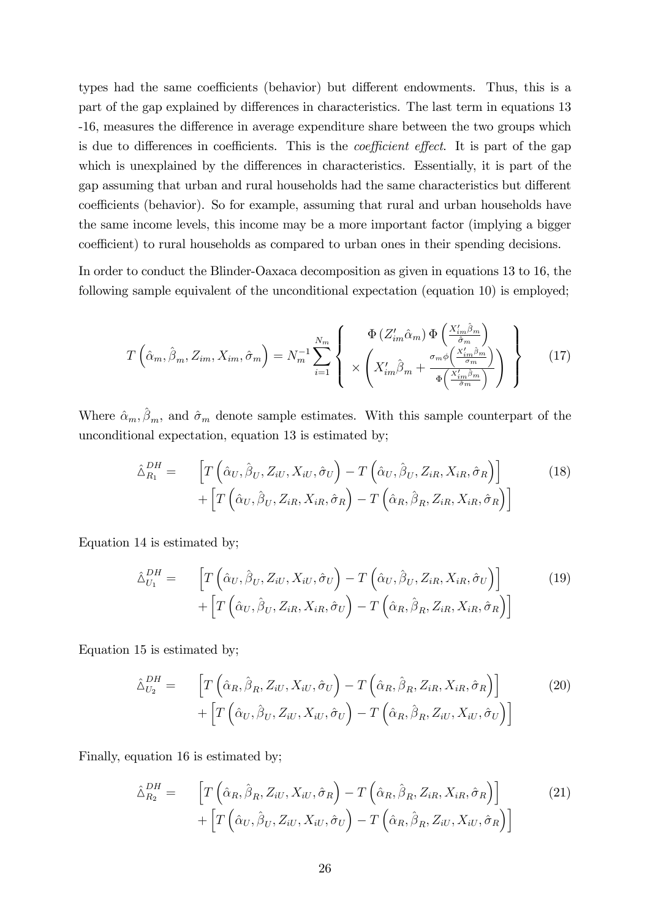types had the same coefficients (behavior) but different endowments. Thus, this is a part of the gap explained by differences in characteristics. The last term in equations 13 -16, measures the difference in average expenditure share between the two groups which is due to differences in coefficients. This is the *coefficient effect*. It is part of the gap which is unexplained by the differences in characteristics. Essentially, it is part of the gap assuming that urban and rural households had the same characteristics but different coefficients (behavior). So for example, assuming that rural and urban households have the same income levels, this income may be a more important factor (implying a bigger coefficient) to rural households as compared to urban ones in their spending decisions.

In order to conduct the Blinder-Oaxaca decomposition as given in equations 13 to 16, the following sample equivalent of the unconditional expectation (equation 10) is employed;

$$T\left(\hat{\alpha}_m, \hat{\beta}_m, Z_{im}, X_{im}, \hat{\sigma}_m\right) = N_m^{-1} \sum_{i=1}^{N_m} \left\{ \begin{array}{c} \Phi\left(Z'_{im}\hat{\alpha}_m\right) \Phi\left(\frac{X'_{im}\hat{\beta}_m}{\hat{\sigma}_m}\right) \\ \times \left( X'_{im}\hat{\beta}_m + \frac{\sigma_m \phi\left(\frac{X'_{im}\hat{\beta}_m}{\sigma_m}\right)}{\Phi\left(\frac{X'_{im}\hat{\beta}_m}{\hat{\sigma}_m}\right)} \right) \end{array} \right\} \tag{17}$$

Where $\hat{\alpha}_m, \hat{\beta}_m$, and $\hat{\sigma}_m$ denote sample estimates. With this sample counterpart of the unconditional expectation, equation 13 is estimated by;

$$\begin{aligned} \hat{\Delta}_{R_1}^{DH} = \quad & \left[T\left(\hat{\alpha}_U, \hat{\beta}_U, Z_{iU}, X_{iU}, \hat{\sigma}_U\right) - T\left(\hat{\alpha}_U, \hat{\beta}_U, Z_{iR}, X_{iR}, \hat{\sigma}_R\right)\right] \\ & + \left[T\left(\hat{\alpha}_U, \hat{\beta}_U, Z_{iR}, X_{iR}, \hat{\sigma}_R\right) - T\left(\hat{\alpha}_R, \hat{\beta}_R, Z_{iR}, X_{iR}, \hat{\sigma}_R\right)\right] \end{aligned} \tag{18}$$

Equation 14 is estimated by;

$$\begin{aligned} \hat{\Delta}_{U_1}^{DH} = \quad & \left[T\left(\hat{\alpha}_U, \hat{\beta}_U, Z_{iU}, X_{iU}, \hat{\sigma}_U\right) - T\left(\hat{\alpha}_U, \hat{\beta}_U, Z_{iR}, X_{iR}, \hat{\sigma}_U\right)\right] \\ & + \left[T\left(\hat{\alpha}_U, \hat{\beta}_U, Z_{iR}, X_{iR}, \hat{\sigma}_U\right) - T\left(\hat{\alpha}_R, \hat{\beta}_R, Z_{iR}, X_{iR}, \hat{\sigma}_R\right)\right] \end{aligned} \tag{19}$$

Equation 15 is estimated by;

$$\begin{aligned} \hat{\Delta}_{U_2}^{DH} = \quad & \left[T\left(\hat{\alpha}_R, \hat{\beta}_R, Z_{iU}, X_{iU}, \hat{\sigma}_U\right) - T\left(\hat{\alpha}_R, \hat{\beta}_R, Z_{iR}, X_{iR}, \hat{\sigma}_R\right)\right] \\ & + \left[T\left(\hat{\alpha}_U, \hat{\beta}_U, Z_{iU}, X_{iU}, \hat{\sigma}_U\right) - T\left(\hat{\alpha}_R, \hat{\beta}_R, Z_{iU}, X_{iU}, \hat{\sigma}_U\right)\right] \end{aligned} \tag{20}$$

Finally, equation 16 is estimated by;

$$\begin{aligned} \hat{\Delta}_{R_2}^{DH} = \quad & \left[T\left(\hat{\alpha}_R, \hat{\beta}_R, Z_{iU}, X_{iU}, \hat{\sigma}_R\right) - T\left(\hat{\alpha}_R, \hat{\beta}_R, Z_{iR}, X_{iR}, \hat{\sigma}_R\right)\right] \\ & + \left[T\left(\hat{\alpha}_U, \hat{\beta}_U, Z_{iU}, X_{iU}, \hat{\sigma}_U\right) - T\left(\hat{\alpha}_R, \hat{\beta}_R, Z_{iU}, X_{iU}, \hat{\sigma}_R\right)\right] \end{aligned} \tag{21}$$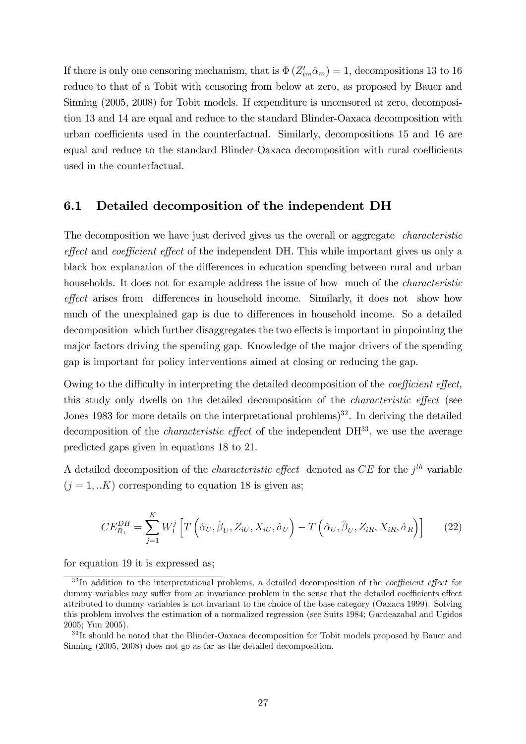If there is only one censoring mechanism, that is $\Phi\left(Z_{im}'\hat{\alpha}_m\right) = 1$, decompositions 13 to 16 reduce to that of a Tobit with censoring from below at zero, as proposed by Bauer and Sinning (2005, 2008) for Tobit models. If expenditure is uncensored at zero, decomposition 13 and 14 are equal and reduce to the standard Blinder-Oaxaca decomposition with urban coefficients used in the counterfactual. Similarly, decompositions 15 and 16 are equal and reduce to the standard Blinder-Oaxaca decomposition with rural coefficients used in the counterfactual.

## 6.1 Detailed decomposition of the independent DH

The decomposition we have just derived gives us the overall or aggregate *characteristic effect* and *coefficient effect* of the independent DH. This while important gives us only a black box explanation of the differences in education spending between rural and urban households. It does not for example address the issue of how much of the *characteristic effect* arises from differences in household income. Similarly, it does not show how much of the unexplained gap is due to differences in household income. So a detailed decomposition which further disaggregates the two effects is important in pinpointing the major factors driving the spending gap. Knowledge of the major drivers of the spending gap is important for policy interventions aimed at closing or reducing the gap.

Owing to the difficulty in interpreting the detailed decomposition of the *coefficient effect,* this study only dwells on the detailed decomposition of the *characteristic effect* (see Jones 1983 for more details on the interpretational problems)[32]. In deriving the detailed decomposition of the *characteristic effect* of the independent DH[33], we use the average predicted gaps given in equations 18 to 21.

A detailed decomposition of the *characteristic effect* denoted as $CE$ for the $j^{th}$ variable $(j = 1, ..K)$ corresponding to equation 18 is given as;

$$CE_{R_1}^{DH} = \sum_{j=1}^{K} W_1^j \left[ T\left(\hat{\alpha}_U, \hat{\beta}_U, Z_{iU}, X_{iU}, \hat{\sigma}_U\right) - T\left(\hat{\alpha}_U, \hat{\beta}_U, Z_{iR}, X_{iR}, \hat{\sigma}_R\right) \right] \tag{22}$$

for equation 19 it is expressed as;

---

[32] In addition to the interpretational problems, a detailed decomposition of the *coefficient effect* for dummy variables may suffer from an invariance problem in the sense that the detailed coefficients effect attributed to dummy variables is not invariant to the choice of the base category (Oaxaca 1999). Solving this problem involves the estimation of a normalized regression (see Suits 1984; Gardeazabal and Ugidos 2005; Yun 2005).

[33] It should be noted that the Blinder-Oaxaca decomposition for Tobit models proposed by Bauer and Sinning (2005, 2008) does not go as far as the detailed decomposition.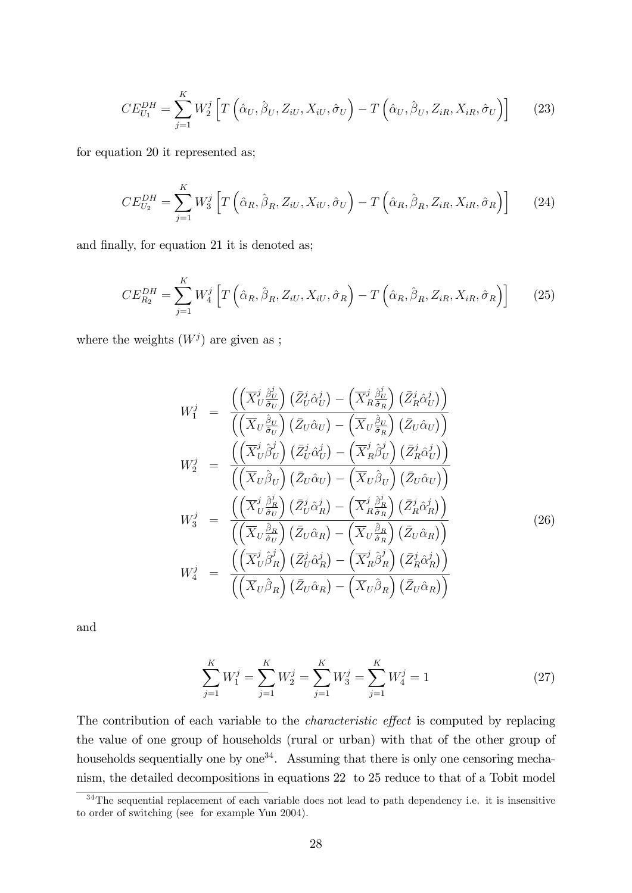$$CE_{U_1}^{DH} = \sum_{j=1}^{K} W_2^j \left[ T\left(\hat{\alpha}_U, \hat{\beta}_U, Z_{iU}, X_{iU}, \hat{\sigma}_U\right) - T\left(\hat{\alpha}_U, \hat{\beta}_U, Z_{iR}, X_{iR}, \hat{\sigma}_U\right) \right] \tag{23}$$

for equation 20 it represented as;

$$CE_{U_2}^{DH} = \sum_{j=1}^{K} W_3^j \left[ T\left(\hat{\alpha}_R, \hat{\beta}_R, Z_{iU}, X_{iU}, \hat{\sigma}_U\right) - T\left(\hat{\alpha}_R, \hat{\beta}_R, Z_{iR}, X_{iR}, \hat{\sigma}_R\right) \right] \tag{24}$$

and finally, for equation 21 it is denoted as;

$$CE_{R_2}^{DH} = \sum_{j=1}^{K} W_4^j \left[ T\left(\hat{\alpha}_R, \hat{\beta}_R, Z_{iU}, X_{iU}, \hat{\sigma}_R\right) - T\left(\hat{\alpha}_R, \hat{\beta}_R, Z_{iR}, X_{iR}, \hat{\sigma}_R\right) \right] \tag{25}$$

where the weights $(W^j)$ are given as ;

$$\begin{aligned}
W_1^j &= \frac{\left( \left( \overline{X}_U^j \frac{\hat{\beta}_U^j}{\hat{\sigma}_U} \right) \left( \bar{Z}_U^j \hat{\alpha}_U^j \right) - \left( \overline{X}_R^j \frac{\hat{\beta}_U^j}{\hat{\sigma}_R} \right) \left( \bar{Z}_R^j \hat{\alpha}_U^j \right) \right)}{\left( \left( \overline{X}_U \frac{\hat{\beta}_U}{\hat{\sigma}_U} \right) \left( \bar{Z}_U \hat{\alpha}_U \right) - \left( \overline{X}_U \frac{\hat{\beta}_U}{\hat{\sigma}_R} \right) \left( \bar{Z}_U \hat{\alpha}_U \right) \right)} \\
W_2^j &= \frac{\left( \left( \overline{X}_U^j \hat{\beta}_U^j \right) \left( \bar{Z}_U^j \hat{\alpha}_U^j \right) - \left( \overline{X}_R^j \hat{\beta}_U^j \right) \left( \bar{Z}_R^j \hat{\alpha}_U^j \right) \right)}{\left( \left( \overline{X}_U \hat{\beta}_U \right) \left( \bar{Z}_U \hat{\alpha}_U \right) - \left( \overline{X}_U \hat{\beta}_U \right) \left( \bar{Z}_U \hat{\alpha}_U \right) \right)} \\
W_3^j &= \frac{\left( \left( \overline{X}_U^j \frac{\hat{\beta}_R^j}{\hat{\sigma}_U} \right) \left( \bar{Z}_U^j \hat{\alpha}_R^j \right) - \left( \overline{X}_R^j \frac{\hat{\beta}_R^j}{\hat{\sigma}_R} \right) \left( \bar{Z}_R^j \hat{\alpha}_R^j \right) \right)}{\left( \left( \overline{X}_U \frac{\hat{\beta}_R}{\hat{\sigma}_U} \right) \left( \bar{Z}_U \hat{\alpha}_R \right) - \left( \overline{X}_U \frac{\hat{\beta}_R}{\hat{\sigma}_R} \right) \left( \bar{Z}_U \hat{\alpha}_R \right) \right)} \\
W_4^j &= \frac{\left( \left( \overline{X}_U^j \hat{\beta}_R^j \right) \left( \bar{Z}_U^j \hat{\alpha}_R^j \right) - \left( \overline{X}_R^j \hat{\beta}_R^j \right) \left( \bar{Z}_R^j \hat{\alpha}_R^j \right) \right)}{\left( \left( \overline{X}_U \hat{\beta}_R \right) \left( \bar{Z}_U \hat{\alpha}_R \right) - \left( \overline{X}_U \hat{\beta}_R \right) \left( \bar{Z}_U \hat{\alpha}_R \right) \right)}
\end{aligned} \tag{26}$$

and

$$\sum_{j=1}^{K} W_1^j = \sum_{j=1}^{K} W_2^j = \sum_{j=1}^{K} W_3^j = \sum_{j=1}^{K} W_4^j = 1 \tag{27}$$

The contribution of each variable to the *characteristic effect* is computed by replacing the value of one group of households (rural or urban) with that of the other group of households sequentially one by one[34]. Assuming that there is only one censoring mechanism, the detailed decompositions in equations 22 to 25 reduce to that of a Tobit model

[34] The sequential replacement of each variable does not lead to path dependency i.e. it is insensitive to order of switching (see for example Yun 2004).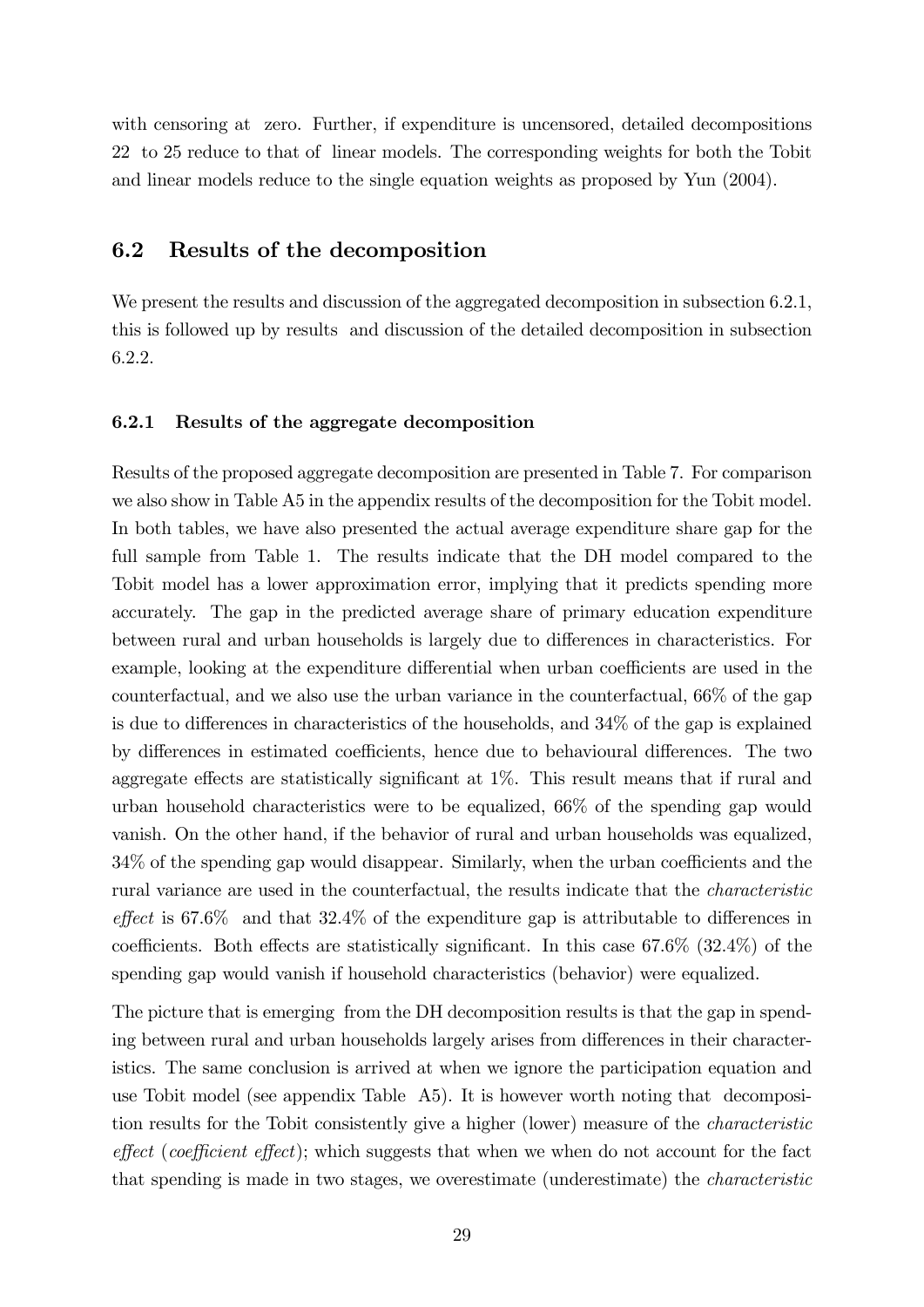with censoring at zero. Further, if expenditure is uncensored, detailed decompositions 22 to 25 reduce to that of linear models. The corresponding weights for both the Tobit and linear models reduce to the single equation weights as proposed by Yun (2004).

## 6.2 Results of the decomposition

We present the results and discussion of the aggregated decomposition in subsection 6.2.1, this is followed up by results and discussion of the detailed decomposition in subsection 6.2.2.

### 6.2.1 Results of the aggregate decomposition

Results of the proposed aggregate decomposition are presented in Table 7. For comparison we also show in Table A5 in the appendix results of the decomposition for the Tobit model. In both tables, we have also presented the actual average expenditure share gap for the full sample from Table 1. The results indicate that the DH model compared to the Tobit model has a lower approximation error, implying that it predicts spending more accurately. The gap in the predicted average share of primary education expenditure between rural and urban households is largely due to differences in characteristics. For example, looking at the expenditure differential when urban coefficients are used in the counterfactual, and we also use the urban variance in the counterfactual, 66% of the gap is due to differences in characteristics of the households, and 34% of the gap is explained by differences in estimated coefficients, hence due to behavioural differences. The two aggregate effects are statistically significant at 1%. This result means that if rural and urban household characteristics were to be equalized, 66% of the spending gap would vanish. On the other hand, if the behavior of rural and urban households was equalized, 34% of the spending gap would disappear. Similarly, when the urban coefficients and the rural variance are used in the counterfactual, the results indicate that the *characteristic effect* is 67.6% and that 32.4% of the expenditure gap is attributable to differences in coefficients. Both effects are statistically significant. In this case 67.6% (32.4%) of the spending gap would vanish if household characteristics (behavior) were equalized.

The picture that is emerging from the DH decomposition results is that the gap in spending between rural and urban households largely arises from differences in their characteristics. The same conclusion is arrived at when we ignore the participation equation and use Tobit model (see appendix Table A5). It is however worth noting that decomposition results for the Tobit consistently give a higher (lower) measure of the *characteristic effect* (*coefficient effect*); which suggests that when we when do not account for the fact that spending is made in two stages, we overestimate (underestimate) the *characteristic*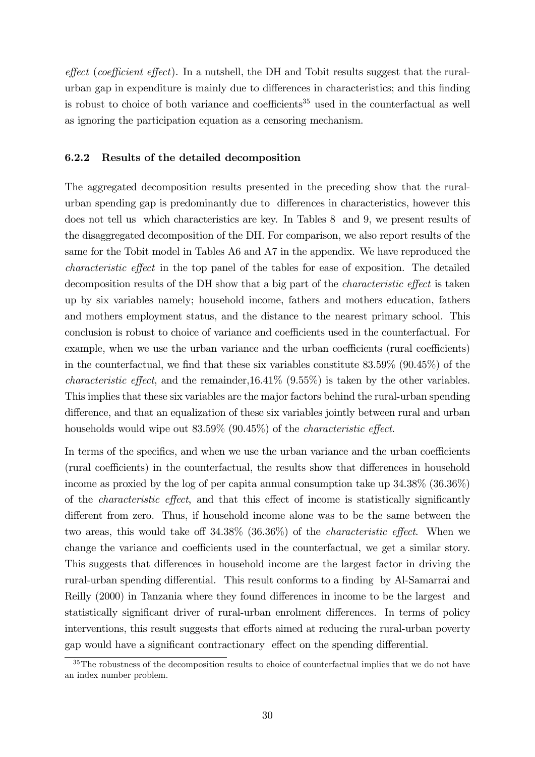*effect* (*coefficient effect*). In a nutshell, the DH and Tobit results suggest that the rural-urban gap in expenditure is mainly due to differences in characteristics; and this finding is robust to choice of both variance and coefficients[35] used in the counterfactual as well as ignoring the participation equation as a censoring mechanism.

### 6.2.2 Results of the detailed decomposition

The aggregated decomposition results presented in the preceding show that the rural-urban spending gap is predominantly due to differences in characteristics, however this does not tell us which characteristics are key. In Tables 8 and 9, we present results of the disaggregated decomposition of the DH. For comparison, we also report results of the same for the Tobit model in Tables A6 and A7 in the appendix. We have reproduced the *characteristic effect* in the top panel of the tables for ease of exposition. The detailed decomposition results of the DH show that a big part of the *characteristic effect* is taken up by six variables namely; household income, fathers and mothers education, fathers and mothers employment status, and the distance to the nearest primary school. This conclusion is robust to choice of variance and coefficients used in the counterfactual. For example, when we use the urban variance and the urban coefficients (rural coefficients) in the counterfactual, we find that these six variables constitute 83.59% (90.45%) of the *characteristic effect*, and the remainder,16.41% (9.55%) is taken by the other variables. This implies that these six variables are the major factors behind the rural-urban spending difference, and that an equalization of these six variables jointly between rural and urban households would wipe out 83.59% (90.45%) of the *characteristic effect*.

In terms of the specifics, and when we use the urban variance and the urban coefficients (rural coefficients) in the counterfactual, the results show that differences in household income as proxied by the log of per capita annual consumption take up 34.38% (36.36%) of the *characteristic effect*, and that this effect of income is statistically significantly different from zero. Thus, if household income alone was to be the same between the two areas, this would take off 34.38% (36.36%) of the *characteristic effect*. When we change the variance and coefficients used in the counterfactual, we get a similar story. This suggests that differences in household income are the largest factor in driving the rural-urban spending differential. This result conforms to a finding by Al-Samarrai and Reilly (2000) in Tanzania where they found differences in income to be the largest and statistically significant driver of rural-urban enrolment differences. In terms of policy interventions, this result suggests that efforts aimed at reducing the rural-urban poverty gap would have a significant contractionary effect on the spending differential.

[35] The robustness of the decomposition results to choice of counterfactual implies that we do not have an index number problem.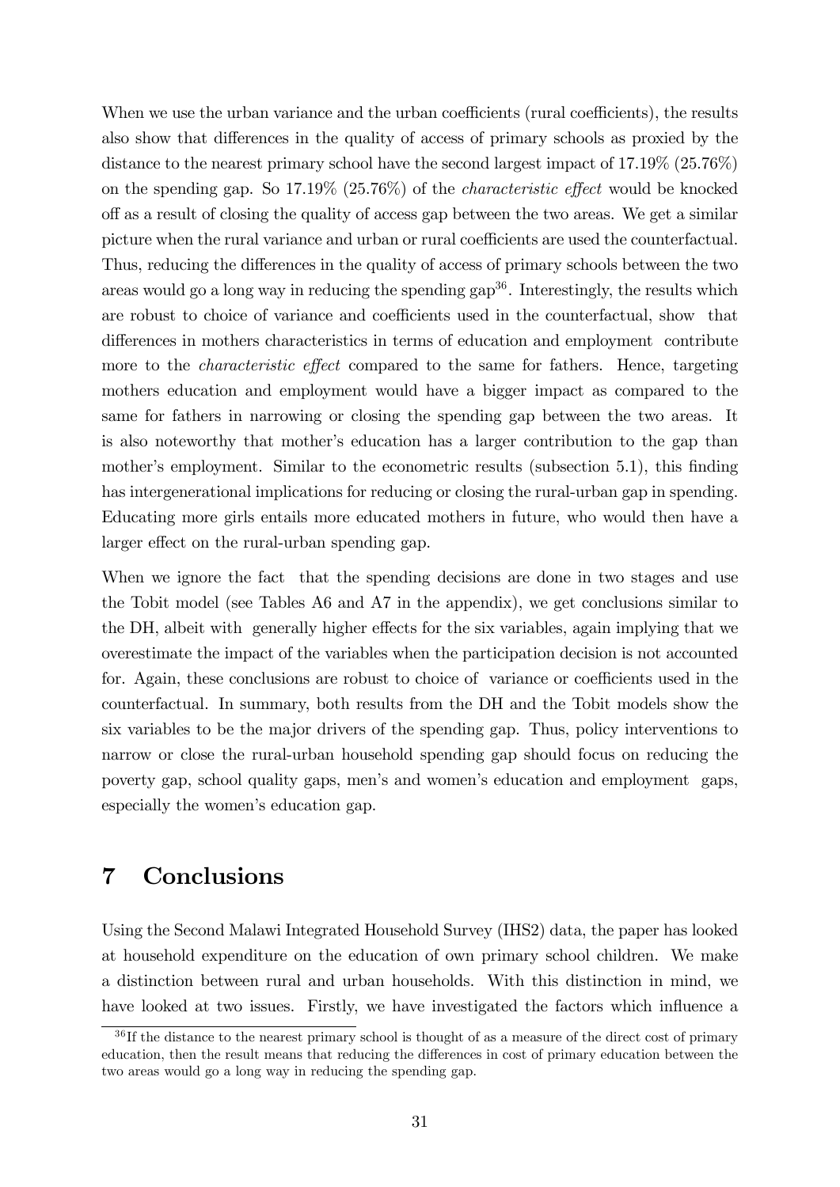When we use the urban variance and the urban coefficients (rural coefficients), the results also show that differences in the quality of access of primary schools as proxied by the distance to the nearest primary school have the second largest impact of 17.19% (25.76%) on the spending gap. So 17.19% (25.76%) of the *characteristic effect* would be knocked off as a result of closing the quality of access gap between the two areas. We get a similar picture when the rural variance and urban or rural coefficients are used the counterfactual. Thus, reducing the differences in the quality of access of primary schools between the two areas would go a long way in reducing the spending gap[36]. Interestingly, the results which are robust to choice of variance and coefficients used in the counterfactual, show that differences in mothers characteristics in terms of education and employment contribute more to the *characteristic effect* compared to the same for fathers. Hence, targeting mothers education and employment would have a bigger impact as compared to the same for fathers in narrowing or closing the spending gap between the two areas. It is also noteworthy that mother's education has a larger contribution to the gap than mother's employment. Similar to the econometric results (subsection 5.1), this finding has intergenerational implications for reducing or closing the rural-urban gap in spending. Educating more girls entails more educated mothers in future, who would then have a larger effect on the rural-urban spending gap.

When we ignore the fact that the spending decisions are done in two stages and use the Tobit model (see Tables A6 and A7 in the appendix), we get conclusions similar to the DH, albeit with generally higher effects for the six variables, again implying that we overestimate the impact of the variables when the participation decision is not accounted for. Again, these conclusions are robust to choice of variance or coefficients used in the counterfactual. In summary, both results from the DH and the Tobit models show the six variables to be the major drivers of the spending gap. Thus, policy interventions to narrow or close the rural-urban household spending gap should focus on reducing the poverty gap, school quality gaps, men's and women's education and employment gaps, especially the women's education gap.

# 7 Conclusions

Using the Second Malawi Integrated Household Survey (IHS2) data, the paper has looked at household expenditure on the education of own primary school children. We make a distinction between rural and urban households. With this distinction in mind, we have looked at two issues. Firstly, we have investigated the factors which influence a

[36] If the distance to the nearest primary school is thought of as a measure of the direct cost of primary education, then the result means that reducing the differences in cost of primary education between the two areas would go a long way in reducing the spending gap.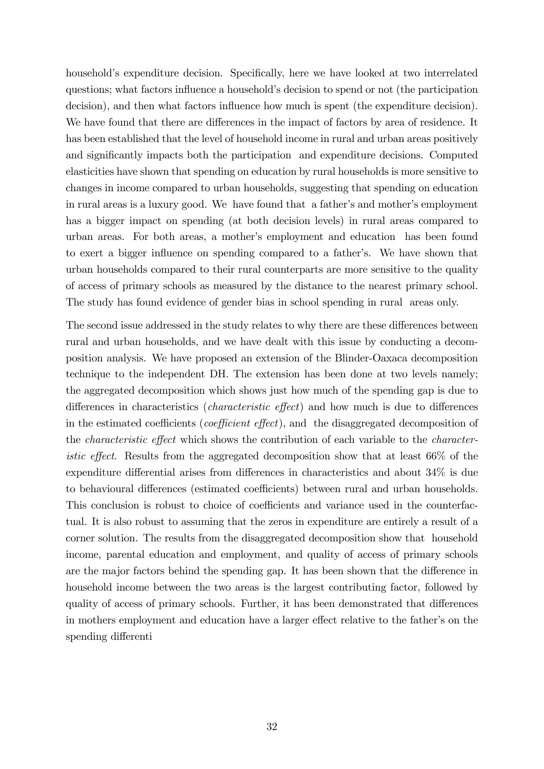household's expenditure decision. Specifically, here we have looked at two interrelated questions; what factors influence a household's decision to spend or not (the participation decision), and then what factors influence how much is spent (the expenditure decision). We have found that there are differences in the impact of factors by area of residence. It has been established that the level of household income in rural and urban areas positively and significantly impacts both the participation and expenditure decisions. Computed elasticities have shown that spending on education by rural households is more sensitive to changes in income compared to urban households, suggesting that spending on education in rural areas is a luxury good. We have found that a father's and mother's employment has a bigger impact on spending (at both decision levels) in rural areas compared to urban areas. For both areas, a mother's employment and education has been found to exert a bigger influence on spending compared to a father's. We have shown that urban households compared to their rural counterparts are more sensitive to the quality of access of primary schools as measured by the distance to the nearest primary school. The study has found evidence of gender bias in school spending in rural areas only.

The second issue addressed in the study relates to why there are these differences between rural and urban households, and we have dealt with this issue by conducting a decomposition analysis. We have proposed an extension of the Blinder-Oaxaca decomposition technique to the independent DH. The extension has been done at two levels namely; the aggregated decomposition which shows just how much of the spending gap is due to differences in characteristics (*characteristic effect*) and how much is due to differences in the estimated coefficients (*coefficient effect*), and the disaggregated decomposition of the *characteristic effect* which shows the contribution of each variable to the *characteristic effect*. Results from the aggregated decomposition show that at least 66% of the expenditure differential arises from differences in characteristics and about 34% is due to behavioural differences (estimated coefficients) between rural and urban households. This conclusion is robust to choice of coefficients and variance used in the counterfactual. It is also robust to assuming that the zeros in expenditure are entirely a result of a corner solution. The results from the disaggregated decomposition show that household income, parental education and employment, and quality of access of primary schools are the major factors behind the spending gap. It has been shown that the difference in household income between the two areas is the largest contributing factor, followed by quality of access of primary schools. Further, it has been demonstrated that differences in mothers employment and education have a larger effect relative to the father's on the spending differenti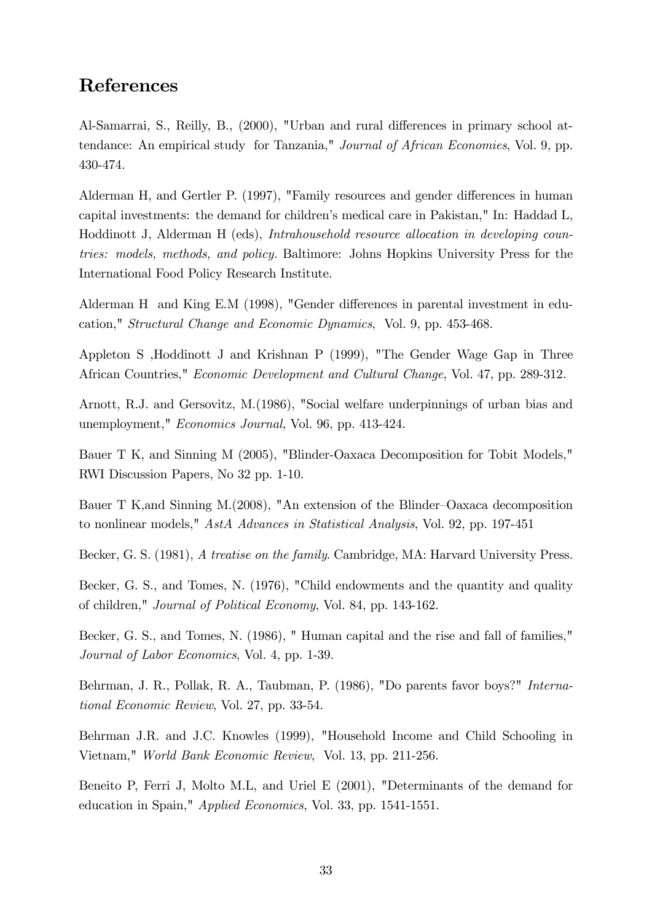## References

Al-Samarrai, S., Reilly, B., (2000), "Urban and rural differences in primary school attendance: An empirical study for Tanzania," *Journal of African Economies*, Vol. 9, pp. 430-474.

Alderman H, and Gertler P. (1997), "Family resources and gender differences in human capital investments: the demand for children's medical care in Pakistan," In: Haddad L, Hoddinott J, Alderman H (eds), *Intrahousehold resource allocation in developing countries: models, methods, and policy.* Baltimore: Johns Hopkins University Press for the International Food Policy Research Institute.

Alderman H and King E.M (1998), "Gender differences in parental investment in education," *Structural Change and Economic Dynamics*, Vol. 9, pp. 453-468.

Appleton S ,Hoddinott J and Krishnan P (1999), "The Gender Wage Gap in Three African Countries," *Economic Development and Cultural Change*, Vol. 47, pp. 289-312.

Arnott, R.J. and Gersovitz, M.(1986), "Social welfare underpinnings of urban bias and unemployment," *Economics Journal,* Vol. 96, pp. 413-424.

Bauer T K, and Sinning M (2005), "Blinder-Oaxaca Decomposition for Tobit Models," RWI Discussion Papers, No 32 pp. 1-10.

Bauer T K,and Sinning M.(2008), "An extension of the Blinder–Oaxaca decomposition to nonlinear models," *AstA Advances in Statistical Analysis*, Vol. 92, pp. 197-451

Becker, G. S. (1981), *A treatise on the family*. Cambridge, MA: Harvard University Press.

Becker, G. S., and Tomes, N. (1976), "Child endowments and the quantity and quality of children," *Journal of Political Economy*, Vol. 84, pp. 143-162.

Becker, G. S., and Tomes, N. (1986), " Human capital and the rise and fall of families," *Journal of Labor Economics*, Vol. 4, pp. 1-39.

Behrman, J. R., Pollak, R. A., Taubman, P. (1986), "Do parents favor boys?" *International Economic Review*, Vol. 27, pp. 33-54.

Behrman J.R. and J.C. Knowles (1999), "Household Income and Child Schooling in Vietnam," *World Bank Economic Review*, Vol. 13, pp. 211-256.

Beneito P, Ferri J, Molto M.L, and Uriel E (2001), "Determinants of the demand for education in Spain," *Applied Economics*, Vol. 33, pp. 1541-1551.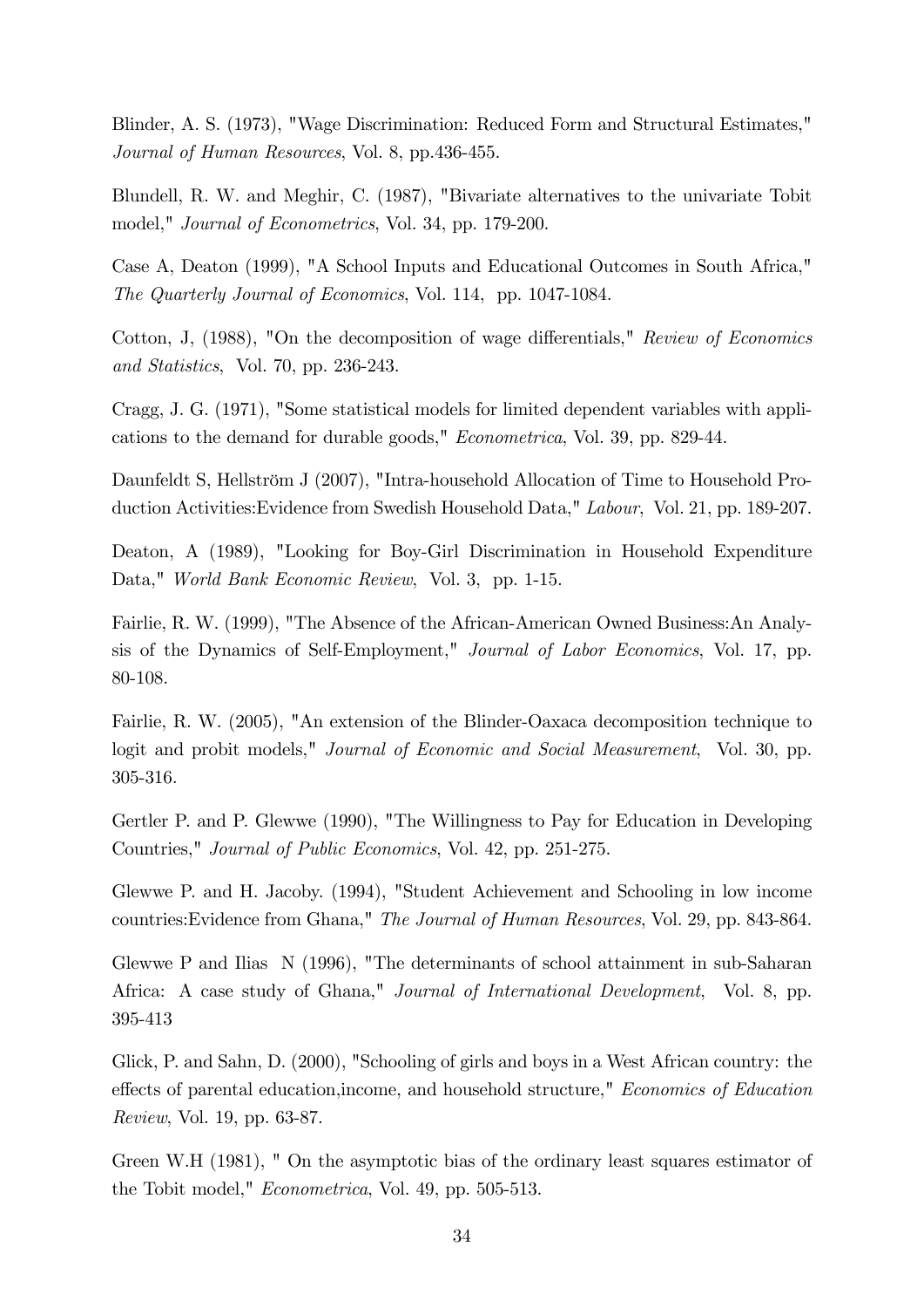Blinder, A. S. (1973), "Wage Discrimination: Reduced Form and Structural Estimates," *Journal of Human Resources*, Vol. 8, pp.436-455.

Blundell, R. W. and Meghir, C. (1987), "Bivariate alternatives to the univariate Tobit model," *Journal of Econometrics*, Vol. 34, pp. 179-200.

Case A, Deaton (1999), "A School Inputs and Educational Outcomes in South Africa," *The Quarterly Journal of Economics*, Vol. 114, pp. 1047-1084.

Cotton, J, (1988), "On the decomposition of wage differentials," *Review of Economics and Statistics*, Vol. 70, pp. 236-243.

Cragg, J. G. (1971), "Some statistical models for limited dependent variables with applications to the demand for durable goods," *Econometrica*, Vol. 39, pp. 829-44.

Daunfeldt S, Hellström J (2007), "Intra-household Allocation of Time to Household Production Activities:Evidence from Swedish Household Data," *Labour*, Vol. 21, pp. 189-207.

Deaton, A (1989), "Looking for Boy-Girl Discrimination in Household Expenditure Data," *World Bank Economic Review*, Vol. 3, pp. 1-15.

Fairlie, R. W. (1999), "The Absence of the African-American Owned Business:An Analysis of the Dynamics of Self-Employment," *Journal of Labor Economics*, Vol. 17, pp. 80-108.

Fairlie, R. W. (2005), "An extension of the Blinder-Oaxaca decomposition technique to logit and probit models," *Journal of Economic and Social Measurement*, Vol. 30, pp. 305-316.

Gertler P. and P. Glewwe (1990), "The Willingness to Pay for Education in Developing Countries," *Journal of Public Economics*, Vol. 42, pp. 251-275.

Glewwe P. and H. Jacoby. (1994), "Student Achievement and Schooling in low income countries:Evidence from Ghana," *The Journal of Human Resources*, Vol. 29, pp. 843-864.

Glewwe P and Ilias N (1996), "The determinants of school attainment in sub-Saharan Africa: A case study of Ghana," *Journal of International Development*, Vol. 8, pp. 395-413

Glick, P. and Sahn, D. (2000), "Schooling of girls and boys in a West African country: the effects of parental education,income, and household structure," *Economics of Education Review*, Vol. 19, pp. 63-87.

Green W.H (1981), " On the asymptotic bias of the ordinary least squares estimator of the Tobit model," *Econometrica*, Vol. 49, pp. 505-513.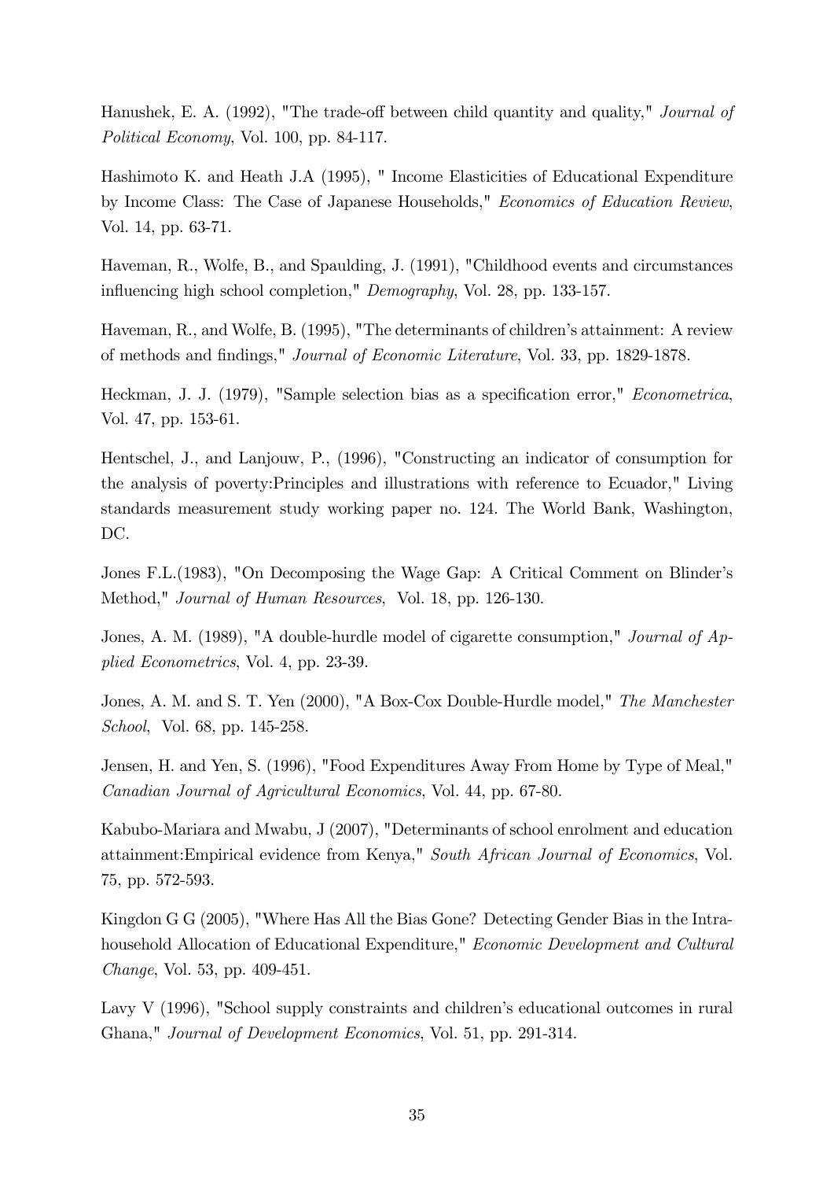Hanushek, E. A. (1992), "The trade-off between child quantity and quality," *Journal of Political Economy*, Vol. 100, pp. 84-117.

Hashimoto K. and Heath J.A (1995), " Income Elasticities of Educational Expenditure by Income Class: The Case of Japanese Households," *Economics of Education Review*, Vol. 14, pp. 63-71.

Haveman, R., Wolfe, B., and Spaulding, J. (1991), "Childhood events and circumstances influencing high school completion," *Demography*, Vol. 28, pp. 133-157.

Haveman, R., and Wolfe, B. (1995), "The determinants of children's attainment: A review of methods and findings," *Journal of Economic Literature*, Vol. 33, pp. 1829-1878.

Heckman, J. J. (1979), "Sample selection bias as a specification error," *Econometrica*, Vol. 47, pp. 153-61.

Hentschel, J., and Lanjouw, P., (1996), "Constructing an indicator of consumption for the analysis of poverty:Principles and illustrations with reference to Ecuador," Living standards measurement study working paper no. 124. The World Bank, Washington, DC.

Jones F.L.(1983), "On Decomposing the Wage Gap: A Critical Comment on Blinder's Method," *Journal of Human Resources*, Vol. 18, pp. 126-130.

Jones, A. M. (1989), "A double-hurdle model of cigarette consumption," *Journal of Applied Econometrics*, Vol. 4, pp. 23-39.

Jones, A. M. and S. T. Yen (2000), "A Box-Cox Double-Hurdle model," *The Manchester School*, Vol. 68, pp. 145-258.

Jensen, H. and Yen, S. (1996), "Food Expenditures Away From Home by Type of Meal," *Canadian Journal of Agricultural Economics*, Vol. 44, pp. 67-80.

Kabubo-Mariara and Mwabu, J (2007), "Determinants of school enrolment and education attainment:Empirical evidence from Kenya," *South African Journal of Economics*, Vol. 75, pp. 572-593.

Kingdon G G (2005), "Where Has All the Bias Gone? Detecting Gender Bias in the Intrahousehold Allocation of Educational Expenditure," *Economic Development and Cultural Change*, Vol. 53, pp. 409-451.

Lavy V (1996), "School supply constraints and children's educational outcomes in rural Ghana," *Journal of Development Economics*, Vol. 51, pp. 291-314.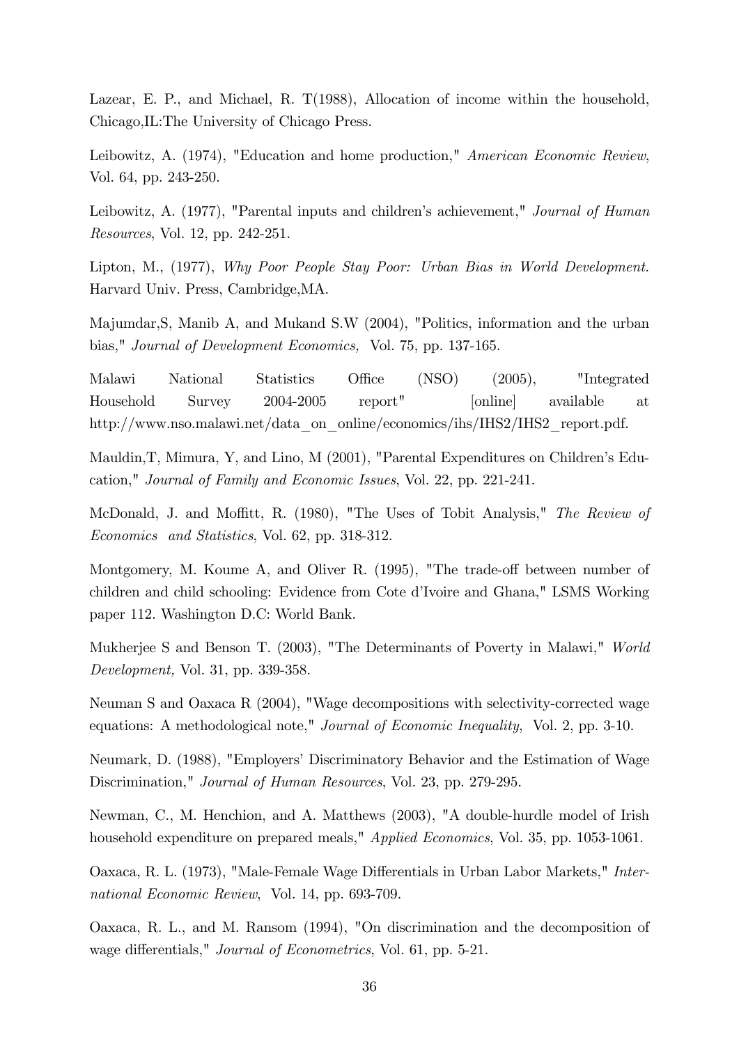Lazear, E. P., and Michael, R. T(1988), Allocation of income within the household, Chicago,IL:The University of Chicago Press.

Leibowitz, A. (1974), "Education and home production," *American Economic Review*, Vol. 64, pp. 243-250.

Leibowitz, A. (1977), "Parental inputs and children's achievement," *Journal of Human Resources*, Vol. 12, pp. 242-251.

Lipton, M., (1977), *Why Poor People Stay Poor: Urban Bias in World Development.* Harvard Univ. Press, Cambridge,MA.

Majumdar,S, Manib A, and Mukand S.W (2004), "Politics, information and the urban bias," *Journal of Development Economics,* Vol. 75, pp. 137-165.

Malawi National Statistics Office (NSO) (2005), "Integrated Household Survey 2004-2005 report" [online] available at http://www.nso.malawi.net/data_on_online/economics/ihs/IHS2/IHS2_report.pdf.

Mauldin,T, Mimura, Y, and Lino, M (2001), "Parental Expenditures on Children's Education," *Journal of Family and Economic Issues*, Vol. 22, pp. 221-241.

McDonald, J. and Moffitt, R. (1980), "The Uses of Tobit Analysis," *The Review of Economics and Statistics*, Vol. 62, pp. 318-312.

Montgomery, M. Koume A, and Oliver R. (1995), "The trade-off between number of children and child schooling: Evidence from Cote d'Ivoire and Ghana," LSMS Working paper 112. Washington D.C: World Bank.

Mukherjee S and Benson T. (2003), "The Determinants of Poverty in Malawi," *World Development,* Vol. 31, pp. 339-358.

Neuman S and Oaxaca R (2004), "Wage decompositions with selectivity-corrected wage equations: A methodological note," *Journal of Economic Inequality*, Vol. 2, pp. 3-10.

Neumark, D. (1988), "Employers' Discriminatory Behavior and the Estimation of Wage Discrimination," *Journal of Human Resources*, Vol. 23, pp. 279-295.

Newman, C., M. Henchion, and A. Matthews (2003), "A double-hurdle model of Irish household expenditure on prepared meals," *Applied Economics*, Vol. 35, pp. 1053-1061.

Oaxaca, R. L. (1973), "Male-Female Wage Differentials in Urban Labor Markets," *International Economic Review*, Vol. 14, pp. 693-709.

Oaxaca, R. L., and M. Ransom (1994), "On discrimination and the decomposition of wage differentials," *Journal of Econometrics*, Vol. 61, pp. 5-21.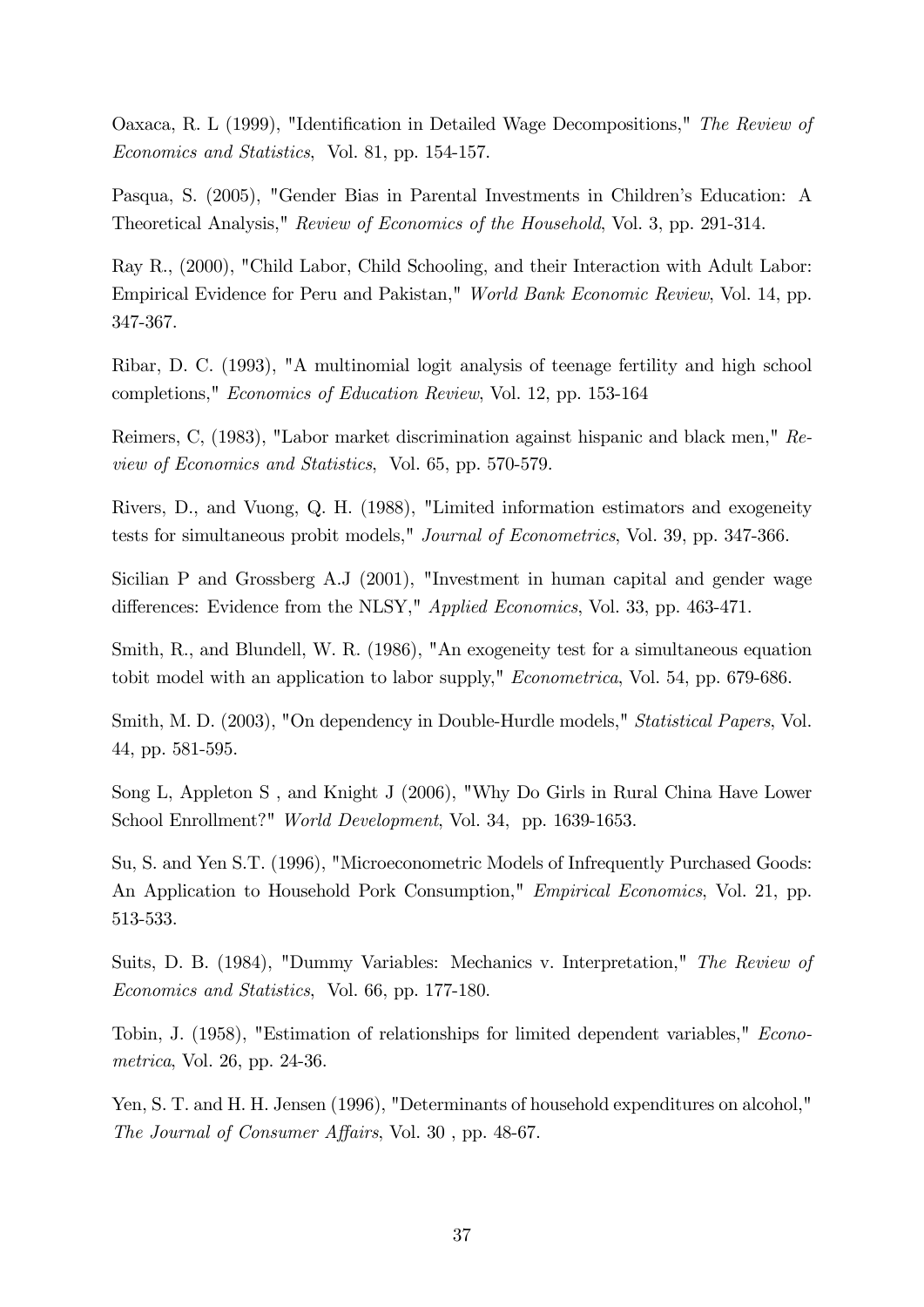Oaxaca, R. L (1999), "Identification in Detailed Wage Decompositions," *The Review of Economics and Statistics*, Vol. 81, pp. 154-157.

Pasqua, S. (2005), "Gender Bias in Parental Investments in Children's Education: A Theoretical Analysis," *Review of Economics of the Household*, Vol. 3, pp. 291-314.

Ray R., (2000), "Child Labor, Child Schooling, and their Interaction with Adult Labor: Empirical Evidence for Peru and Pakistan," *World Bank Economic Review*, Vol. 14, pp. 347-367.

Ribar, D. C. (1993), "A multinomial logit analysis of teenage fertility and high school completions," *Economics of Education Review*, Vol. 12, pp. 153-164

Reimers, C, (1983), "Labor market discrimination against hispanic and black men," *Review of Economics and Statistics*, Vol. 65, pp. 570-579.

Rivers, D., and Vuong, Q. H. (1988), "Limited information estimators and exogeneity tests for simultaneous probit models," *Journal of Econometrics*, Vol. 39, pp. 347-366.

Sicilian P and Grossberg A.J (2001), "Investment in human capital and gender wage differences: Evidence from the NLSY," *Applied Economics*, Vol. 33, pp. 463-471.

Smith, R., and Blundell, W. R. (1986), "An exogeneity test for a simultaneous equation tobit model with an application to labor supply," *Econometrica*, Vol. 54, pp. 679-686.

Smith, M. D. (2003), "On dependency in Double-Hurdle models," *Statistical Papers*, Vol. 44, pp. 581-595.

Song L, Appleton S , and Knight J (2006), "Why Do Girls in Rural China Have Lower School Enrollment?" *World Development*, Vol. 34, pp. 1639-1653.

Su, S. and Yen S.T. (1996), "Microeconometric Models of Infrequently Purchased Goods: An Application to Household Pork Consumption," *Empirical Economics*, Vol. 21, pp. 513-533.

Suits, D. B. (1984), "Dummy Variables: Mechanics v. Interpretation," *The Review of Economics and Statistics*, Vol. 66, pp. 177-180.

Tobin, J. (1958), "Estimation of relationships for limited dependent variables," *Econometrica*, Vol. 26, pp. 24-36.

Yen, S. T. and H. H. Jensen (1996), "Determinants of household expenditures on alcohol," *The Journal of Consumer Affairs*, Vol. 30 , pp. 48-67.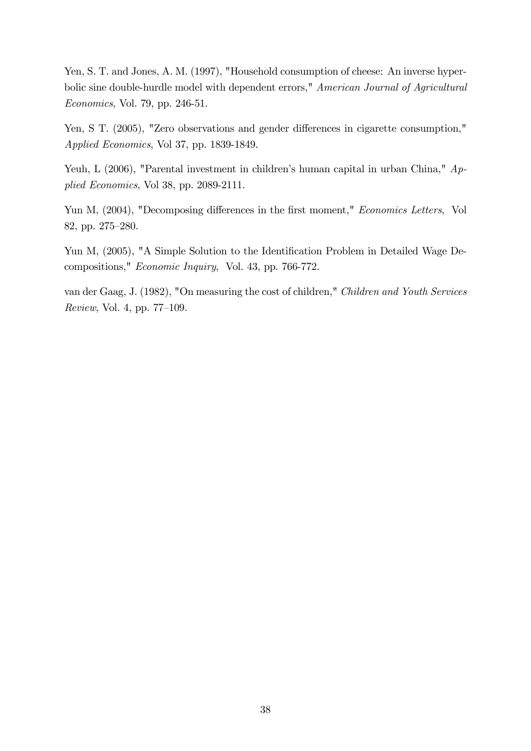Yen, S. T. and Jones, A. M. (1997), "Household consumption of cheese: An inverse hyperbolic sine double-hurdle model with dependent errors," *American Journal of Agricultural Economics*, Vol. 79, pp. 246-51.

Yen, S T. (2005), "Zero observations and gender differences in cigarette consumption," *Applied Economics*, Vol 37, pp. 1839-1849.

Yeuh, L (2006), "Parental investment in children's human capital in urban China," *Applied Economics*, Vol 38, pp. 2089-2111.

Yun M, (2004), "Decomposing differences in the first moment," *Economics Letters*, Vol 82, pp. 275–280.

Yun M, (2005), "A Simple Solution to the Identification Problem in Detailed Wage Decompositions," *Economic Inquiry*, Vol. 43, pp. 766-772.

van der Gaag, J. (1982), "On measuring the cost of children," *Children and Youth Services Review*, Vol. 4, pp. 77–109.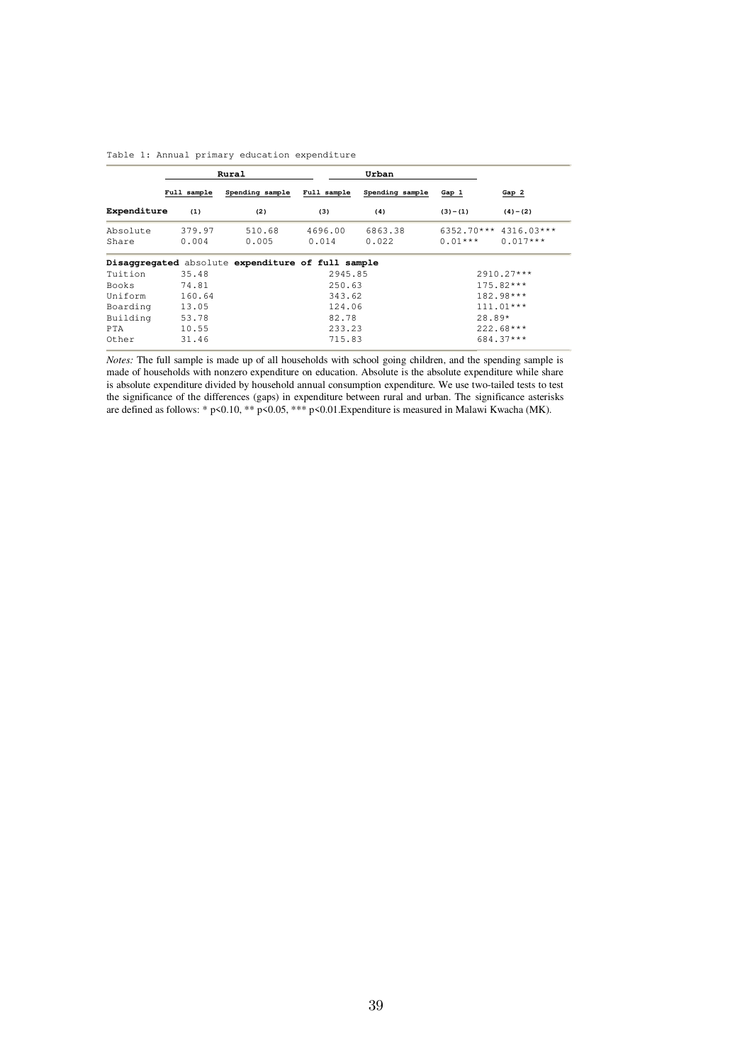Table 1: Annual primary education expenditure

| | Rural | | Urban | | | |
|---|---|---|---|---|---|---|
| | Full sample | Spending sample | Full sample | Spending sample | Gap 1 | Gap 2 |
| **Expenditure** | (1) | (2) | (3) | (4) | (3)-(1) | (4)-(2) |
| Absolute | 379.97 | 510.68 | 4696.00 | 6863.38 | 6352.70*** | 4316.03*** |
| Share | 0.004 | 0.005 | 0.014 | 0.022 | 0.01*** | 0.017*** |
| **Disaggregated** absolute **expenditure of full sample** | | | | | | |
| Tuition | 35.48 | | 2945.85 | | | 2910.27*** |
| Books | 74.81 | | 250.63 | | | 175.82*** |
| Uniform | 160.64 | | 343.62 | | | 182.98*** |
| Boarding | 13.05 | | 124.06 | | | 111.01*** |
| Building | 53.78 | | 82.78 | | | 28.89* |
| PTA | 10.55 | | 233.23 | | | 222.68*** |
| Other | 31.46 | | 715.83 | | | 684.37*** |

*Notes:* The full sample is made up of all households with school going children, and the spending sample is made of households with nonzero expenditure on education. Absolute is the absolute expenditure while share is absolute expenditure divided by household annual consumption expenditure. We use two-tailed tests to test the significance of the differences (gaps) in expenditure between rural and urban. The significance asterisks are defined as follows: * p<0.10, ** p<0.05, *** p<0.01.Expenditure is measured in Malawi Kwacha (MK).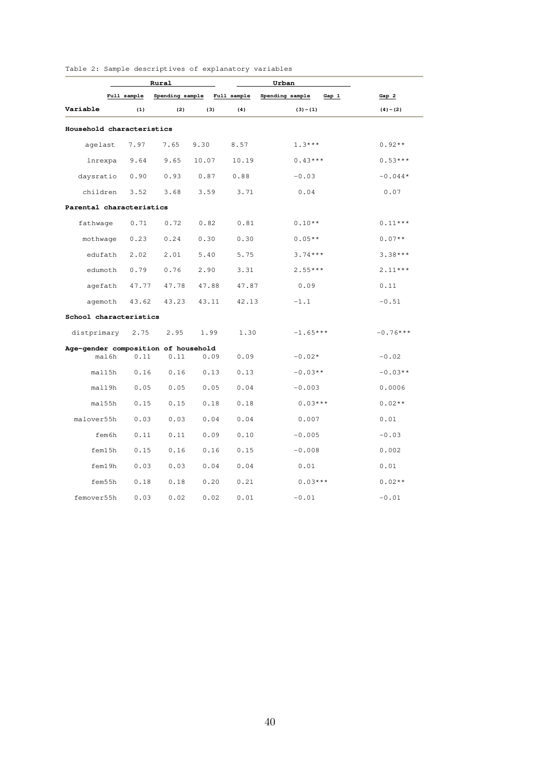Table 2: Sample descriptives of explanatory variables

| | Rural | | Urban | | | |
|---|---|---|---|---|---|---|
| | Full sample | Spending sample | Full sample | Spending sample | Gap 1 | Gap 2 |
| **Variable** | (1) | (2) | (3) | (4) | (3)-(1) | (4)-(2) |
| **Household characteristics** | | | | | | |
| agelast | 7.97 | 7.65 | 9.30 | 8.57 | 1.3*** | 0.92** |
| lnrexpa | 9.64 | 9.65 | 10.07 | 10.19 | 0.43*** | 0.53*** |
| daysratio | 0.90 | 0.93 | 0.87 | 0.88 | -0.03 | -0.044* |
| children | 3.52 | 3.68 | 3.59 | 3.71 | 0.04 | 0.07 |
| **Parental characteristics** | | | | | | |
| fathwage | 0.71 | 0.72 | 0.82 | 0.81 | 0.10** | 0.11*** |
| mothwage | 0.23 | 0.24 | 0.30 | 0.30 | 0.05** | 0.07** |
| edufath | 2.02 | 2.01 | 5.40 | 5.75 | 3.74*** | 3.38*** |
| edumoth | 0.79 | 0.76 | 2.90 | 3.31 | 2.55*** | 2.11*** |
| agefath | 47.77 | 47.78 | 47.88 | 47.87 | 0.09 | 0.11 |
| agemoth | 43.62 | 43.23 | 43.11 | 42.13 | -1.1 | -0.51 |
| **School characteristics** | | | | | | |
| distprimary | 2.75 | 2.95 | 1.99 | 1.30 | -1.65*** | -0.76*** |
| **Age-gender composition of household** | | | | | | |
| mal6h | 0.11 | 0.11 | 0.09 | 0.09 | -0.02* | -0.02 |
| mal15h | 0.16 | 0.16 | 0.13 | 0.13 | -0.03** | -0.03** |
| mal19h | 0.05 | 0.05 | 0.05 | 0.04 | -0.003 | 0.0006 |
| mal55h | 0.15 | 0.15 | 0.18 | 0.18 | 0.03*** | 0.02** |
| malover55h | 0.03 | 0.03 | 0.04 | 0.04 | 0.007 | 0.01 |
| fem6h | 0.11 | 0.11 | 0.09 | 0.10 | -0.005 | -0.03 |
| fem15h | 0.15 | 0.16 | 0.16 | 0.15 | -0.008 | 0.002 |
| fem19h | 0.03 | 0.03 | 0.04 | 0.04 | 0.01 | 0.01 |
| fem55h | 0.18 | 0.18 | 0.20 | 0.21 | 0.03*** | 0.02** |
| femover55h | 0.03 | 0.02 | 0.02 | 0.01 | -0.01 | -0.01 |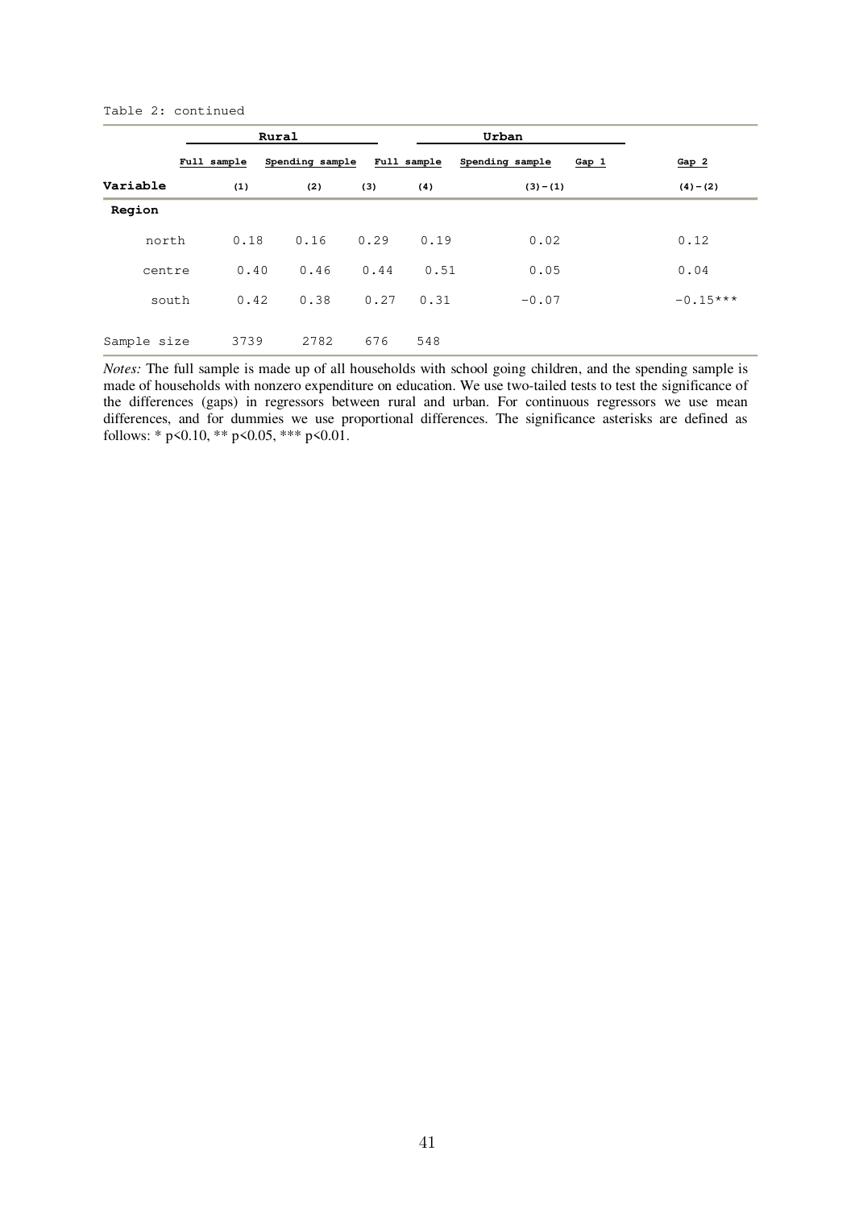Table 2: continued

| | Rural | | Urban | | | |
|---|---|---|---|---|---|---|
| | Full sample | Spending sample | Full sample | Spending sample | Gap 1 | Gap 2 |
| **Variable** | (1) | (2) | (3) | (4) | (3)−(1) | (4)−(2) |
| **Region** | | | | | | |
| north | 0.18 | 0.16 | 0.29 | 0.19 | 0.02 | 0.12 |
| centre | 0.40 | 0.46 | 0.44 | 0.51 | 0.05 | 0.04 |
| south | 0.42 | 0.38 | 0.27 | 0.31 | −0.07 | −0.15*** |
| Sample size | 3739 | 2782 | 676 | 548 | | |

*Notes:* The full sample is made up of all households with school going children, and the spending sample is made of households with nonzero expenditure on education. We use two-tailed tests to test the significance of the differences (gaps) in regressors between rural and urban. For continuous regressors we use mean differences, and for dummies we use proportional differences. The significance asterisks are defined as follows: * $p<0.10$, ** $p<0.05$, *** $p<0.01$.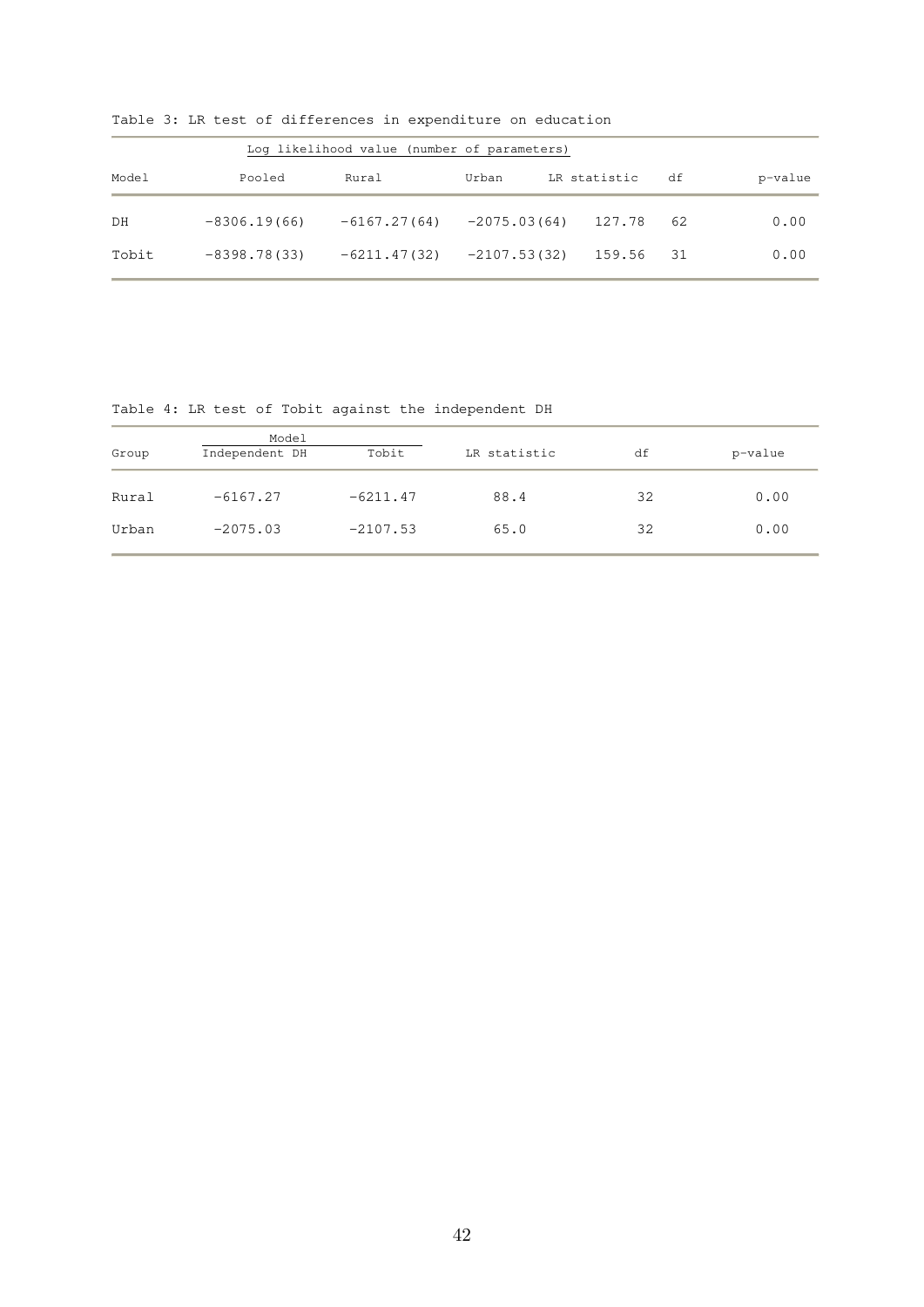Table 3: LR test of differences in expenditure on education

| | Log likelihood value (number of parameters) | | | | | |
|---|---|---|---|---|---|---|
| Model | Pooled | Rural | Urban | LR statistic | df | p-value |
| DH | −8306.19(66) | −6167.27(64) | −2075.03(64) | 127.78 | 62 | 0.00 |
| Tobit | −8398.78(33) | −6211.47(32) | −2107.53(32) | 159.56 | 31 | 0.00 |

Table 4: LR test of Tobit against the independent DH

| | Model | | | | |
|---|---|---|---|---|---|
| Group | Independent DH | Tobit | LR statistic | df | p-value |
| Rural | −6167.27 | −6211.47 | 88.4 | 32 | 0.00 |
| Urban | −2075.03 | −2107.53 | 65.0 | 32 | 0.00 |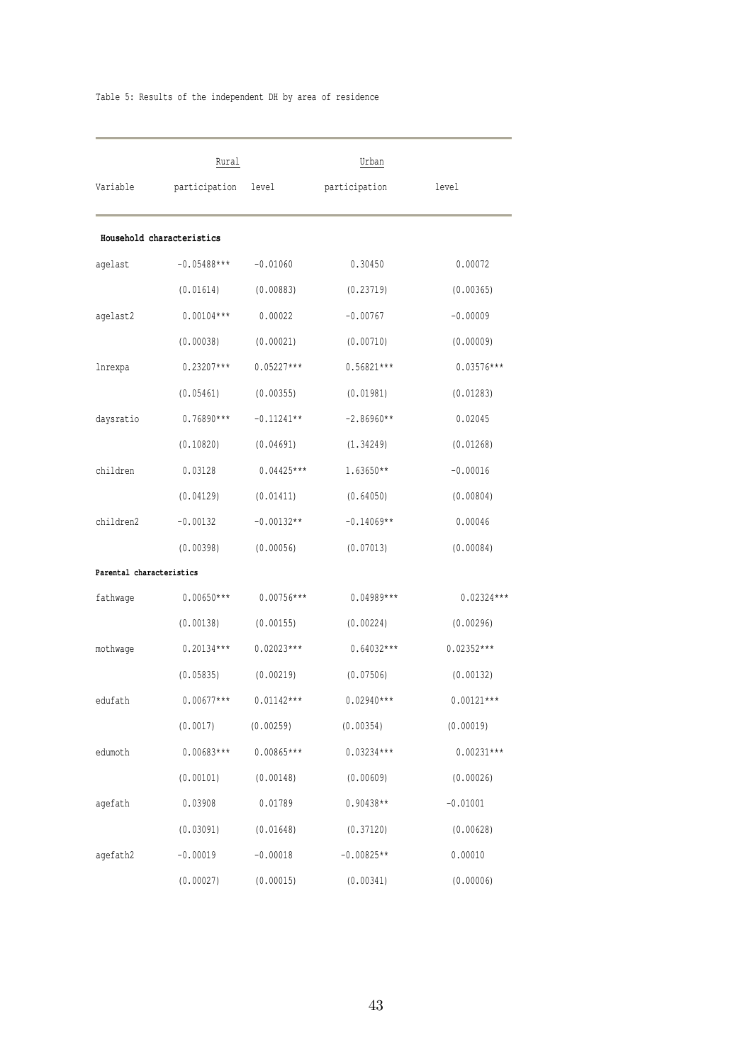Table 5: Results of the independent DH by area of residence

| | Rural | | Urban | |
|---|---|---|---|---|
| Variable | participation | level | participation | level |
| **Household characteristics** | | | | |
| agelast | −0.05488*** | −0.01060 | 0.30450 | 0.00072 |
| | (0.01614) | (0.00883) | (0.23719) | (0.00365) |
| agelast2 | 0.00104*** | 0.00022 | −0.00767 | −0.00009 |
| | (0.00038) | (0.00021) | (0.00710) | (0.00009) |
| lnrexpa | 0.23207*** | 0.05227*** | 0.56821*** | 0.03576*** |
| | (0.05461) | (0.00355) | (0.01981) | (0.01283) |
| daysratio | 0.76890*** | −0.11241** | −2.86960** | 0.02045 |
| | (0.10820) | (0.04691) | (1.34249) | (0.01268) |
| children | 0.03128 | 0.04425*** | 1.63650** | −0.00016 |
| | (0.04129) | (0.01411) | (0.64050) | (0.00804) |
| children2 | −0.00132 | −0.00132** | −0.14069** | 0.00046 |
| | (0.00398) | (0.00056) | (0.07013) | (0.00084) |
| **Parental characteristics** | | | | |
| fathwage | 0.00650*** | 0.00756*** | 0.04989*** | 0.02324*** |
| | (0.00138) | (0.00155) | (0.00224) | (0.00296) |
| mothwage | 0.20134*** | 0.02023*** | 0.64032*** | 0.02352*** |
| | (0.05835) | (0.00219) | (0.07506) | (0.00132) |
| edufath | 0.00677*** | 0.01142*** | 0.02940*** | 0.00121*** |
| | (0.0017) | (0.00259) | (0.00354) | (0.00019) |
| edumoth | 0.00683*** | 0.00865*** | 0.03234*** | 0.00231*** |
| | (0.00101) | (0.00148) | (0.00609) | (0.00026) |
| agefath | 0.03908 | 0.01789 | 0.90438** | −0.01001 |
| | (0.03091) | (0.01648) | (0.37120) | (0.00628) |
| agefath2 | −0.00019 | −0.00018 | −0.00825** | 0.00010 |
| | (0.00027) | (0.00015) | (0.00341) | (0.00006) |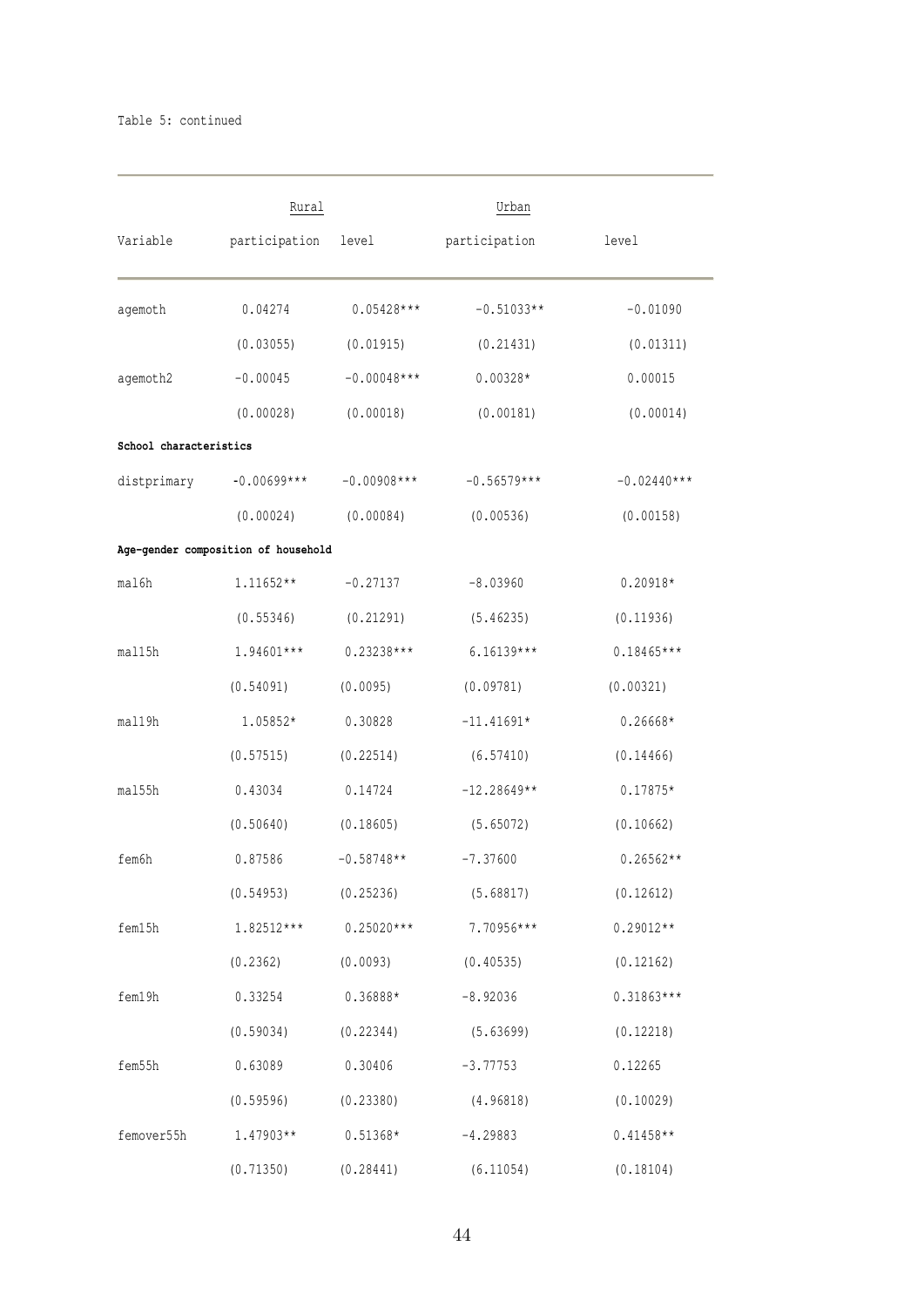Table 5: continued

| | Rural | | Urban | |
|---|---|---|---|---|
| Variable | participation | level | participation | level |
| agemoth | 0.04274 | 0.05428*** | −0.51033** | −0.01090 |
| | (0.03055) | (0.01915) | (0.21431) | (0.01311) |
| agemoth2 | −0.00045 | −0.00048*** | 0.00328* | 0.00015 |
| | (0.00028) | (0.00018) | (0.00181) | (0.00014) |
| **School characteristics** | | | | |
| distprimary | −0.00699*** | −0.00908*** | −0.56579*** | −0.02440*** |
| | (0.00024) | (0.00084) | (0.00536) | (0.00158) |
| **Age-gender composition of household** | | | | |
| mal6h | 1.11652** | −0.27137 | −8.03960 | 0.20918* |
| | (0.55346) | (0.21291) | (5.46235) | (0.11936) |
| mal15h | 1.94601*** | 0.23238*** | 6.16139*** | 0.18465*** |
| | (0.54091) | (0.0095) | (0.09781) | (0.00321) |
| mal19h | 1.05852* | 0.30828 | −11.41691* | 0.26668* |
| | (0.57515) | (0.22514) | (6.57410) | (0.14466) |
| mal55h | 0.43034 | 0.14724 | −12.28649** | 0.17875* |
| | (0.50640) | (0.18605) | (5.65072) | (0.10662) |
| fem6h | 0.87586 | −0.58748** | −7.37600 | 0.26562** |
| | (0.54953) | (0.25236) | (5.68817) | (0.12612) |
| fem15h | 1.82512*** | 0.25020*** | 7.70956*** | 0.29012** |
| | (0.2362) | (0.0093) | (0.40535) | (0.12162) |
| fem19h | 0.33254 | 0.36888* | −8.92036 | 0.31863*** |
| | (0.59034) | (0.22344) | (5.63699) | (0.12218) |
| fem55h | 0.63089 | 0.30406 | −3.77753 | 0.12265 |
| | (0.59596) | (0.23380) | (4.96818) | (0.10029) |
| femover55h | 1.47903** | 0.51368* | −4.29883 | 0.41458** |
| | (0.71350) | (0.28441) | (6.11054) | (0.18104) |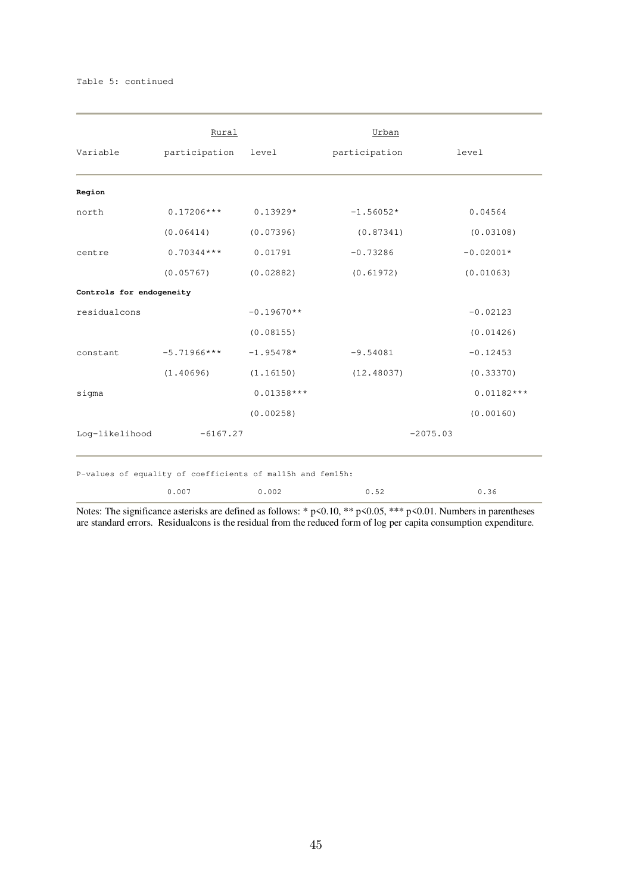Table 5: continued

| Variable | Rural | | Urban | |
|---|---|---|---|---|
| | participation | level | participation | level |
| **Region** | | | | |
| north | 0.17206*** | 0.13929* | -1.56052* | 0.04564 |
| | (0.06414) | (0.07396) | (0.87341) | (0.03108) |
| centre | 0.70344*** | 0.01791 | -0.73286 | -0.02001* |
| | (0.05767) | (0.02882) | (0.61972) | (0.01063) |
| **Controls for endogeneity** | | | | |
| residualcons | | -0.19670** | | -0.02123 |
| | | (0.08155) | | (0.01426) |
| constant | -5.71966*** | -1.95478* | -9.54081 | -0.12453 |
| | (1.40696) | (1.16150) | (12.48037) | (0.33370) |
| sigma | | 0.01358*** | | 0.01182*** |
| | | (0.00258) | | (0.00160) |
| Log-likelihood | -6167.27 | | -2075.03 | |
| P-values of equality of coefficients of mal15h and fem15h: | | | | |
| | 0.007 | 0.002 | 0.52 | 0.36 |

Notes: The significance asterisks are defined as follows: * p<0.10, ** p<0.05, *** p<0.01. Numbers in parentheses are standard errors. Residualcons is the residual from the reduced form of log per capita consumption expenditure.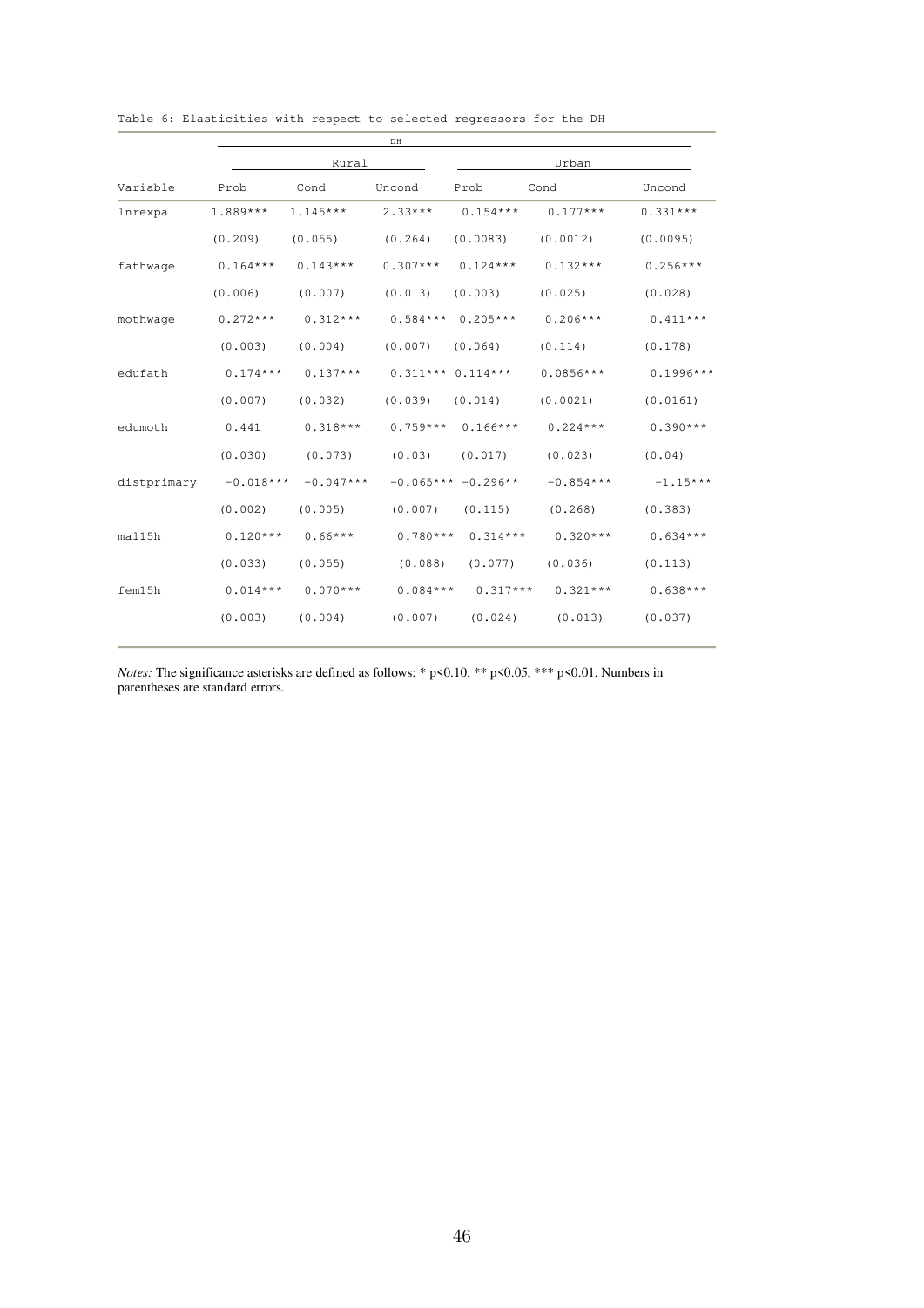Table 6: Elasticities with respect to selected regressors for the DH

| | DH | | | | | |
|---|---|---|---|---|---|---|
| | Rural | | | Urban | | |
| Variable | Prob | Cond | Uncond | Prob | Cond | Uncond |
| lnrexpa | 1.889*** | 1.145*** | 2.33*** | 0.154*** | 0.177*** | 0.331*** |
| | (0.209) | (0.055) | (0.264) | (0.0083) | (0.0012) | (0.0095) |
| fathwage | 0.164*** | 0.143*** | 0.307*** | 0.124*** | 0.132*** | 0.256*** |
| | (0.006) | (0.007) | (0.013) | (0.003) | (0.025) | (0.028) |
| mothwage | 0.272*** | 0.312*** | 0.584*** | 0.205*** | 0.206*** | 0.411*** |
| | (0.003) | (0.004) | (0.007) | (0.064) | (0.114) | (0.178) |
| edufath | 0.174*** | 0.137*** | 0.311*** | 0.114*** | 0.0856*** | 0.1996*** |
| | (0.007) | (0.032) | (0.039) | (0.014) | (0.0021) | (0.0161) |
| edumoth | 0.441 | 0.318*** | 0.759*** | 0.166*** | 0.224*** | 0.390*** |
| | (0.030) | (0.073) | (0.03) | (0.017) | (0.023) | (0.04) |
| distprimary | −0.018*** | −0.047*** | −0.065*** | −0.296** | −0.854*** | −1.15*** |
| | (0.002) | (0.005) | (0.007) | (0.115) | (0.268) | (0.383) |
| mal15h | 0.120*** | 0.66*** | 0.780*** | 0.314*** | 0.320*** | 0.634*** |
| | (0.033) | (0.055) | (0.088) | (0.077) | (0.036) | (0.113) |
| fem15h | 0.014*** | 0.070*** | 0.084*** | 0.317*** | 0.321*** | 0.638*** |
| | (0.003) | (0.004) | (0.007) | (0.024) | (0.013) | (0.037) |

*Notes:* The significance asterisks are defined as follows: * p<0.10, ** p<0.05, *** p<0.01. Numbers in parentheses are standard errors.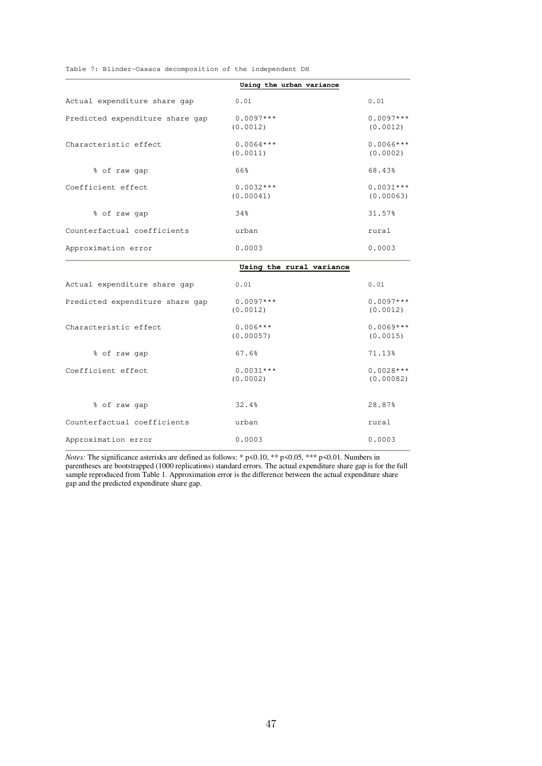Table 7: Blinder-Oaxaca decomposition of the independent DH

| | **Using the urban variance** | |
|---|---|---|
| Actual expenditure share gap | 0.01 | 0.01 |
| Predicted expenditure share gap | 0.0097*** (0.0012) | 0.0097*** (0.0012) |
| Characteristic effect | 0.0064*** (0.0011) | 0.0066*** (0.0002) |
| % of raw gap | 66% | 68.43% |
| Coefficient effect | 0.0032*** (0.00041) | 0.0031*** (0.00063) |
| % of raw gap | 34% | 31.57% |
| Counterfactual coefficients | urban | rural |
| Approximation error | 0.0003 | 0.0003 |
| | **Using the rural variance** | |
| Actual expenditure share gap | 0.01 | 0.01 |
| Predicted expenditure share gap | 0.0097*** (0.0012) | 0.0097*** (0.0012) |
| Characteristic effect | 0.006*** (0.00057) | 0.0069*** (0.0015) |
| % of raw gap | 67.6% | 71.13% |
| Coefficient effect | 0.0031*** (0.0002) | 0.0028*** (0.00082) |
| % of raw gap | 32.4% | 28.87% |
| Counterfactual coefficients | urban | rural |
| Approximation error | 0.0003 | 0.0003 |

*Notes:* The significance asterisks are defined as follows: * p<0.10, ** p<0.05, *** p<0.01. Numbers in parentheses are bootstrapped (1000 replications) standard errors. The actual expenditure share gap is for the full sample reproduced from Table 1. Approximation error is the difference between the actual expenditure share gap and the predicted expenditure share gap.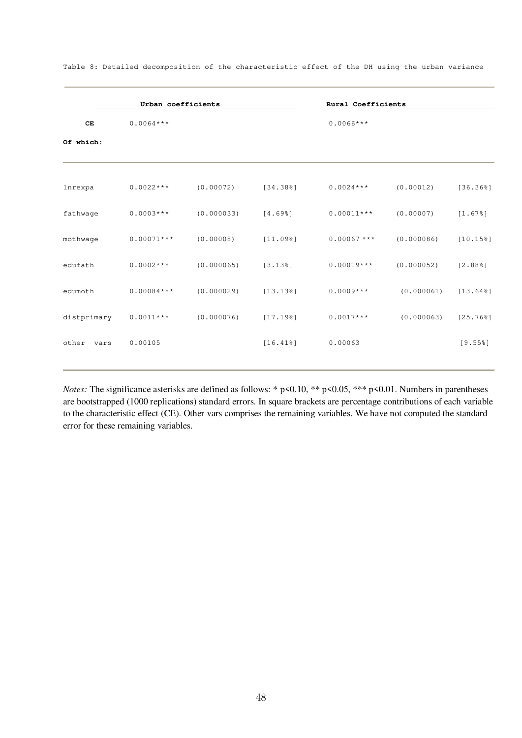Table 8: Detailed decomposition of the characteristic effect of the DH using the urban variance

| | **Urban coefficients** | | | **Rural Coefficients** | | |
|---|---|---|---|---|---|---|
| **CE** | 0.0064*** | | | 0.0066*** | | |
| **Of which:** | | | | | | |
| lnrexpa | 0.0022*** | (0.00072) | [34.38%] | 0.0024*** | (0.00012) | [36.36%] |
| fathwage | 0.0003*** | (0.000033) | [4.69%] | 0.00011*** | (0.00007) | [1.67%] |
| mothwage | 0.00071*** | (0.00008) | [11.09%] | 0.00067 *** | (0.000086) | [10.15%] |
| edufath | 0.0002*** | (0.000065) | [3.13%] | 0.00019*** | (0.000052) | [2.88%] |
| edumoth | 0.00084*** | (0.000029) | [13.13%] | 0.0009*** | (0.000061) | [13.64%] |
| distprimary | 0.0011*** | (0.000076) | [17.19%] | 0.0017*** | (0.000063) | [25.76%] |
| other vars | 0.00105 | | [16.41%] | 0.00063 | | [9.55%] |

*Notes:* The significance asterisks are defined as follows: * p<0.10, ** p<0.05, *** p<0.01. Numbers in parentheses are bootstrapped (1000 replications) standard errors. In square brackets are percentage contributions of each variable to the characteristic effect (CE). Other vars comprises the remaining variables. We have not computed the standard error for these remaining variables.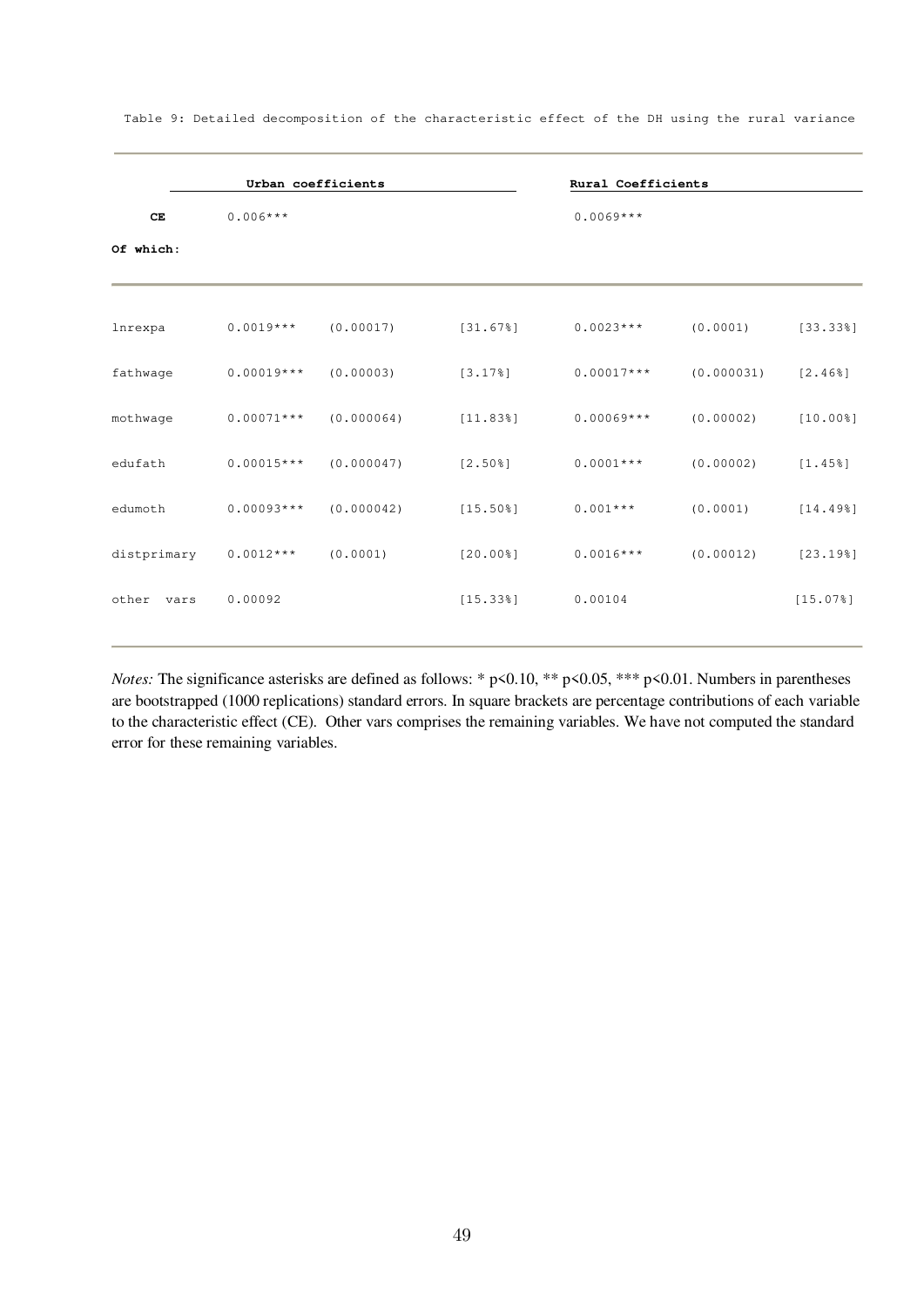Table 9: Detailed decomposition of the characteristic effect of the DH using the rural variance

| | Urban coefficients | | | Rural Coefficients | | |
|---|---|---|---|---|---|---|
| **CE** | 0.006*** | | | 0.0069*** | | |
| **Of which:** | | | | | | |
| lnrexpa | 0.0019*** | (0.00017) | [31.67%] | 0.0023*** | (0.0001) | [33.33%] |
| fathwage | 0.00019*** | (0.00003) | [3.17%] | 0.00017*** | (0.000031) | [2.46%] |
| mothwage | 0.00071*** | (0.000064) | [11.83%] | 0.00069*** | (0.00002) | [10.00%] |
| edufath | 0.00015*** | (0.000047) | [2.50%] | 0.0001*** | (0.00002) | [1.45%] |
| edumoth | 0.00093*** | (0.000042) | [15.50%] | 0.001*** | (0.0001) | [14.49%] |
| distprimary | 0.0012*** | (0.0001) | [20.00%] | 0.0016*** | (0.00012) | [23.19%] |
| other vars | 0.00092 | | [15.33%] | 0.00104 | | [15.07%] |

*Notes:* The significance asterisks are defined as follows: * p<0.10, ** p<0.05, *** p<0.01. Numbers in parentheses are bootstrapped (1000 replications) standard errors. In square brackets are percentage contributions of each variable to the characteristic effect (CE). Other vars comprises the remaining variables. We have not computed the standard error for these remaining variables.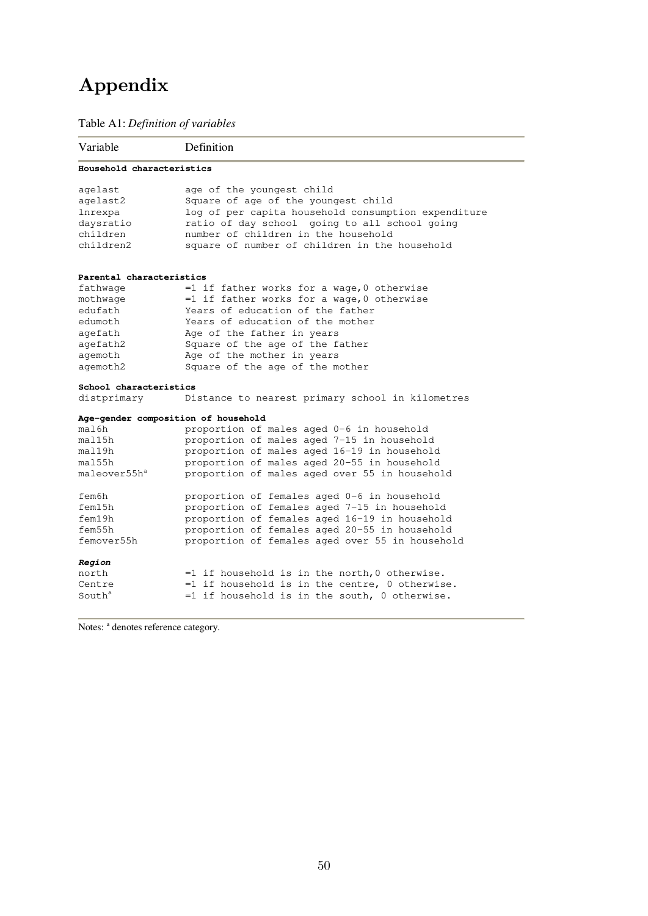# Appendix

Table A1: *Definition of variables*

| Variable | Definition |
|---|---|
| **Household characteristics** | |
| agelast | age of the youngest child |
| agelast2 | Square of age of the youngest child |
| lnrexpa | log of per capita household consumption expenditure |
| daysratio | ratio of day school going to all school going |
| children | number of children in the household |
| children2 | square of number of children in the household |
| **Parental characteristics** | |
| fathwage | =1 if father works for a wage,0 otherwise |
| mothwage | =1 if father works for a wage,0 otherwise |
| edufath | Years of education of the father |
| edumoth | Years of education of the mother |
| agefath | Age of the father in years |
| agefath2 | Square of the age of the father |
| agemoth | Age of the mother in years |
| agemoth2 | Square of the age of the mother |
| **School characteristics** | |
| distprimary | Distance to nearest primary school in kilometres |
| **Age-gender composition of household** | |
| mal6h | proportion of males aged 0-6 in household |
| mal15h | proportion of males aged 7-15 in household |
| mal19h | proportion of males aged 16-19 in household |
| mal55h | proportion of males aged 20-55 in household |
| maleover55h[a] | proportion of males aged over 55 in household |
| fem6h | proportion of females aged 0-6 in household |
| fem15h | proportion of females aged 7-15 in household |
| fem19h | proportion of females aged 16-19 in household |
| fem55h | proportion of females aged 20-55 in household |
| femover55h | proportion of females aged over 55 in household |
| ***Region*** | |
| north | =1 if household is in the north,0 otherwise. |
| Centre | =1 if household is in the centre, 0 otherwise. |
| South[a] | =1 if household is in the south, 0 otherwise. |

Notes: [a] denotes reference category.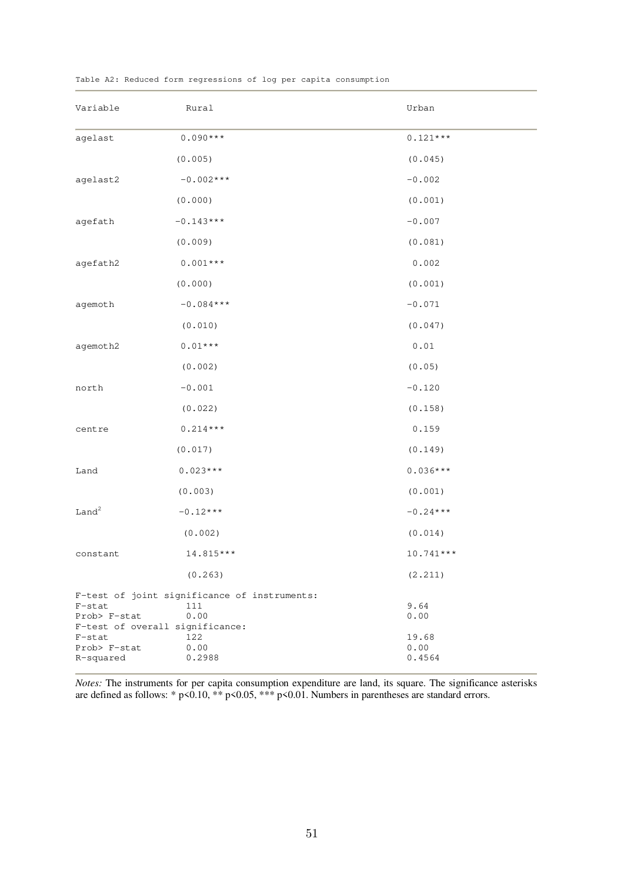Table A2: Reduced form regressions of log per capita consumption

| Variable | Rural | Urban |
|---|---|---|
| agelast | 0.090*** | 0.121*** |
| | (0.005) | (0.045) |
| agelast2 | -0.002*** | -0.002 |
| | (0.000) | (0.001) |
| agefath | -0.143*** | -0.007 |
| | (0.009) | (0.081) |
| agefath2 | 0.001*** | 0.002 |
| | (0.000) | (0.001) |
| agemoth | -0.084*** | -0.071 |
| | (0.010) | (0.047) |
| agemoth2 | 0.01*** | 0.01 |
| | (0.002) | (0.05) |
| north | -0.001 | -0.120 |
| | (0.022) | (0.158) |
| centre | 0.214*** | 0.159 |
| | (0.017) | (0.149) |
| Land | 0.023*** | 0.036*** |
| | (0.003) | (0.001) |
| $Land^2$ | -0.12*** | -0.24*** |
| | (0.002) | (0.014) |
| constant | 14.815*** | 10.741*** |
| | (0.263) | (2.211) |
| F-test of joint significance of instruments: | | |
| F-stat | 111 | 9.64 |
| Prob> F-stat | 0.00 | 0.00 |
| F-test of overall significance: | | |
| F-stat | 122 | 19.68 |
| Prob> F-stat | 0.00 | 0.00 |
| R-squared | 0.2988 | 0.4564 |

*Notes:* The instruments for per capita consumption expenditure are land, its square. The significance asterisks are defined as follows: * p<0.10, ** p<0.05, *** p<0.01. Numbers in parentheses are standard errors.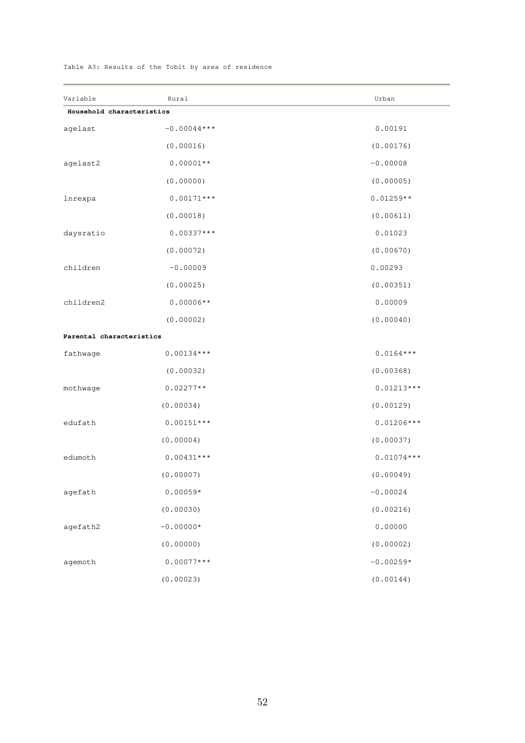Table A3: Results of the Tobit by area of residence

| Variable | Rural | Urban |
|---|---|---|
| **Household characteristics** | | |
| agelast | -0.00044*** | 0.00191 |
| | (0.00016) | (0.00176) |
| agelast2 | 0.00001** | -0.00008 |
| | (0.00000) | (0.00005) |
| lnrexpa | 0.00171*** | 0.01259** |
| | (0.00018) | (0.00611) |
| daysratio | 0.00337*** | 0.01023 |
| | (0.00072) | (0.00670) |
| children | -0.00009 | 0.00293 |
| | (0.00025) | (0.00351) |
| children2 | 0.00006** | 0.00009 |
| | (0.00002) | (0.00040) |
| **Parental characteristics** | | |
| fathwage | 0.00134*** | 0.0164*** |
| | (0.00032) | (0.00368) |
| mothwage | 0.02277** | 0.01213*** |
| | (0.00034) | (0.00129) |
| edufath | 0.00151*** | 0.01206*** |
| | (0.00004) | (0.00037) |
| edumoth | 0.00431*** | 0.01074*** |
| | (0.00007) | (0.00049) |
| agefath | 0.00059* | -0.00024 |
| | (0.00030) | (0.00216) |
| agefath2 | -0.00000* | 0.00000 |
| | (0.00000) | (0.00002) |
| agemoth | 0.00077*** | -0.00259* |
| | (0.00023) | (0.00144) |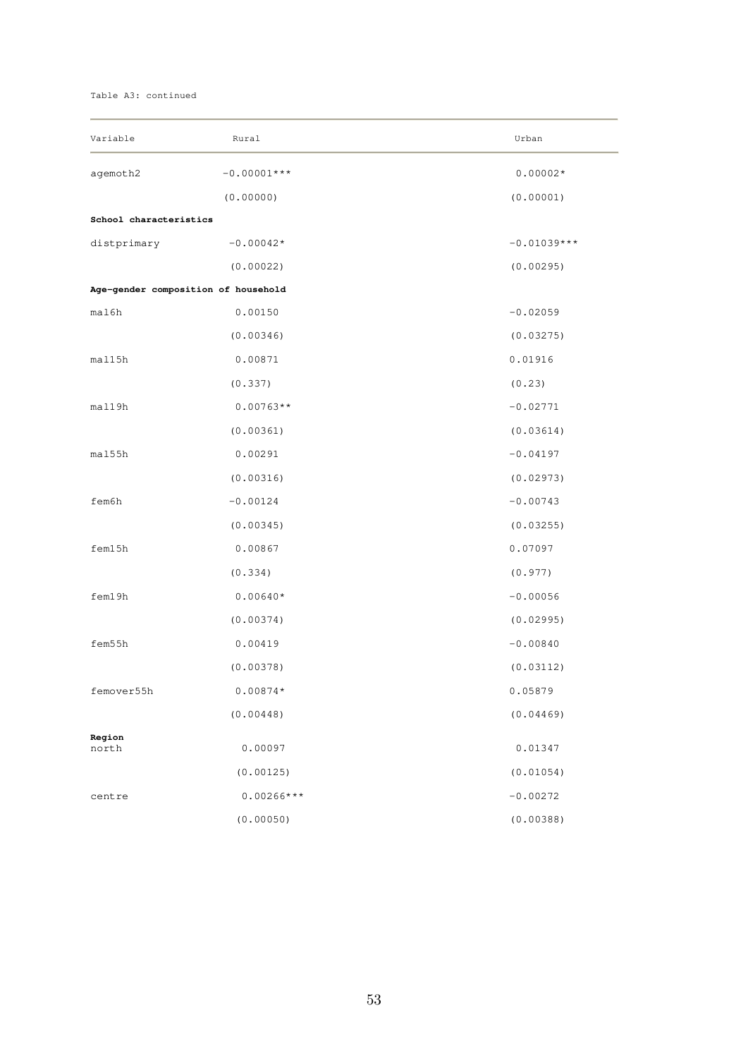Table A3: continued

| Variable | Rural | Urban |
|---|---|---|
| agemoth2 | -0.00001*** | 0.00002* |
| | (0.00000) | (0.00001) |
| **School characteristics** | | |
| distprimary | -0.00042* | -0.01039*** |
| | (0.00022) | (0.00295) |
| **Age-gender composition of household** | | |
| mal6h | 0.00150 | -0.02059 |
| | (0.00346) | (0.03275) |
| mal15h | 0.00871 | 0.01916 |
| | (0.337) | (0.23) |
| mal19h | 0.00763** | -0.02771 |
| | (0.00361) | (0.03614) |
| mal55h | 0.00291 | -0.04197 |
| | (0.00316) | (0.02973) |
| fem6h | -0.00124 | -0.00743 |
| | (0.00345) | (0.03255) |
| fem15h | 0.00867 | 0.07097 |
| | (0.334) | (0.977) |
| fem19h | 0.00640* | -0.00056 |
| | (0.00374) | (0.02995) |
| fem55h | 0.00419 | -0.00840 |
| | (0.00378) | (0.03112) |
| femover55h | 0.00874* | 0.05879 |
| | (0.00448) | (0.04469) |
| **Region** | | |
| north | 0.00097 | 0.01347 |
| | (0.00125) | (0.01054) |
| centre | 0.00266*** | -0.00272 |
| | (0.00050) | (0.00388) |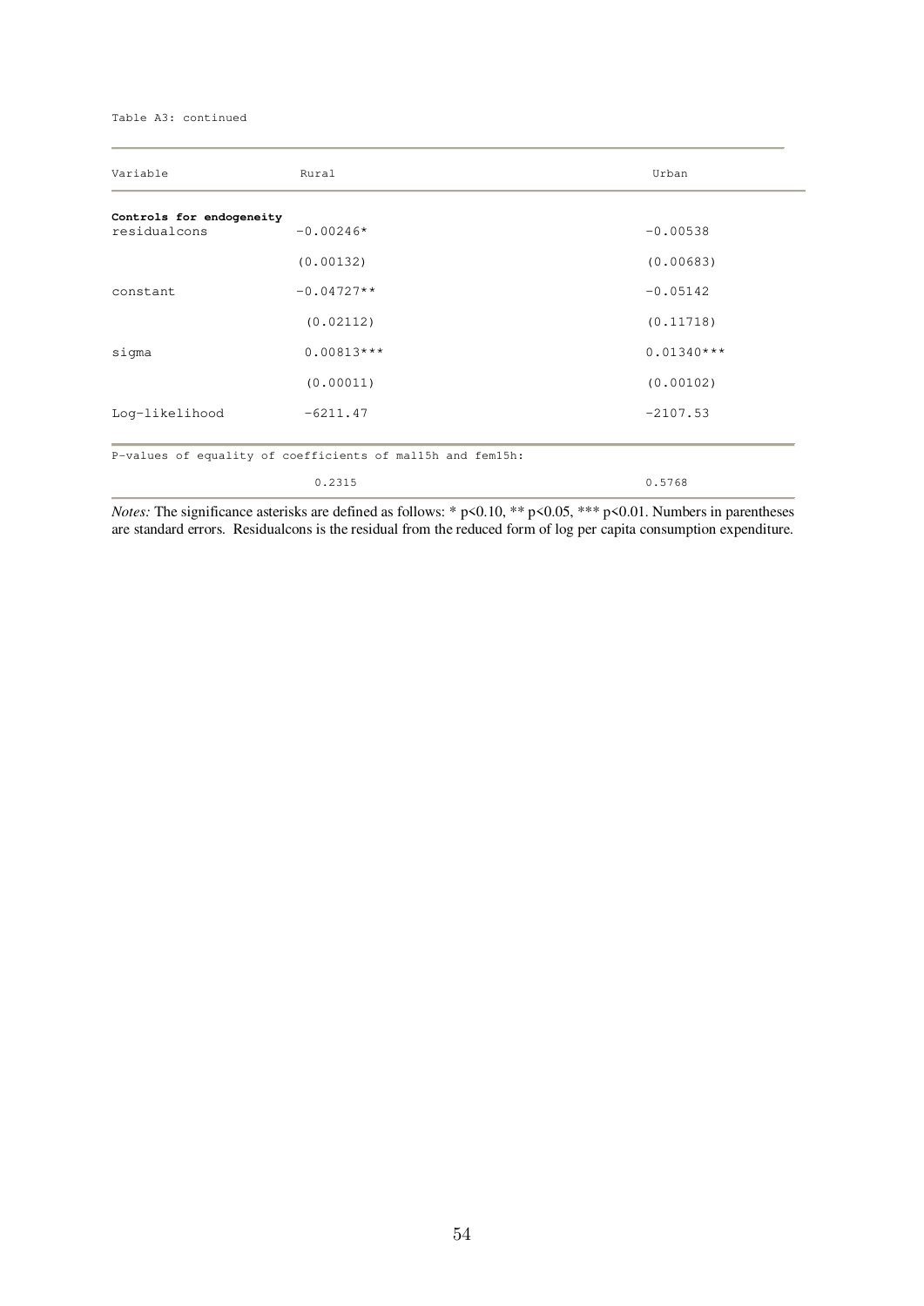Table A3: continued

| Variable | Rural | Urban |
|---|---|---|
| **Controls for endogeneity** | | |
| residualcons | -0.00246* | -0.00538 |
| | (0.00132) | (0.00683) |
| constant | -0.04727** | -0.05142 |
| | (0.02112) | (0.11718) |
| sigma | 0.00813*** | 0.01340*** |
| | (0.00011) | (0.00102) |
| Log-likelihood | -6211.47 | -2107.53 |
| P-values of equality of coefficients of mal15h and fem15h: | | |
| | 0.2315 | 0.5768 |

*Notes:* The significance asterisks are defined as follows: * $p<0.10$, ** $p<0.05$, *** $p<0.01$. Numbers in parentheses are standard errors. Residualcons is the residual from the reduced form of log per capita consumption expenditure.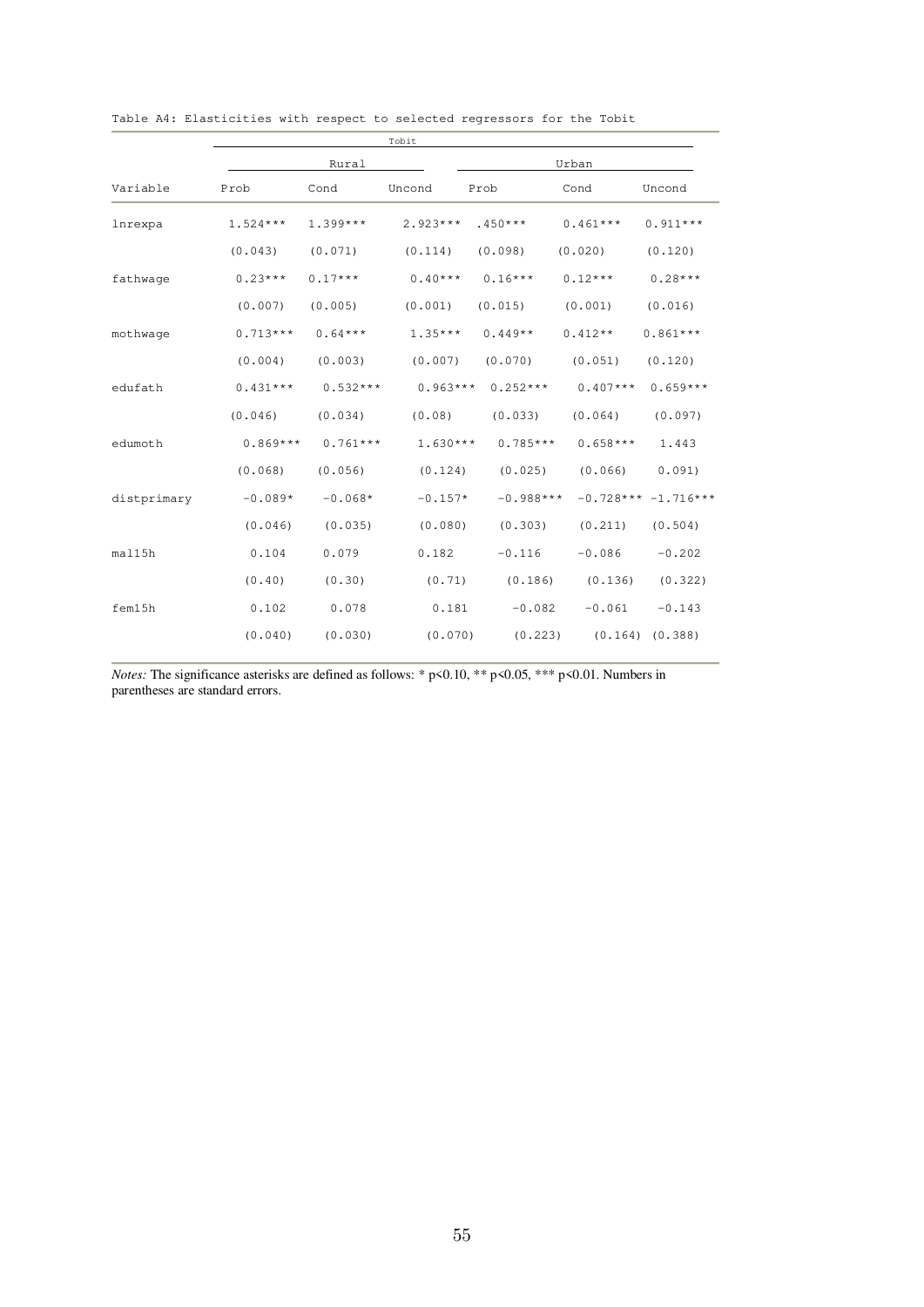Table A4: Elasticities with respect to selected regressors for the Tobit

| | Tobit | | | | | |
|---|---|---|---|---|---|---|
| | Rural | | | Urban | | |
| Variable | Prob | Cond | Uncond | Prob | Cond | Uncond |
| lnrexpa | 1.524*** | 1.399*** | 2.923*** | .450*** | 0.461*** | 0.911*** |
| | (0.043) | (0.071) | (0.114) | (0.098) | (0.020) | (0.120) |
| fathwage | 0.23*** | 0.17*** | 0.40*** | 0.16*** | 0.12*** | 0.28*** |
| | (0.007) | (0.005) | (0.001) | (0.015) | (0.001) | (0.016) |
| mothwage | 0.713*** | 0.64*** | 1.35*** | 0.449** | 0.412** | 0.861*** |
| | (0.004) | (0.003) | (0.007) | (0.070) | (0.051) | (0.120) |
| edufath | 0.431*** | 0.532*** | 0.963*** | 0.252*** | 0.407*** | 0.659*** |
| | (0.046) | (0.034) | (0.08) | (0.033) | (0.064) | (0.097) |
| edumoth | 0.869*** | 0.761*** | 1.630*** | 0.785*** | 0.658*** | 1.443 |
| | (0.068) | (0.056) | (0.124) | (0.025) | (0.066) | 0.091) |
| distprimary | -0.089* | -0.068* | -0.157* | -0.988*** | -0.728*** | -1.716*** |
| | (0.046) | (0.035) | (0.080) | (0.303) | (0.211) | (0.504) |
| mal15h | 0.104 | 0.079 | 0.182 | -0.116 | -0.086 | -0.202 |
| | (0.40) | (0.30) | (0.71) | (0.186) | (0.136) | (0.322) |
| fem15h | 0.102 | 0.078 | 0.181 | -0.082 | -0.061 | -0.143 |
| | (0.040) | (0.030) | (0.070) | (0.223) | (0.164) | (0.388) |

*Notes:* The significance asterisks are defined as follows: * p<0.10, ** p<0.05, *** p<0.01. Numbers in parentheses are standard errors.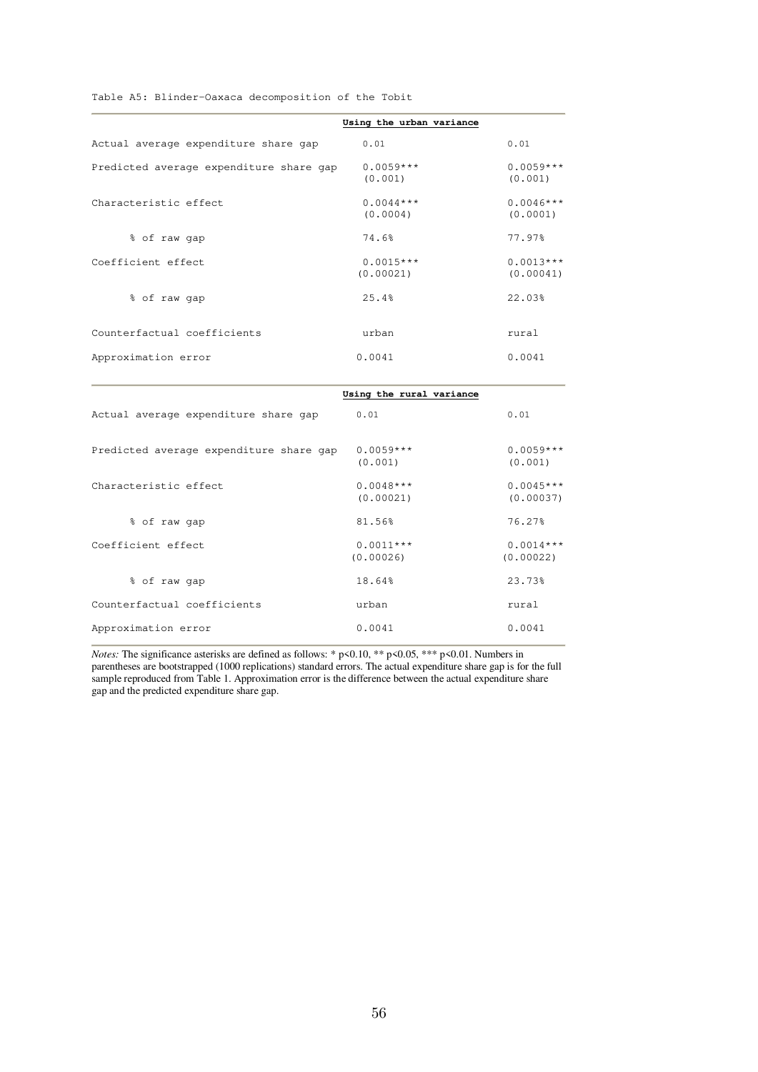Table A5: Blinder-Oaxaca decomposition of the Tobit

| | **Using the urban variance** | |
|---|---|---|
| Actual average expenditure share gap | 0.01 | 0.01 |
| Predicted average expenditure share gap | 0.0059***<br>(0.001) | 0.0059***<br>(0.001) |
| Characteristic effect | 0.0044***<br>(0.0004) | 0.0046***<br>(0.0001) |
| % of raw gap | 74.6% | 77.97% |
| Coefficient effect | 0.0015***<br>(0.00021) | 0.0013***<br>(0.00041) |
| % of raw gap | 25.4% | 22.03% |
| Counterfactual coefficients | urban | rural |
| Approximation error | 0.0041 | 0.0041 |
| | **Using the rural variance** | |
| Actual average expenditure share gap | 0.01 | 0.01 |
| Predicted average expenditure share gap | 0.0059***<br>(0.001) | 0.0059***<br>(0.001) |
| Characteristic effect | 0.0048***<br>(0.00021) | 0.0045***<br>(0.00037) |
| % of raw gap | 81.56% | 76.27% |
| Coefficient effect | 0.0011***<br>(0.00026) | 0.0014***<br>(0.00022) |
| % of raw gap | 18.64% | 23.73% |
| Counterfactual coefficients | urban | rural |
| Approximation error | 0.0041 | 0.0041 |

*Notes:* The significance asterisks are defined as follows: * p<0.10, ** p<0.05, *** p<0.01. Numbers in parentheses are bootstrapped (1000 replications) standard errors. The actual expenditure share gap is for the full sample reproduced from Table 1. Approximation error is the difference between the actual expenditure share gap and the predicted expenditure share gap.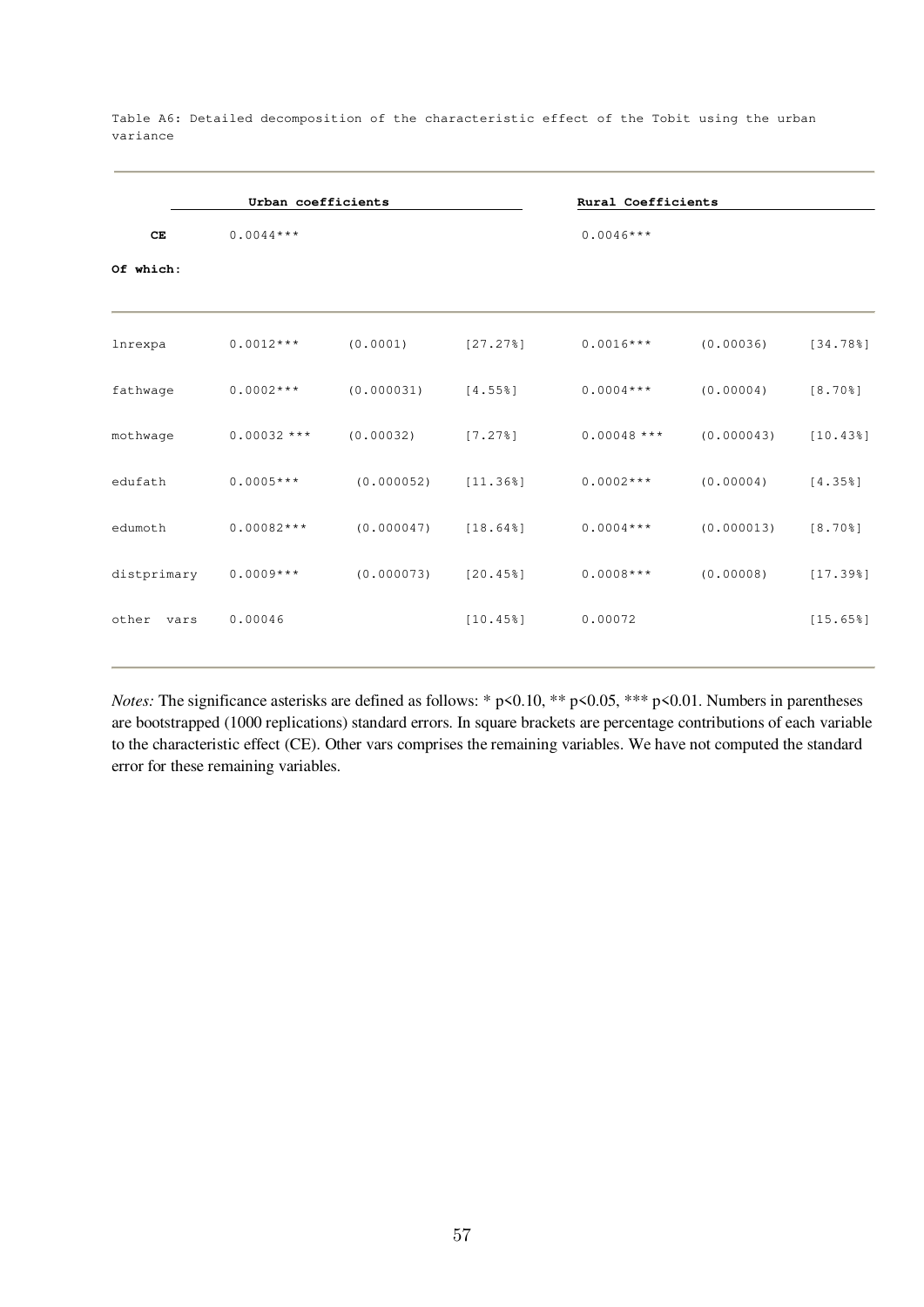Table A6: Detailed decomposition of the characteristic effect of the Tobit using the urban variance

| | Urban coefficients | | | Rural Coefficients | | |
|---|---|---|---|---|---|---|
| **CE** | 0.0044*** | | | 0.0046*** | | |
| **Of which:** | | | | | | |
| lnrexpa | 0.0012*** | (0.0001) | [27.27%] | 0.0016*** | (0.00036) | [34.78%] |
| fathwage | 0.0002*** | (0.000031) | [4.55%] | 0.0004*** | (0.00004) | [8.70%] |
| mothwage | 0.00032 *** | (0.00032) | [7.27%] | 0.00048 *** | (0.000043) | [10.43%] |
| edufath | 0.0005*** | (0.000052) | [11.36%] | 0.0002*** | (0.00004) | [4.35%] |
| edumoth | 0.00082*** | (0.000047) | [18.64%] | 0.0004*** | (0.000013) | [8.70%] |
| distprimary | 0.0009*** | (0.000073) | [20.45%] | 0.0008*** | (0.00008) | [17.39%] |
| other vars | 0.00046 | | [10.45%] | 0.00072 | | [15.65%] |

*Notes:* The significance asterisks are defined as follows: * p<0.10, ** p<0.05, *** p<0.01. Numbers in parentheses are bootstrapped (1000 replications) standard errors. In square brackets are percentage contributions of each variable to the characteristic effect (CE). Other vars comprises the remaining variables. We have not computed the standard error for these remaining variables.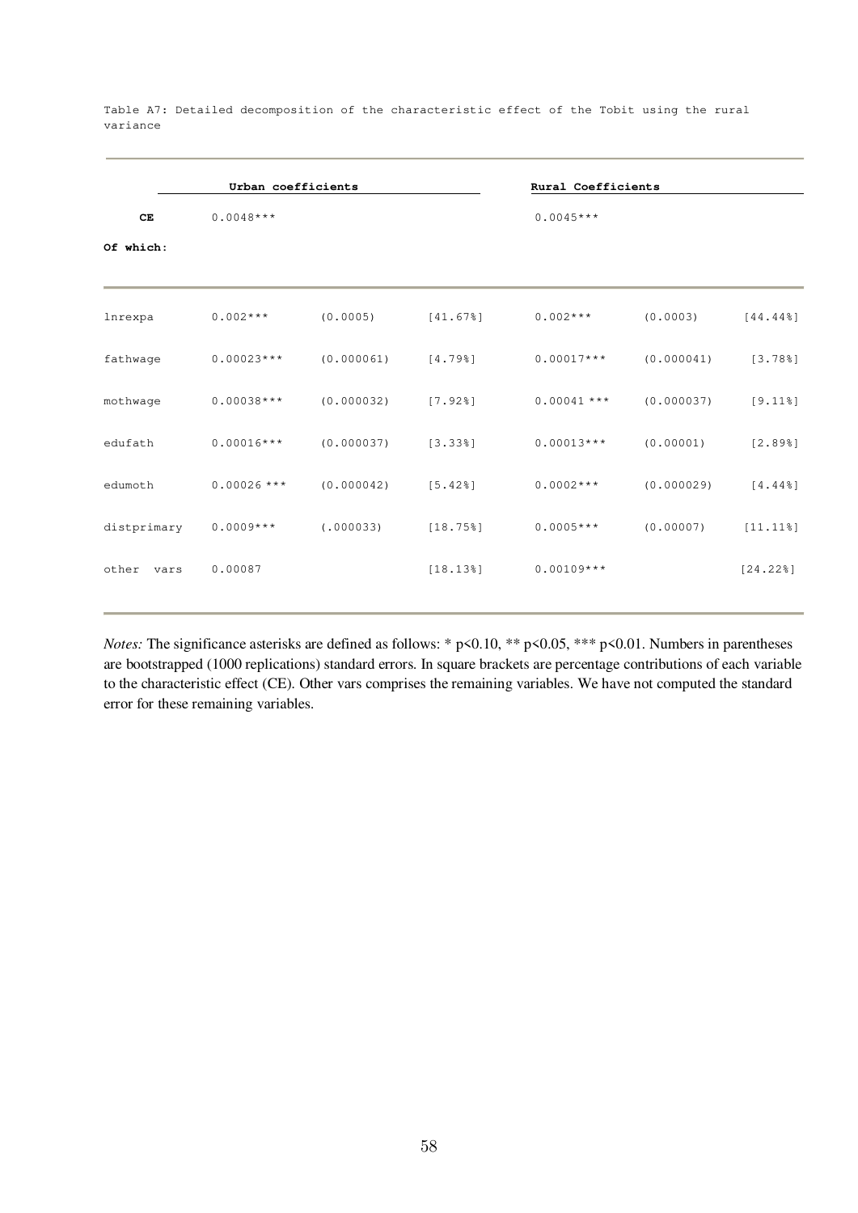Table A7: Detailed decomposition of the characteristic effect of the Tobit using the rural variance

| | Urban coefficients | | | Rural Coefficients | | |
|---|---|---|---|---|---|---|
| **CE** | 0.0048*** | | | 0.0045*** | | |
| **Of which:** | | | | | | |
| lnrexpa | 0.002*** | (0.0005) | [41.67%] | 0.002*** | (0.0003) | [44.44%] |
| fathwage | 0.00023*** | (0.000061) | [4.79%] | 0.00017*** | (0.000041) | [3.78%] |
| mothwage | 0.00038*** | (0.000032) | [7.92%] | 0.00041 *** | (0.000037) | [9.11%] |
| edufath | 0.00016*** | (0.000037) | [3.33%] | 0.00013*** | (0.00001) | [2.89%] |
| edumoth | 0.00026 *** | (0.000042) | [5.42%] | 0.0002*** | (0.000029) | [4.44%] |
| distprimary | 0.0009*** | (.000033) | [18.75%] | 0.0005*** | (0.00007) | [11.11%] |
| other vars | 0.00087 | | [18.13%] | 0.00109*** | | [24.22%] |

*Notes:* The significance asterisks are defined as follows: * p<0.10, ** p<0.05, *** p<0.01. Numbers in parentheses are bootstrapped (1000 replications) standard errors. In square brackets are percentage contributions of each variable to the characteristic effect (CE). Other vars comprises the remaining variables. We have not computed the standard error for these remaining variables.